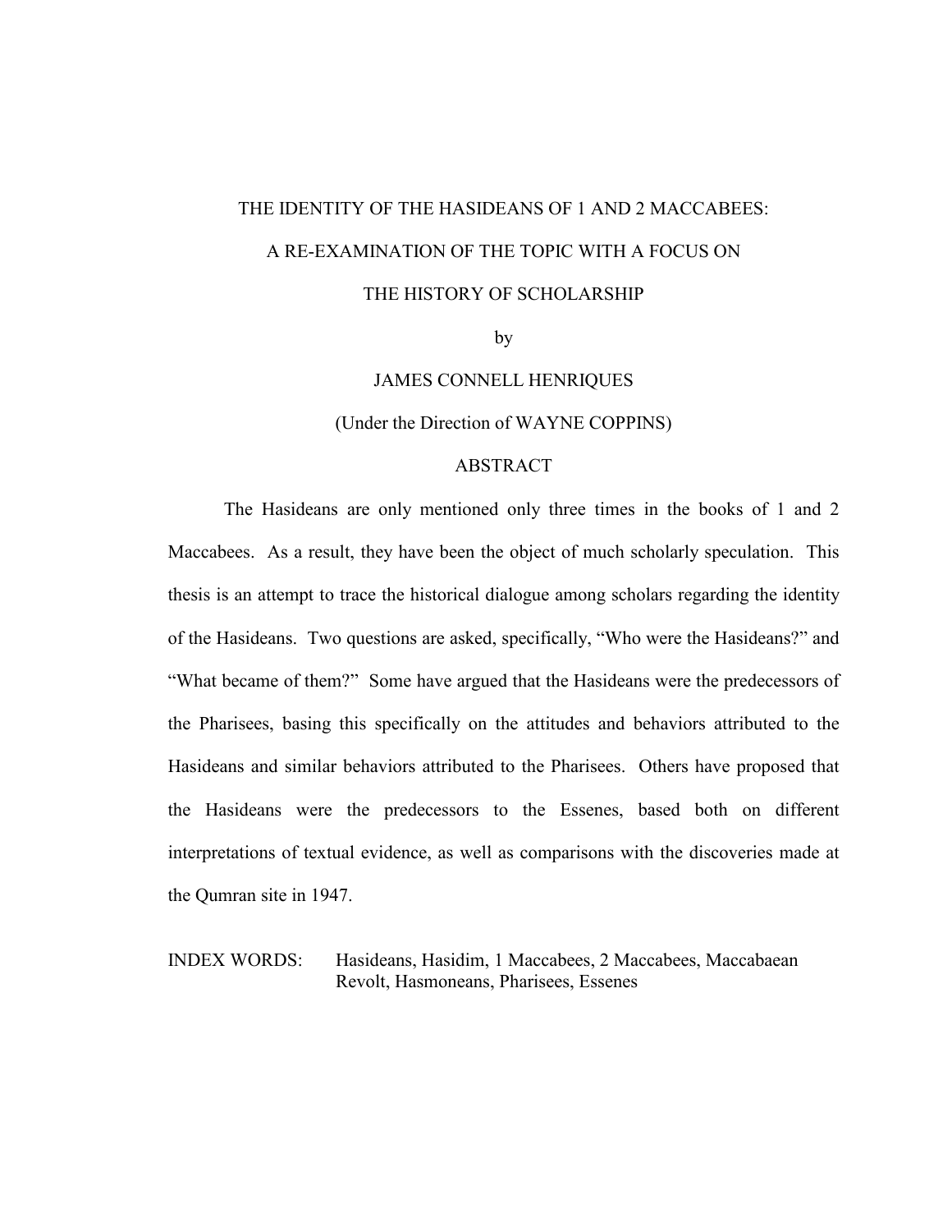# THE IDENTITY OF THE HASIDEANS OF 1 AND 2 MACCABEES:

# A RE-EXAMINATION OF THE TOPIC WITH A FOCUS ON

# THE HISTORY OF SCHOLARSHIP

by

JAMES CONNELL HENRIQUES

(Under the Direction of WAYNE COPPINS)

## ABSTRACT

The Hasideans are only mentioned only three times in the books of 1 and 2 Maccabees. As a result, they have been the object of much scholarly speculation. This thesis is an attempt to trace the historical dialogue among scholars regarding the identity of the Hasideans. Two questions are asked, specifically, "Who were the Hasideans?" and "What became of them?" Some have argued that the Hasideans were the predecessors of the Pharisees, basing this specifically on the attitudes and behaviors attributed to the Hasideans and similar behaviors attributed to the Pharisees. Others have proposed that the Hasideans were the predecessors to the Essenes, based both on different interpretations of textual evidence, as well as comparisons with the discoveries made at the Qumran site in 1947.

INDEX WORDS: Hasideans, Hasidim, 1 Maccabees, 2 Maccabees, Maccabaean Revolt, Hasmoneans, Pharisees, Essenes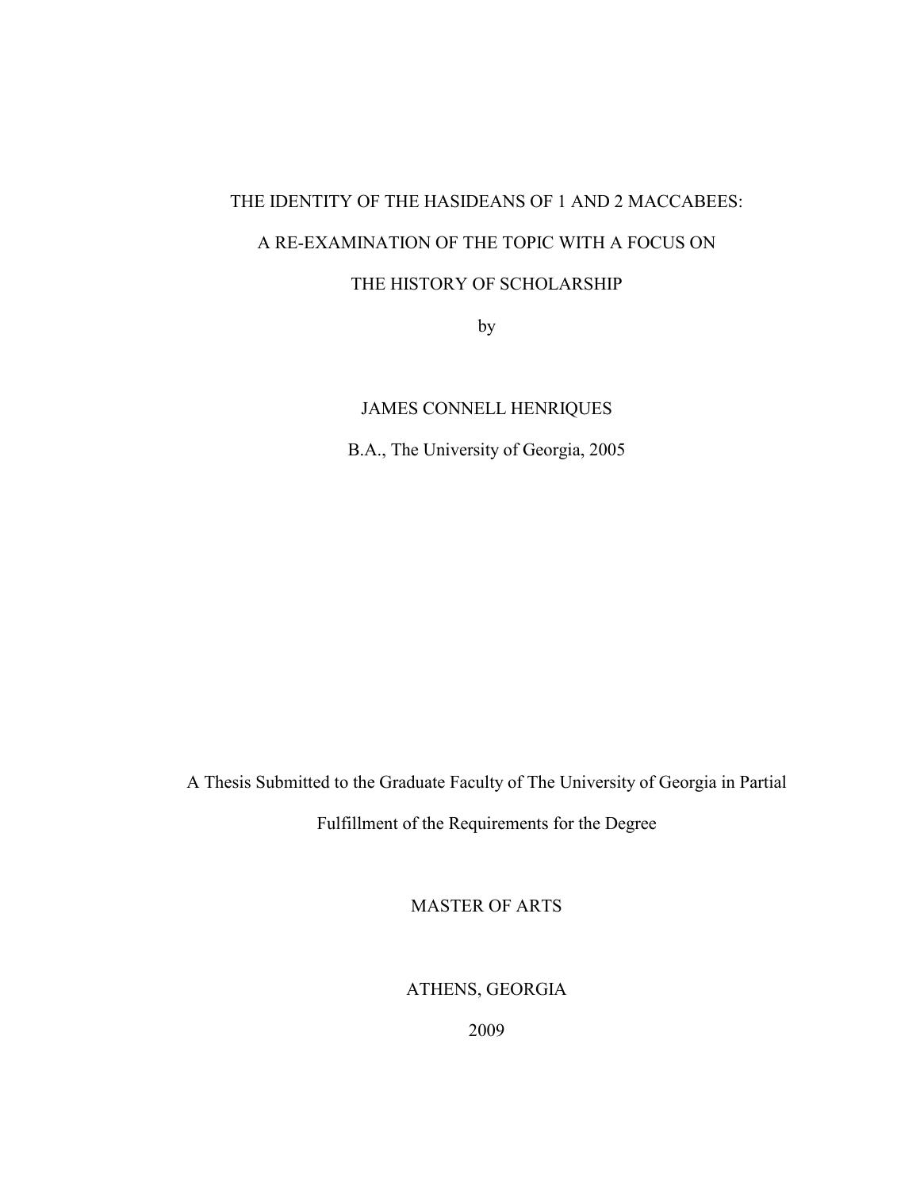THE IDENTITY OF THE HASIDEANS OF 1 AND 2 MACCABEES:

A RE-EXAMINATION OF THE TOPIC WITH A FOCUS ON

THE HISTORY OF SCHOLARSHIP

by

JAMES CONNELL HENRIQUES

B.A., The University of Georgia, 2005

A Thesis Submitted to the Graduate Faculty of The University of Georgia in Partial Fulfillment of the Requirements for the Degree

MASTER OF ARTS

ATHENS, GEORGIA

2009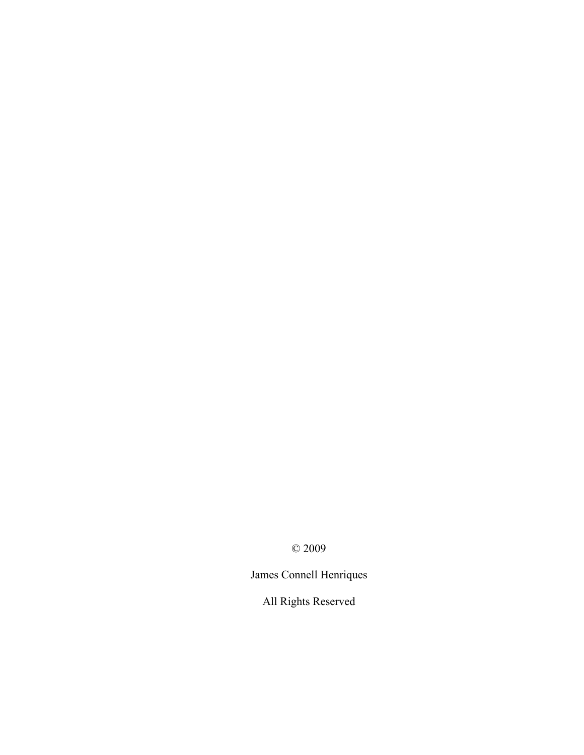© 2009

James Connell Henriques

All Rights Reserved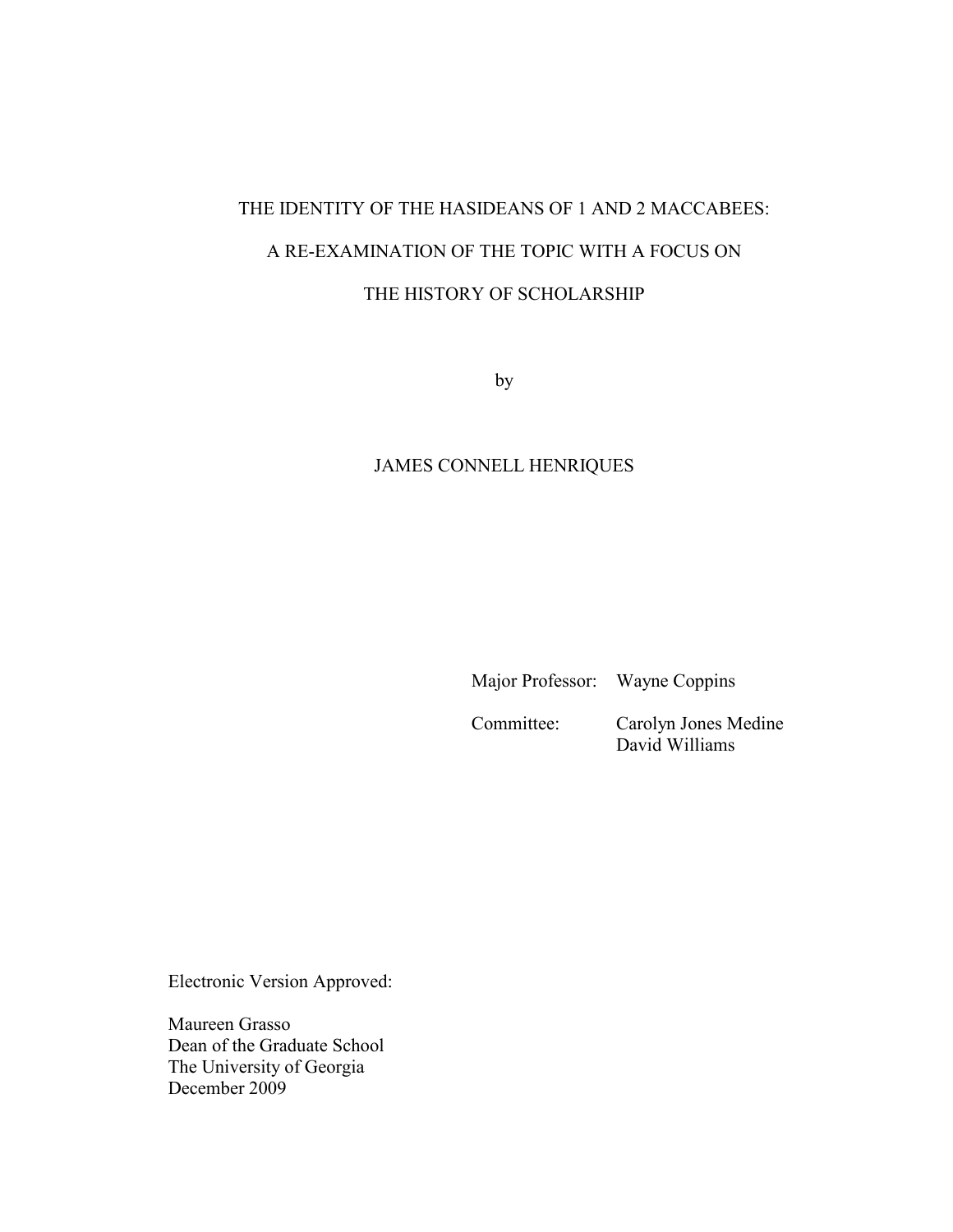THE IDENTITY OF THE HASIDEANS OF 1 AND 2 MACCABEES:

A RE-EXAMINATION OF THE TOPIC WITH A FOCUS ON

THE HISTORY OF SCHOLARSHIP

by

JAMES CONNELL HENRIQUES

Major Professor: Wayne Coppins

Committee: Carolyn Jones Medine
David Williams

Electronic Version Approved:

Maureen Grasso
Dean of the Graduate School
The University of Georgia
December 2009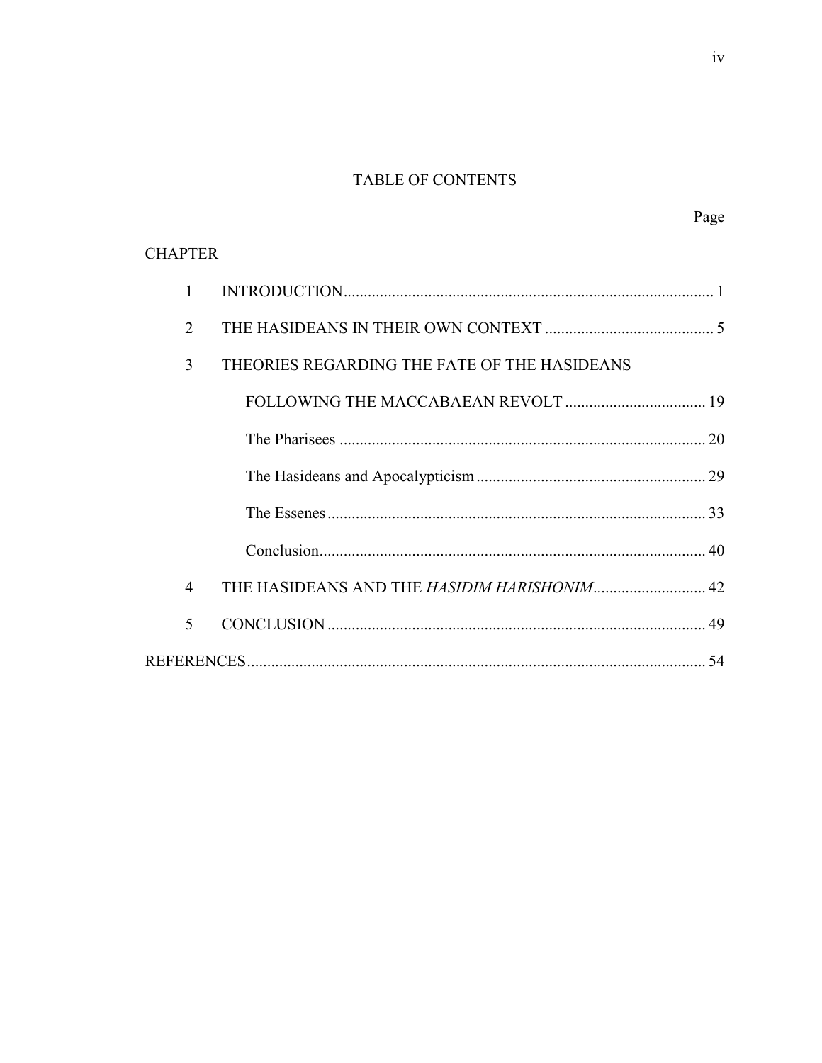# TABLE OF CONTENTS

Page

CHAPTER

1 INTRODUCTION ........................................................................................ 1

2 THE HASIDEANS IN THEIR OWN CONTEXT ........................................ 5

3 THEORIES REGARDING THE FATE OF THE HASIDEANS

FOLLOWING THE MACCABAEAN REVOLT .................................. 19

The Pharisees ........................................................................................ 20

The Hasideans and Apocalypticism ........................................................ 29

The Essenes ........................................................................................... 33

Conclusion .............................................................................................. 40

4 THE HASIDEANS AND THE *HASIDIM HARISHONIM* ........................... 42

5 CONCLUSION .......................................................................................... 49

REFERENCES ............................................................................................... 54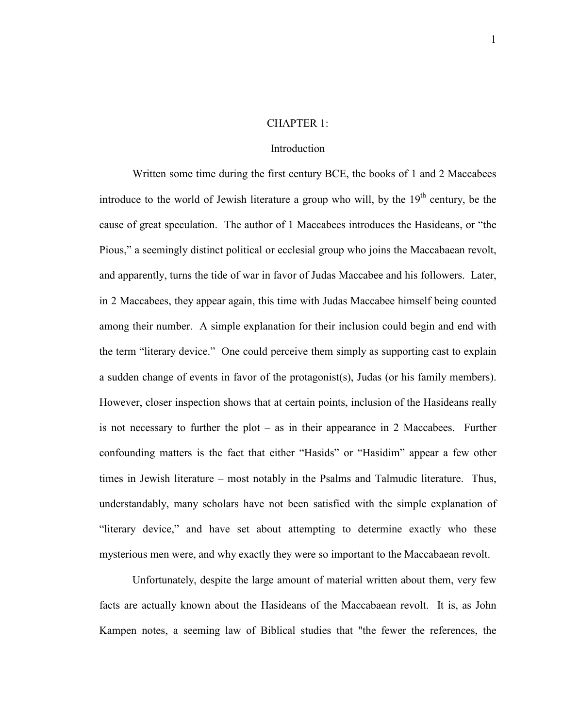# CHAPTER 1:

## Introduction

Written some time during the first century BCE, the books of 1 and 2 Maccabees introduce to the world of Jewish literature a group who will, by the 19th century, be the cause of great speculation. The author of 1 Maccabees introduces the Hasideans, or "the Pious," a seemingly distinct political or ecclesial group who joins the Maccabaean revolt, and apparently, turns the tide of war in favor of Judas Maccabee and his followers. Later, in 2 Maccabees, they appear again, this time with Judas Maccabee himself being counted among their number. A simple explanation for their inclusion could begin and end with the term "literary device." One could perceive them simply as supporting cast to explain a sudden change of events in favor of the protagonist(s), Judas (or his family members). However, closer inspection shows that at certain points, inclusion of the Hasideans really is not necessary to further the plot – as in their appearance in 2 Maccabees. Further confounding matters is the fact that either "Hasids" or "Hasidim" appear a few other times in Jewish literature – most notably in the Psalms and Talmudic literature. Thus, understandably, many scholars have not been satisfied with the simple explanation of "literary device," and have set about attempting to determine exactly who these mysterious men were, and why exactly they were so important to the Maccabaean revolt.

Unfortunately, despite the large amount of material written about them, very few facts are actually known about the Hasideans of the Maccabaean revolt. It is, as John Kampen notes, a seeming law of Biblical studies that "the fewer the references, the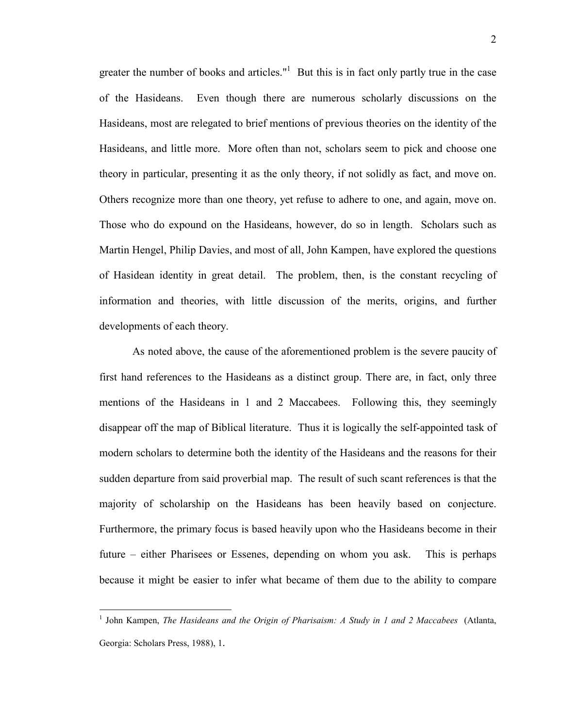greater the number of books and articles."[1] But this is in fact only partly true in the case of the Hasideans. Even though there are numerous scholarly discussions on the Hasideans, most are relegated to brief mentions of previous theories on the identity of the Hasideans, and little more. More often than not, scholars seem to pick and choose one theory in particular, presenting it as the only theory, if not solidly as fact, and move on. Others recognize more than one theory, yet refuse to adhere to one, and again, move on. Those who do expound on the Hasideans, however, do so in length. Scholars such as Martin Hengel, Philip Davies, and most of all, John Kampen, have explored the questions of Hasidean identity in great detail. The problem, then, is the constant recycling of information and theories, with little discussion of the merits, origins, and further developments of each theory.

As noted above, the cause of the aforementioned problem is the severe paucity of first hand references to the Hasideans as a distinct group. There are, in fact, only three mentions of the Hasideans in 1 and 2 Maccabees. Following this, they seemingly disappear off the map of Biblical literature. Thus it is logically the self-appointed task of modern scholars to determine both the identity of the Hasideans and the reasons for their sudden departure from said proverbial map. The result of such scant references is that the majority of scholarship on the Hasideans has been heavily based on conjecture. Furthermore, the primary focus is based heavily upon who the Hasideans become in their future – either Pharisees or Essenes, depending on whom you ask. This is perhaps because it might be easier to infer what became of them due to the ability to compare

[1] John Kampen, *The Hasideans and the Origin of Pharisaism: A Study in 1 and 2 Maccabees* (Atlanta, Georgia: Scholars Press, 1988), 1.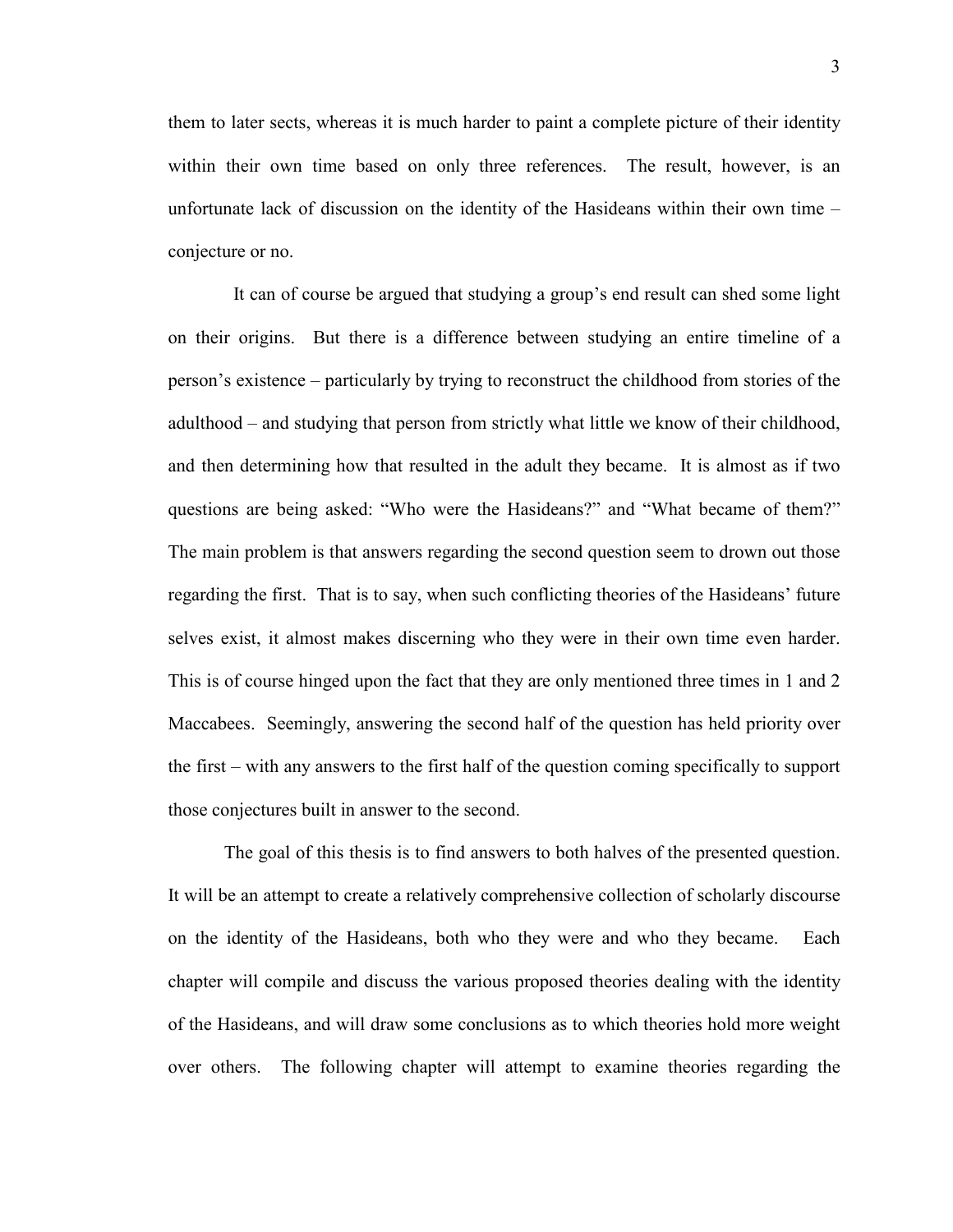them to later sects, whereas it is much harder to paint a complete picture of their identity within their own time based on only three references. The result, however, is an unfortunate lack of discussion on the identity of the Hasideans within their own time – conjecture or no.

It can of course be argued that studying a group's end result can shed some light on their origins. But there is a difference between studying an entire timeline of a person's existence – particularly by trying to reconstruct the childhood from stories of the adulthood – and studying that person from strictly what little we know of their childhood, and then determining how that resulted in the adult they became. It is almost as if two questions are being asked: "Who were the Hasideans?" and "What became of them?" The main problem is that answers regarding the second question seem to drown out those regarding the first. That is to say, when such conflicting theories of the Hasideans' future selves exist, it almost makes discerning who they were in their own time even harder. This is of course hinged upon the fact that they are only mentioned three times in 1 and 2 Maccabees. Seemingly, answering the second half of the question has held priority over the first – with any answers to the first half of the question coming specifically to support those conjectures built in answer to the second.

The goal of this thesis is to find answers to both halves of the presented question. It will be an attempt to create a relatively comprehensive collection of scholarly discourse on the identity of the Hasideans, both who they were and who they became. Each chapter will compile and discuss the various proposed theories dealing with the identity of the Hasideans, and will draw some conclusions as to which theories hold more weight over others. The following chapter will attempt to examine theories regarding the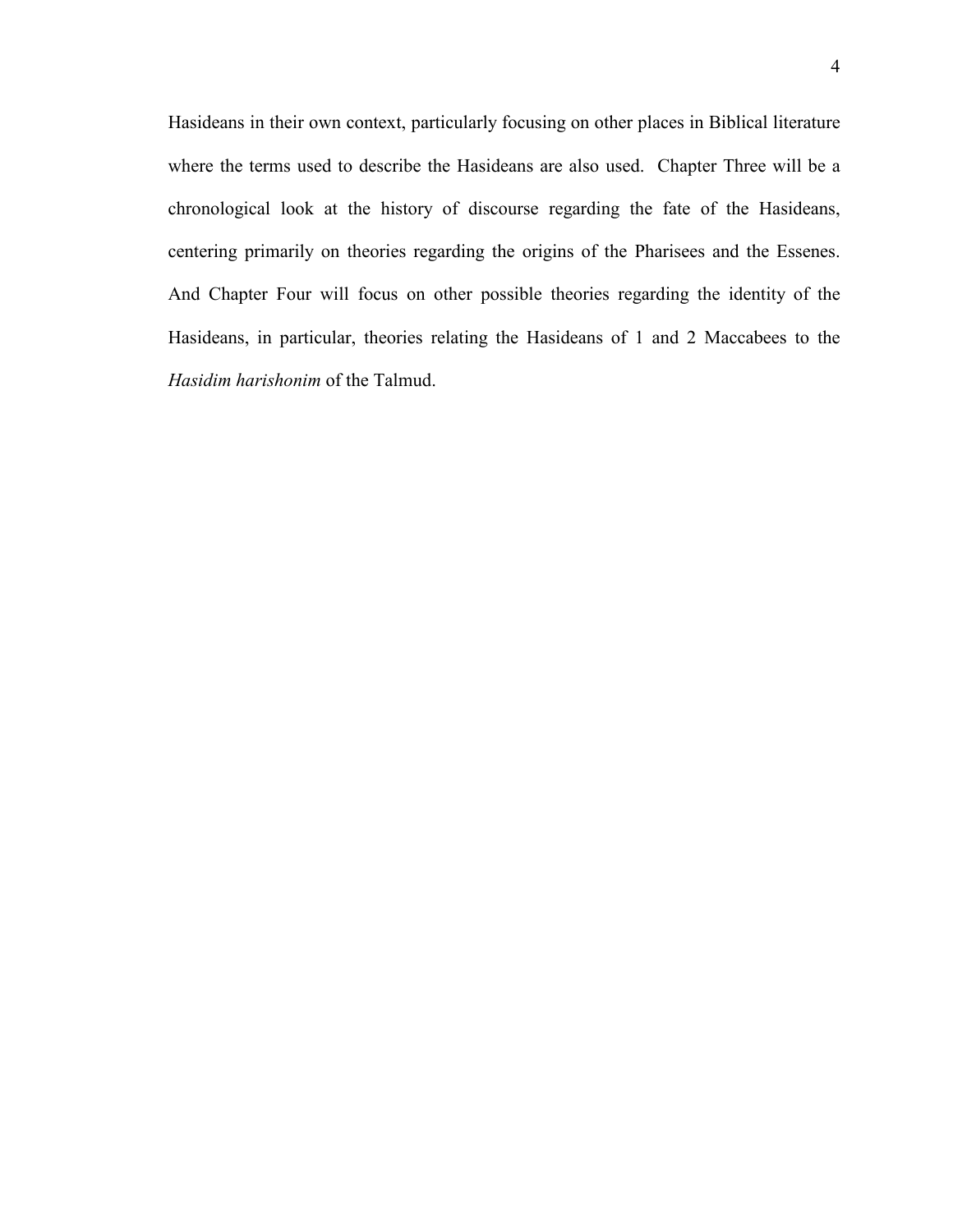Hasideans in their own context, particularly focusing on other places in Biblical literature where the terms used to describe the Hasideans are also used. Chapter Three will be a chronological look at the history of discourse regarding the fate of the Hasideans, centering primarily on theories regarding the origins of the Pharisees and the Essenes. And Chapter Four will focus on other possible theories regarding the identity of the Hasideans, in particular, theories relating the Hasideans of 1 and 2 Maccabees to the *Hasidim harishonim* of the Talmud.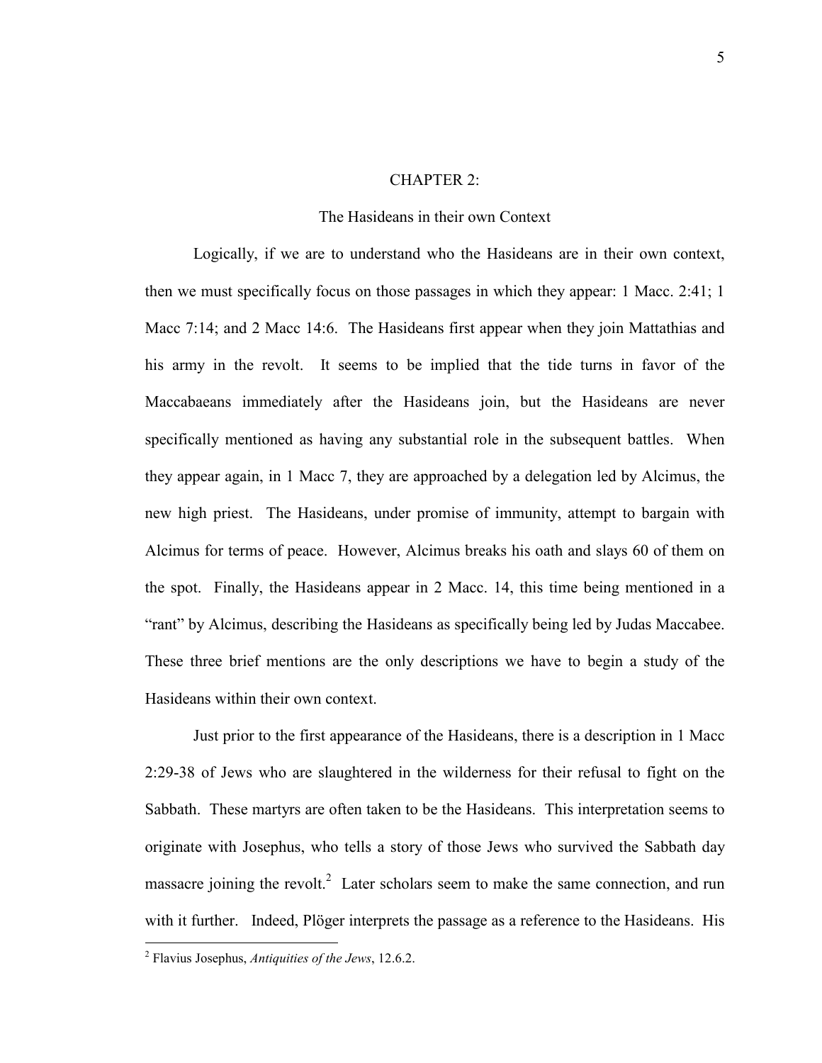# CHAPTER 2:

## The Hasideans in their own Context

Logically, if we are to understand who the Hasideans are in their own context, then we must specifically focus on those passages in which they appear: 1 Macc. 2:41; 1 Macc 7:14; and 2 Macc 14:6. The Hasideans first appear when they join Mattathias and his army in the revolt. It seems to be implied that the tide turns in favor of the Maccabaeans immediately after the Hasideans join, but the Hasideans are never specifically mentioned as having any substantial role in the subsequent battles. When they appear again, in 1 Macc 7, they are approached by a delegation led by Alcimus, the new high priest. The Hasideans, under promise of immunity, attempt to bargain with Alcimus for terms of peace. However, Alcimus breaks his oath and slays 60 of them on the spot. Finally, the Hasideans appear in 2 Macc. 14, this time being mentioned in a "rant" by Alcimus, describing the Hasideans as specifically being led by Judas Maccabee. These three brief mentions are the only descriptions we have to begin a study of the Hasideans within their own context.

Just prior to the first appearance of the Hasideans, there is a description in 1 Macc 2:29-38 of Jews who are slaughtered in the wilderness for their refusal to fight on the Sabbath. These martyrs are often taken to be the Hasideans. This interpretation seems to originate with Josephus, who tells a story of those Jews who survived the Sabbath day massacre joining the revolt.[2] Later scholars seem to make the same connection, and run with it further. Indeed, Plöger interprets the passage as a reference to the Hasideans. His

[2] Flavius Josephus, *Antiquities of the Jews*, 12.6.2.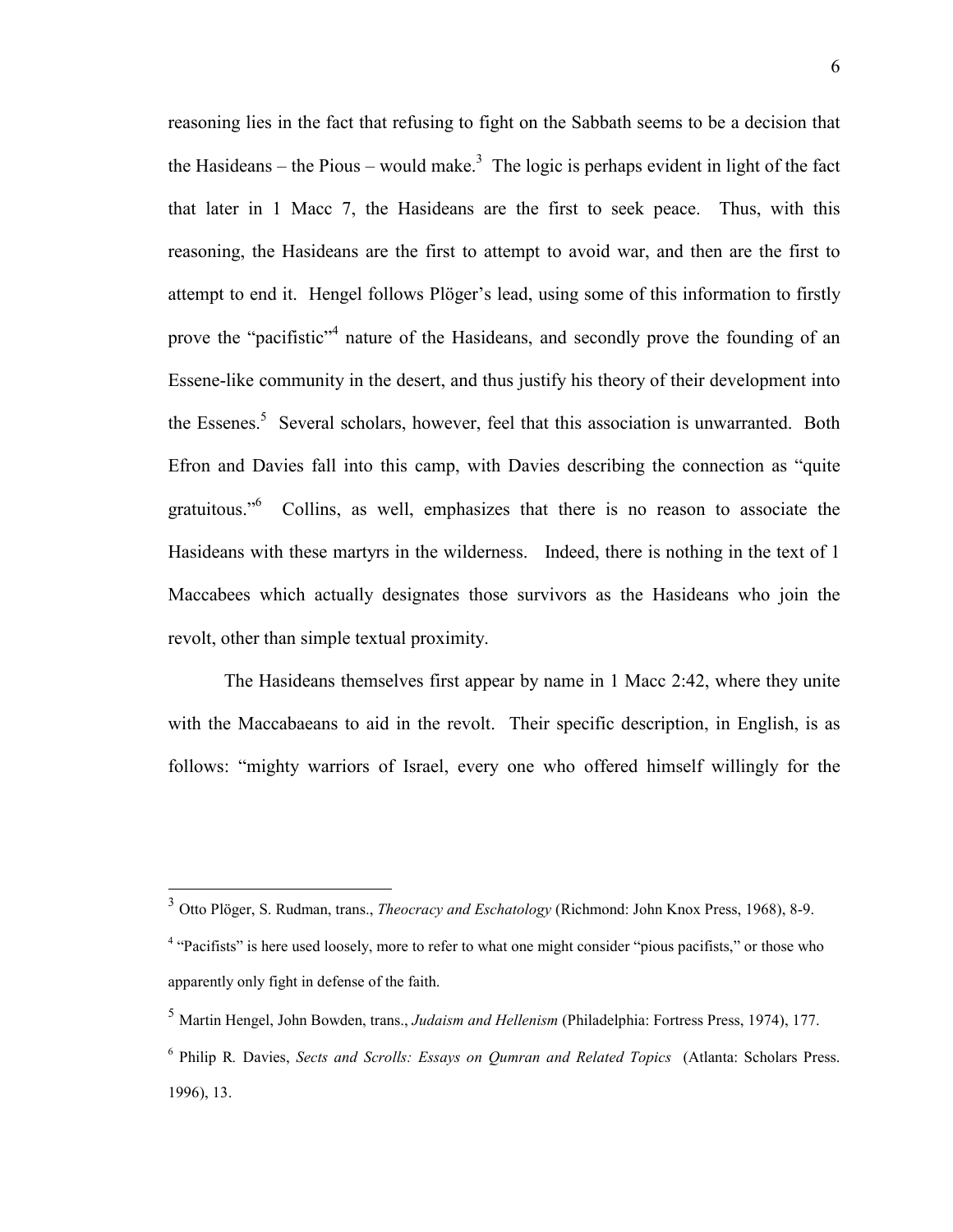reasoning lies in the fact that refusing to fight on the Sabbath seems to be a decision that the Hasideans – the Pious – would make.[3] The logic is perhaps evident in light of the fact that later in 1 Macc 7, the Hasideans are the first to seek peace. Thus, with this reasoning, the Hasideans are the first to attempt to avoid war, and then are the first to attempt to end it. Hengel follows Plöger's lead, using some of this information to firstly prove the "pacifistic"[4] nature of the Hasideans, and secondly prove the founding of an Essene-like community in the desert, and thus justify his theory of their development into the Essenes.[5] Several scholars, however, feel that this association is unwarranted. Both Efron and Davies fall into this camp, with Davies describing the connection as "quite gratuitous."[6] Collins, as well, emphasizes that there is no reason to associate the Hasideans with these martyrs in the wilderness. Indeed, there is nothing in the text of 1 Maccabees which actually designates those survivors as the Hasideans who join the revolt, other than simple textual proximity.

The Hasideans themselves first appear by name in 1 Macc 2:42, where they unite with the Maccabaeans to aid in the revolt. Their specific description, in English, is as follows: "mighty warriors of Israel, every one who offered himself willingly for the

---

[3] Otto Plöger, S. Rudman, trans., *Theocracy and Eschatology* (Richmond: John Knox Press, 1968), 8-9.

[4] "Pacifists" is here used loosely, more to refer to what one might consider "pious pacifists," or those who apparently only fight in defense of the faith.

[5] Martin Hengel, John Bowden, trans., *Judaism and Hellenism* (Philadelphia: Fortress Press, 1974), 177.

[6] Philip R. Davies, *Sects and Scrolls: Essays on Qumran and Related Topics* (Atlanta: Scholars Press. 1996), 13.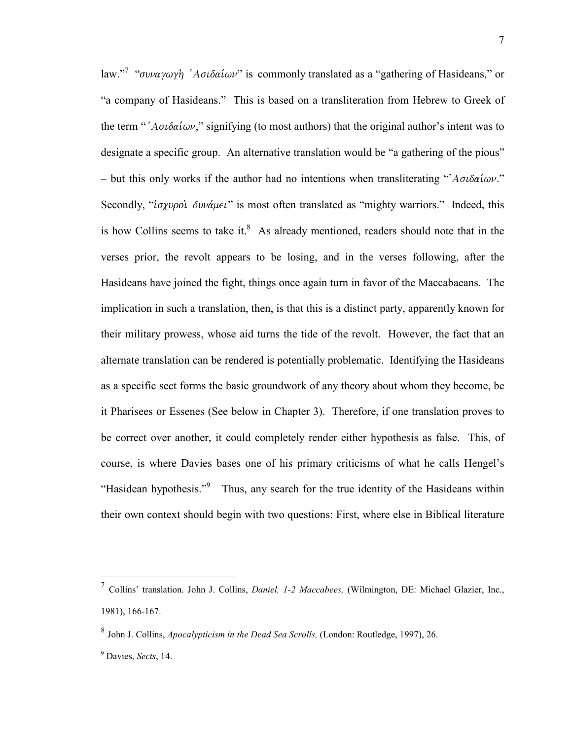law."[7] "*συναγωγὴ ᾿Ασιδαίων*" is commonly translated as a "gathering of Hasideans," or "a company of Hasideans." This is based on a transliteration from Hebrew to Greek of the term "*᾿Ασιδαίων*," signifying (to most authors) that the original author's intent was to designate a specific group. An alternative translation would be "a gathering of the pious" – but this only works if the author had no intentions when transliterating "*᾿Ασιδαίων*." Secondly, "*ἰσχυροὶ δυνάμει*" is most often translated as "mighty warriors." Indeed, this is how Collins seems to take it.[8] As already mentioned, readers should note that in the verses prior, the revolt appears to be losing, and in the verses following, after the Hasideans have joined the fight, things once again turn in favor of the Maccabaeans. The implication in such a translation, then, is that this is a distinct party, apparently known for their military prowess, whose aid turns the tide of the revolt. However, the fact that an alternate translation can be rendered is potentially problematic. Identifying the Hasideans as a specific sect forms the basic groundwork of any theory about whom they become, be it Pharisees or Essenes (See below in Chapter 3). Therefore, if one translation proves to be correct over another, it could completely render either hypothesis as false. This, of course, is where Davies bases one of his primary criticisms of what he calls Hengel's "Hasidean hypothesis."[9] Thus, any search for the true identity of the Hasideans within their own context should begin with two questions: First, where else in Biblical literature

---

[7] Collins' translation. John J. Collins, *Daniel, 1-2 Maccabees,* (Wilmington, DE: Michael Glazier, Inc., 1981), 166-167.

[8] John J. Collins, *Apocalypticism in the Dead Sea Scrolls,* (London: Routledge, 1997), 26.

[9] Davies, *Sects*, 14.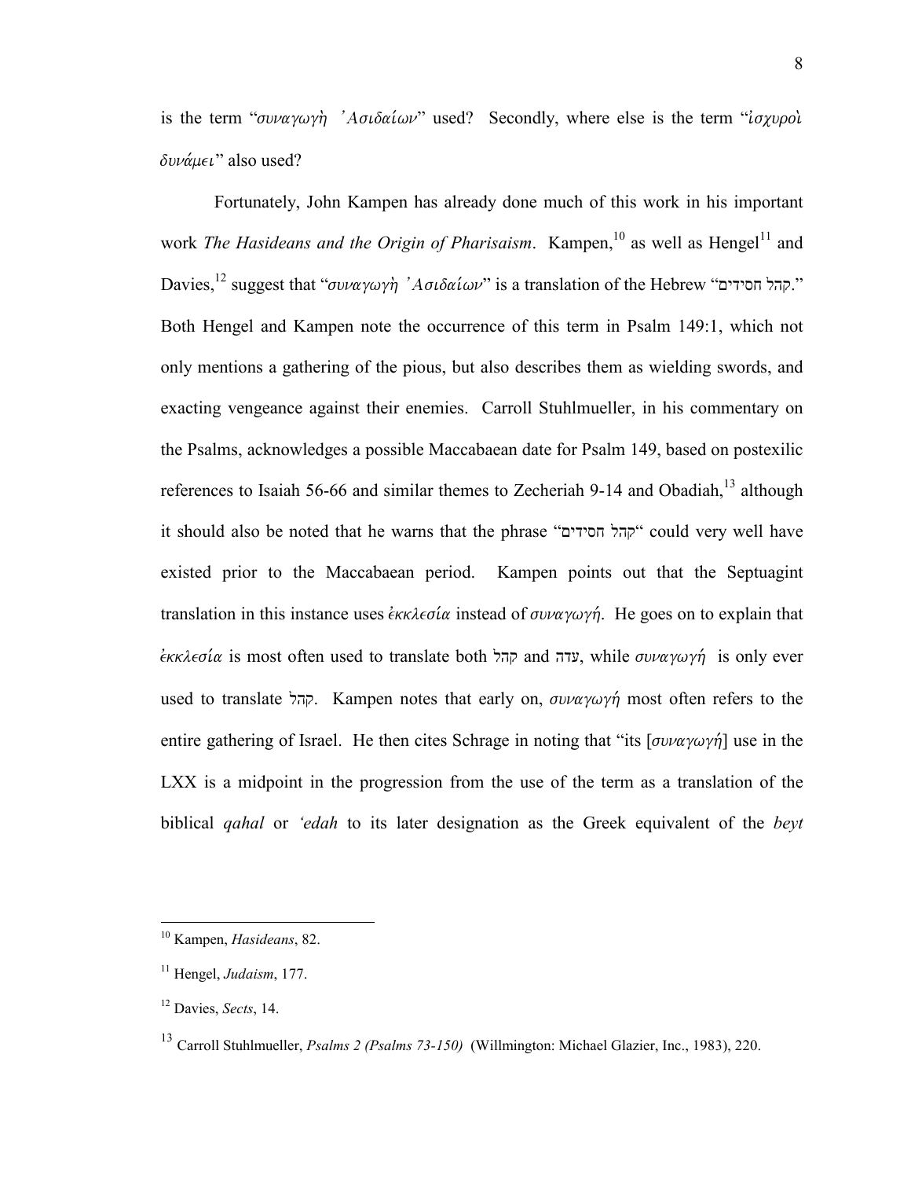is the term "*συναγωγὴ ᾿Ασιδαίων*" used? Secondly, where else is the term "*ἰσχυροὶ δυνάμει*" also used?

Fortunately, John Kampen has already done much of this work in his important work *The Hasideans and the Origin of Pharisaism*. Kampen,[10] as well as Hengel[11] and Davies,[12] suggest that "*συναγωγὴ ᾿Ασιδαίων*" is a translation of the Hebrew "קהל חסידים." Both Hengel and Kampen note the occurrence of this term in Psalm 149:1, which not only mentions a gathering of the pious, but also describes them as wielding swords, and exacting vengeance against their enemies. Carroll Stuhlmueller, in his commentary on the Psalms, acknowledges a possible Maccabaean date for Psalm 149, based on postexilic references to Isaiah 56-66 and similar themes to Zecheriah 9-14 and Obadiah,[13] although it should also be noted that he warns that the phrase "קהל חסידים" could very well have existed prior to the Maccabaean period. Kampen points out that the Septuagint translation in this instance uses *ἐκκλεσία* instead of *συναγωγή*. He goes on to explain that *ἐκκλεσία* is most often used to translate both קהל and עדה, while *συναγωγή* is only ever used to translate קהל. Kampen notes that early on, *συναγωγή* most often refers to the entire gathering of Israel. He then cites Schrage in noting that "its [*συναγωγή*] use in the LXX is a midpoint in the progression from the use of the term as a translation of the biblical *qahal* or *'edah* to its later designation as the Greek equivalent of the *beyt*

---

[10] Kampen, *Hasideans*, 82.

[11] Hengel, *Judaism*, 177.

[12] Davies, *Sects*, 14.

[13] Carroll Stuhlmueller, *Psalms 2 (Psalms 73-150)* (Willmington: Michael Glazier, Inc., 1983), 220.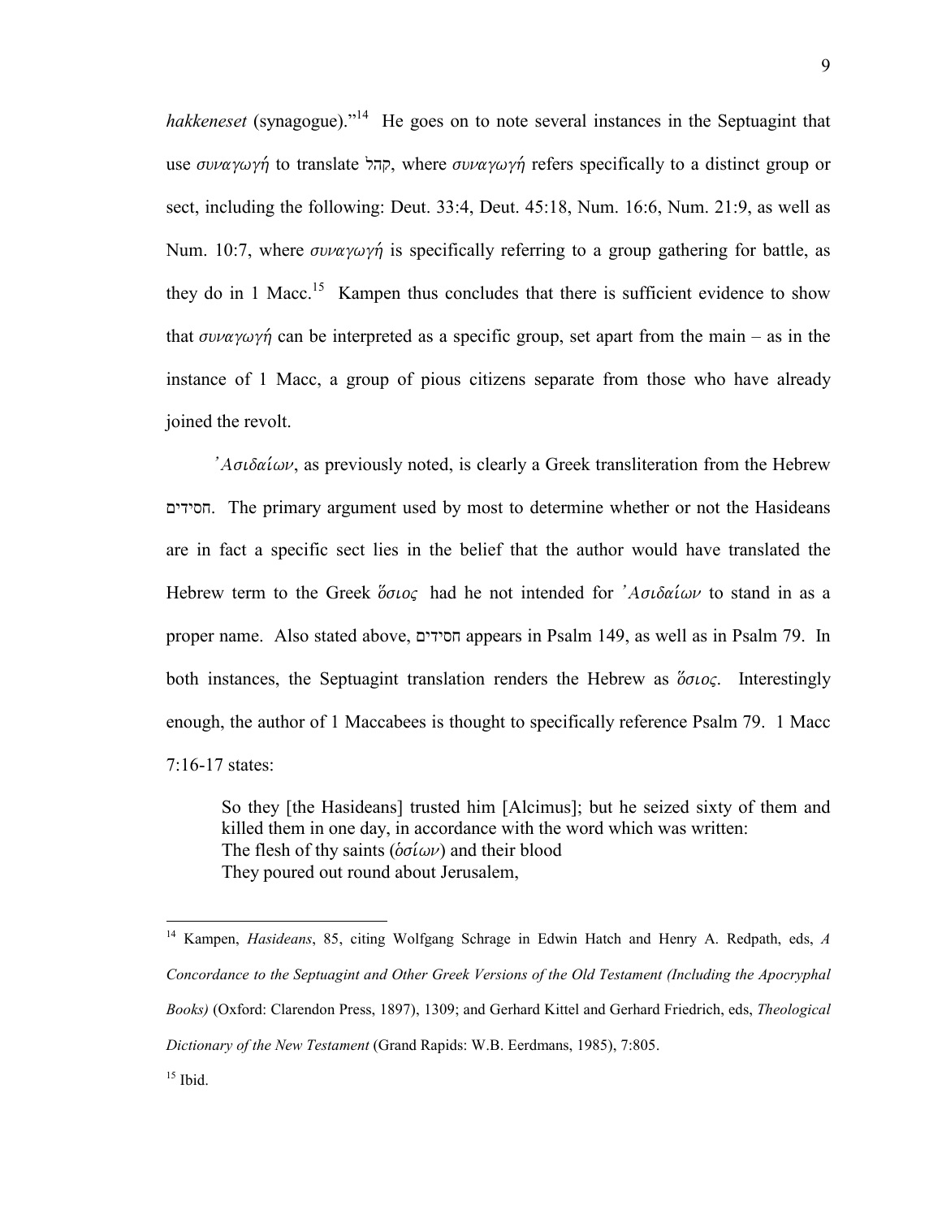*hakkeneset* (synagogue)."[14] He goes on to note several instances in the Septuagint that use *συναγωγή* to translate קהל, where *συναγωγή* refers specifically to a distinct group or sect, including the following: Deut. 33:4, Deut. 45:18, Num. 16:6, Num. 21:9, as well as Num. 10:7, where *συναγωγή* is specifically referring to a group gathering for battle, as they do in 1 Macc.[15] Kampen thus concludes that there is sufficient evidence to show that *συναγωγή* can be interpreted as a specific group, set apart from the main – as in the instance of 1 Macc, a group of pious citizens separate from those who have already joined the revolt.

*᾽Ασιδαίων*, as previously noted, is clearly a Greek transliteration from the Hebrew חסידים. The primary argument used by most to determine whether or not the Hasideans are in fact a specific sect lies in the belief that the author would have translated the Hebrew term to the Greek *ὅσιος* had he not intended for *᾽Ασιδαίων* to stand in as a proper name. Also stated above, חסידים appears in Psalm 149, as well as in Psalm 79. In both instances, the Septuagint translation renders the Hebrew as *ὅσιος*. Interestingly enough, the author of 1 Maccabees is thought to specifically reference Psalm 79. 1 Macc 7:16-17 states:

> So they [the Hasideans] trusted him [Alcimus]; but he seized sixty of them and killed them in one day, in accordance with the word which was written:
> The flesh of thy saints (*ὁσίων*) and their blood
> They poured out round about Jerusalem,

---

[14] Kampen, *Hasideans*, 85, citing Wolfgang Schrage in Edwin Hatch and Henry A. Redpath, eds, *A Concordance to the Septuagint and Other Greek Versions of the Old Testament (Including the Apocryphal Books)* (Oxford: Clarendon Press, 1897), 1309; and Gerhard Kittel and Gerhard Friedrich, eds, *Theological Dictionary of the New Testament* (Grand Rapids: W.B. Eerdmans, 1985), 7:805.

[15] Ibid.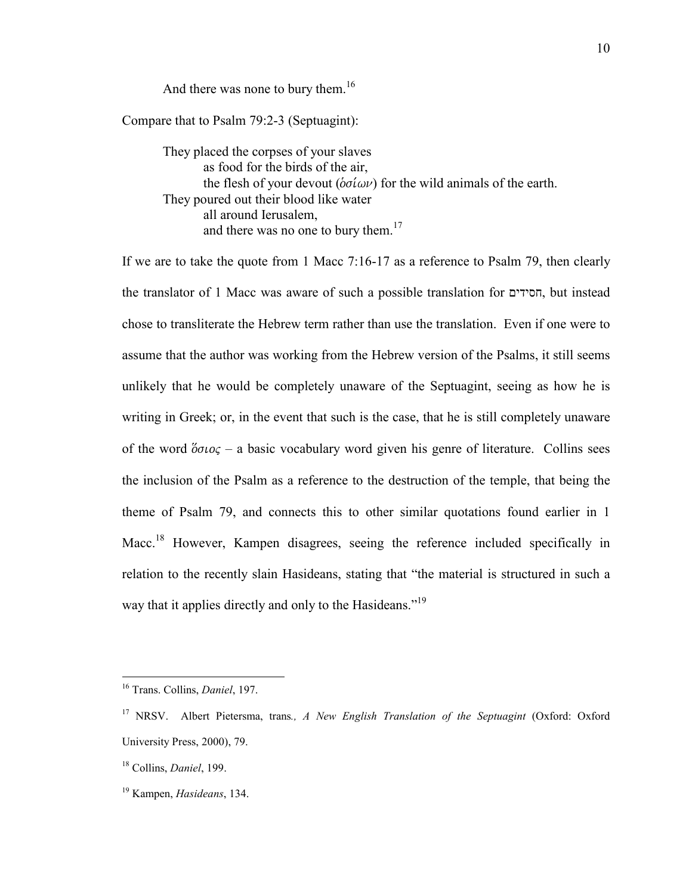And there was none to bury them.[16]

Compare that to Psalm 79:2-3 (Septuagint):

> They placed the corpses of your slaves
> as food for the birds of the air,
> the flesh of your devout (*ὁσίων*) for the wild animals of the earth.
> They poured out their blood like water
> all around Ierusalem,
> and there was no one to bury them.[17]

If we are to take the quote from 1 Macc 7:16-17 as a reference to Psalm 79, then clearly the translator of 1 Macc was aware of such a possible translation for חסידים, but instead chose to transliterate the Hebrew term rather than use the translation. Even if one were to assume that the author was working from the Hebrew version of the Psalms, it still seems unlikely that he would be completely unaware of the Septuagint, seeing as how he is writing in Greek; or, in the event that such is the case, that he is still completely unaware of the word *ὅσιος* – a basic vocabulary word given his genre of literature. Collins sees the inclusion of the Psalm as a reference to the destruction of the temple, that being the theme of Psalm 79, and connects this to other similar quotations found earlier in 1 Macc.[18] However, Kampen disagrees, seeing the reference included specifically in relation to the recently slain Hasideans, stating that "the material is structured in such a way that it applies directly and only to the Hasideans."[19]

---

[16] Trans. Collins, *Daniel*, 197.

[17] NRSV. Albert Pietersma, trans., *A New English Translation of the Septuagint* (Oxford: Oxford University Press, 2000), 79.

[18] Collins, *Daniel*, 199.

[19] Kampen, *Hasideans*, 134.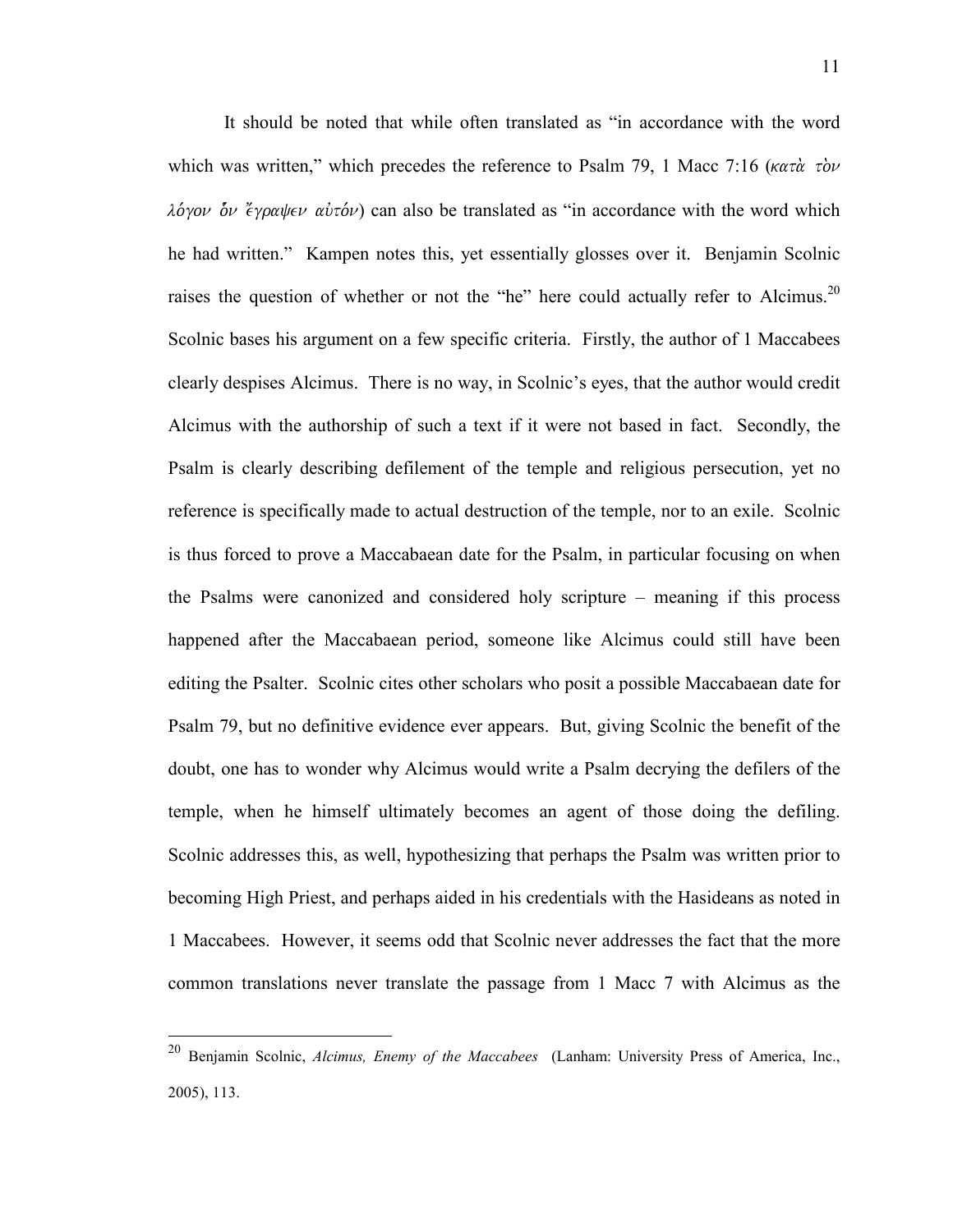It should be noted that while often translated as "in accordance with the word which was written," which precedes the reference to Psalm 79, 1 Macc 7:16 (*κατὰ τὸν λόγον ὃν ἔγραψεν αὐτόν*) can also be translated as "in accordance with the word which he had written." Kampen notes this, yet essentially glosses over it. Benjamin Scolnic raises the question of whether or not the "he" here could actually refer to Alcimus.[20] Scolnic bases his argument on a few specific criteria. Firstly, the author of 1 Maccabees clearly despises Alcimus. There is no way, in Scolnic's eyes, that the author would credit Alcimus with the authorship of such a text if it were not based in fact. Secondly, the Psalm is clearly describing defilement of the temple and religious persecution, yet no reference is specifically made to actual destruction of the temple, nor to an exile. Scolnic is thus forced to prove a Maccabaean date for the Psalm, in particular focusing on when the Psalms were canonized and considered holy scripture – meaning if this process happened after the Maccabaean period, someone like Alcimus could still have been editing the Psalter. Scolnic cites other scholars who posit a possible Maccabaean date for Psalm 79, but no definitive evidence ever appears. But, giving Scolnic the benefit of the doubt, one has to wonder why Alcimus would write a Psalm decrying the defilers of the temple, when he himself ultimately becomes an agent of those doing the defiling. Scolnic addresses this, as well, hypothesizing that perhaps the Psalm was written prior to becoming High Priest, and perhaps aided in his credentials with the Hasideans as noted in 1 Maccabees. However, it seems odd that Scolnic never addresses the fact that the more common translations never translate the passage from 1 Macc 7 with Alcimus as the

---

[20] Benjamin Scolnic, *Alcimus, Enemy of the Maccabees* (Lanham: University Press of America, Inc., 2005), 113.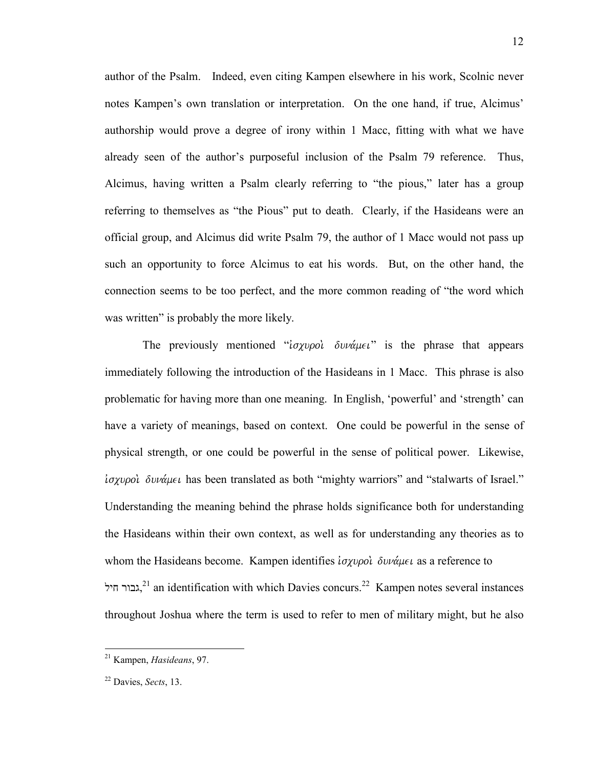author of the Psalm. Indeed, even citing Kampen elsewhere in his work, Scolnic never notes Kampen's own translation or interpretation. On the one hand, if true, Alcimus' authorship would prove a degree of irony within 1 Macc, fitting with what we have already seen of the author's purposeful inclusion of the Psalm 79 reference. Thus, Alcimus, having written a Psalm clearly referring to "the pious," later has a group referring to themselves as "the Pious" put to death. Clearly, if the Hasideans were an official group, and Alcimus did write Psalm 79, the author of 1 Macc would not pass up such an opportunity to force Alcimus to eat his words. But, on the other hand, the connection seems to be too perfect, and the more common reading of "the word which was written" is probably the more likely.

The previously mentioned "*ἰσχυροὶ δυνάμει*" is the phrase that appears immediately following the introduction of the Hasideans in 1 Macc. This phrase is also problematic for having more than one meaning. In English, 'powerful' and 'strength' can have a variety of meanings, based on context. One could be powerful in the sense of physical strength, or one could be powerful in the sense of political power. Likewise, *ἰσχυροὶ δυνάμει* has been translated as both "mighty warriors" and "stalwarts of Israel." Understanding the meaning behind the phrase holds significance both for understanding the Hasideans within their own context, as well as for understanding any theories as to whom the Hasideans become. Kampen identifies *ἰσχυροὶ δυνάμει* as a reference to גבור חיל,[21] an identification with which Davies concurs.[22] Kampen notes several instances throughout Joshua where the term is used to refer to men of military might, but he also

[21] Kampen, *Hasideans*, 97.

[22] Davies, *Sects*, 13.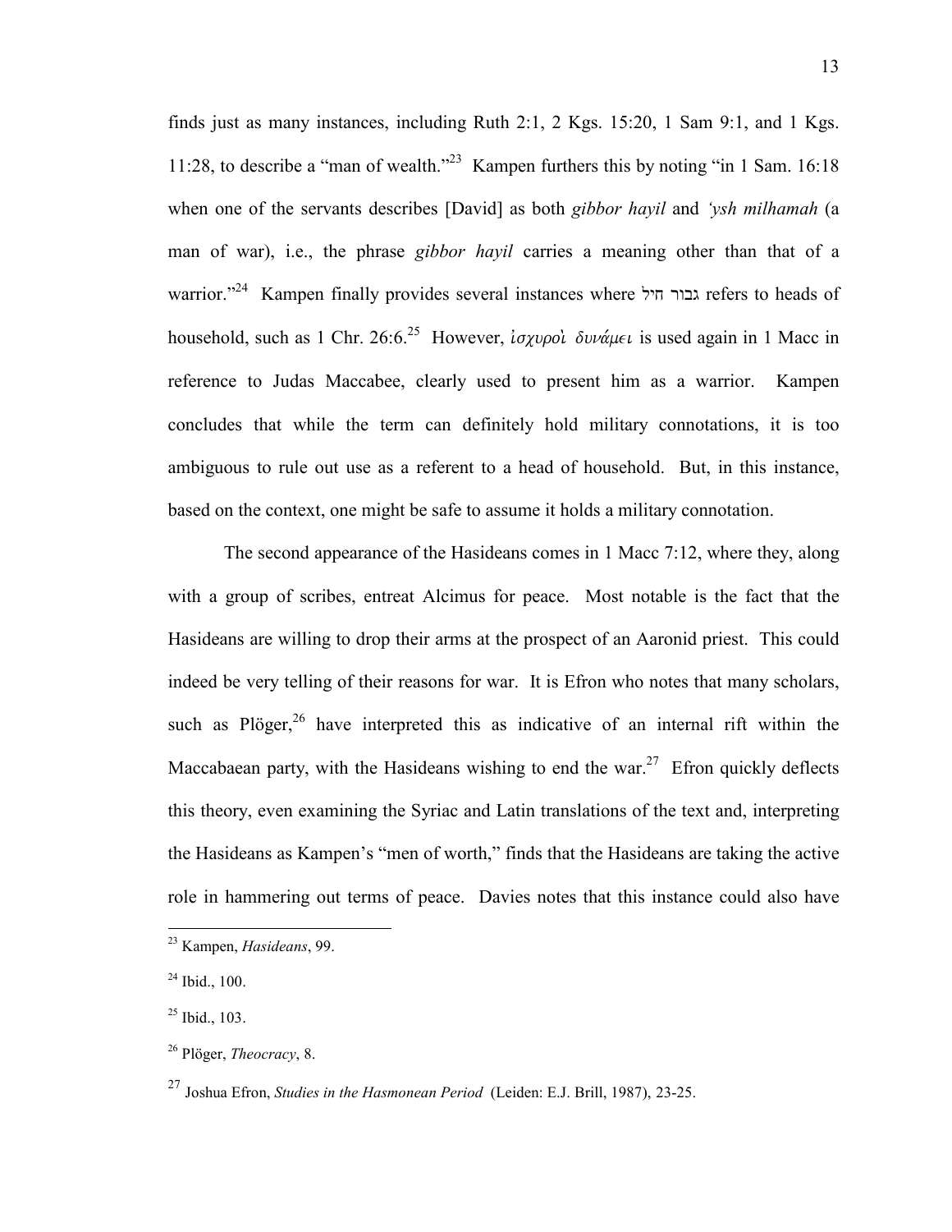finds just as many instances, including Ruth 2:1, 2 Kgs. 15:20, 1 Sam 9:1, and 1 Kgs. 11:28, to describe a "man of wealth."[23] Kampen furthers this by noting "in 1 Sam. 16:18 when one of the servants describes [David] as both *gibbor hayil* and *'ysh milhamah* (a man of war), i.e., the phrase *gibbor hayil* carries a meaning other than that of a warrior."[24] Kampen finally provides several instances where גבור חיל refers to heads of household, such as 1 Chr. 26:6.[25] However, *ἰσχυροὶ δυνάμει* is used again in 1 Macc in reference to Judas Maccabee, clearly used to present him as a warrior. Kampen concludes that while the term can definitely hold military connotations, it is too ambiguous to rule out use as a referent to a head of household. But, in this instance, based on the context, one might be safe to assume it holds a military connotation.

The second appearance of the Hasideans comes in 1 Macc 7:12, where they, along with a group of scribes, entreat Alcimus for peace. Most notable is the fact that the Hasideans are willing to drop their arms at the prospect of an Aaronid priest. This could indeed be very telling of their reasons for war. It is Efron who notes that many scholars, such as Plöger,[26] have interpreted this as indicative of an internal rift within the Maccabaean party, with the Hasideans wishing to end the war.[27] Efron quickly deflects this theory, even examining the Syriac and Latin translations of the text and, interpreting the Hasideans as Kampen's "men of worth," finds that the Hasideans are taking the active role in hammering out terms of peace. Davies notes that this instance could also have

---

[23] Kampen, *Hasideans*, 99.

[24] Ibid., 100.

[25] Ibid., 103.

[26] Plöger, *Theocracy*, 8.

[27] Joshua Efron, *Studies in the Hasmonean Period* (Leiden: E.J. Brill, 1987), 23-25.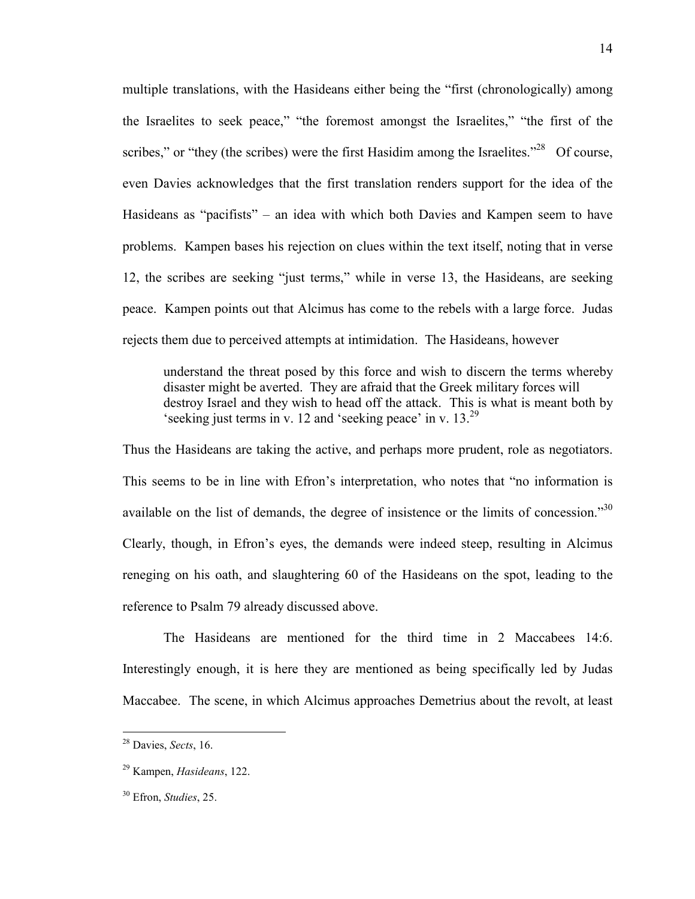multiple translations, with the Hasideans either being the "first (chronologically) among the Israelites to seek peace," "the foremost amongst the Israelites," "the first of the scribes," or "they (the scribes) were the first Hasidim among the Israelites."[28] Of course, even Davies acknowledges that the first translation renders support for the idea of the Hasideans as "pacifists" – an idea with which both Davies and Kampen seem to have problems. Kampen bases his rejection on clues within the text itself, noting that in verse 12, the scribes are seeking "just terms," while in verse 13, the Hasideans, are seeking peace. Kampen points out that Alcimus has come to the rebels with a large force. Judas rejects them due to perceived attempts at intimidation. The Hasideans, however

> understand the threat posed by this force and wish to discern the terms whereby disaster might be averted. They are afraid that the Greek military forces will destroy Israel and they wish to head off the attack. This is what is meant both by 'seeking just terms in v. 12 and 'seeking peace' in v. 13.[29]

Thus the Hasideans are taking the active, and perhaps more prudent, role as negotiators. This seems to be in line with Efron's interpretation, who notes that "no information is available on the list of demands, the degree of insistence or the limits of concession."[30] Clearly, though, in Efron's eyes, the demands were indeed steep, resulting in Alcimus reneging on his oath, and slaughtering 60 of the Hasideans on the spot, leading to the reference to Psalm 79 already discussed above.

The Hasideans are mentioned for the third time in 2 Maccabees 14:6. Interestingly enough, it is here they are mentioned as being specifically led by Judas Maccabee. The scene, in which Alcimus approaches Demetrius about the revolt, at least

---

[28] Davies, *Sects*, 16.

[29] Kampen, *Hasideans*, 122.

[30] Efron, *Studies*, 25.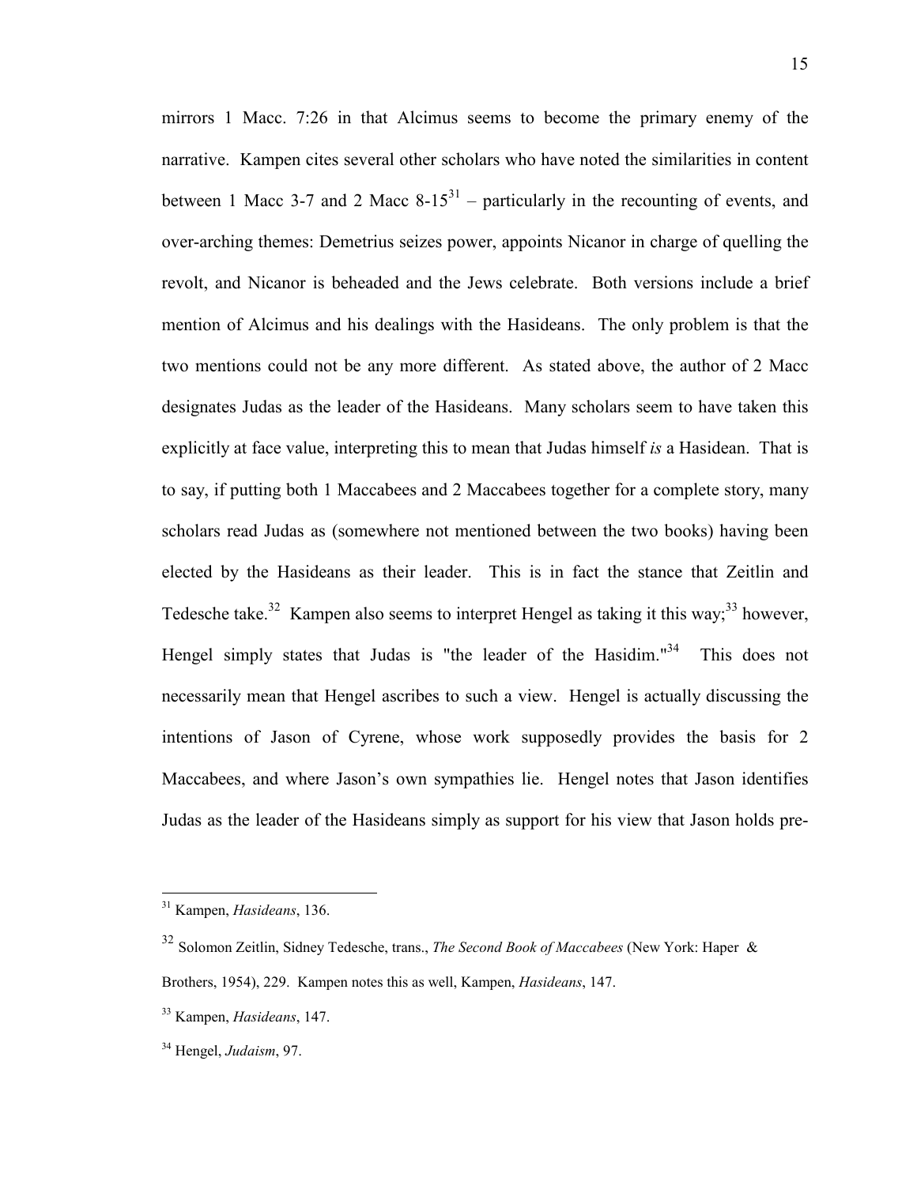mirrors 1 Macc. 7:26 in that Alcimus seems to become the primary enemy of the narrative. Kampen cites several other scholars who have noted the similarities in content between 1 Macc 3-7 and 2 Macc 8-15[31] – particularly in the recounting of events, and over-arching themes: Demetrius seizes power, appoints Nicanor in charge of quelling the revolt, and Nicanor is beheaded and the Jews celebrate. Both versions include a brief mention of Alcimus and his dealings with the Hasideans. The only problem is that the two mentions could not be any more different. As stated above, the author of 2 Macc designates Judas as the leader of the Hasideans. Many scholars seem to have taken this explicitly at face value, interpreting this to mean that Judas himself *is* a Hasidean. That is to say, if putting both 1 Maccabees and 2 Maccabees together for a complete story, many scholars read Judas as (somewhere not mentioned between the two books) having been elected by the Hasideans as their leader. This is in fact the stance that Zeitlin and Tedesche take.[32] Kampen also seems to interpret Hengel as taking it this way;[33] however, Hengel simply states that Judas is "the leader of the Hasidim."[34] This does not necessarily mean that Hengel ascribes to such a view. Hengel is actually discussing the intentions of Jason of Cyrene, whose work supposedly provides the basis for 2 Maccabees, and where Jason's own sympathies lie. Hengel notes that Jason identifies Judas as the leader of the Hasideans simply as support for his view that Jason holds pre-

---

[31] Kampen, *Hasideans*, 136.

[32] Solomon Zeitlin, Sidney Tedesche, trans., *The Second Book of Maccabees* (New York: Haper & Brothers, 1954), 229. Kampen notes this as well, Kampen, *Hasideans*, 147.

[33] Kampen, *Hasideans*, 147.

[34] Hengel, *Judaism*, 97.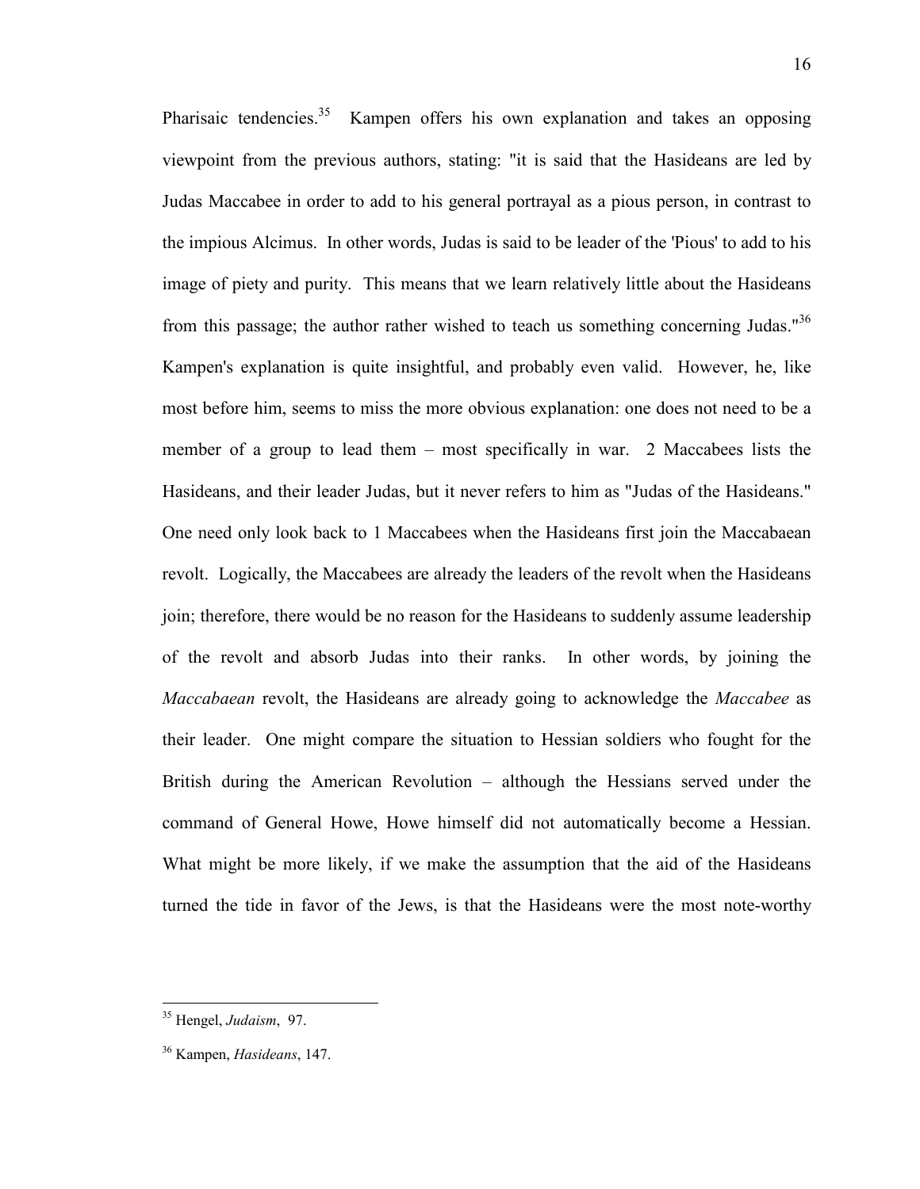Pharisaic tendencies.[35] Kampen offers his own explanation and takes an opposing viewpoint from the previous authors, stating: "it is said that the Hasideans are led by Judas Maccabee in order to add to his general portrayal as a pious person, in contrast to the impious Alcimus. In other words, Judas is said to be leader of the 'Pious' to add to his image of piety and purity. This means that we learn relatively little about the Hasideans from this passage; the author rather wished to teach us something concerning Judas."[36] Kampen's explanation is quite insightful, and probably even valid. However, he, like most before him, seems to miss the more obvious explanation: one does not need to be a member of a group to lead them – most specifically in war. 2 Maccabees lists the Hasideans, and their leader Judas, but it never refers to him as "Judas of the Hasideans." One need only look back to 1 Maccabees when the Hasideans first join the Maccabaean revolt. Logically, the Maccabees are already the leaders of the revolt when the Hasideans join; therefore, there would be no reason for the Hasideans to suddenly assume leadership of the revolt and absorb Judas into their ranks. In other words, by joining the *Maccabaean* revolt, the Hasideans are already going to acknowledge the *Maccabee* as their leader. One might compare the situation to Hessian soldiers who fought for the British during the American Revolution – although the Hessians served under the command of General Howe, Howe himself did not automatically become a Hessian. What might be more likely, if we make the assumption that the aid of the Hasideans turned the tide in favor of the Jews, is that the Hasideans were the most note-worthy

[35] Hengel, *Judaism*, 97.

[36] Kampen, *Hasideans*, 147.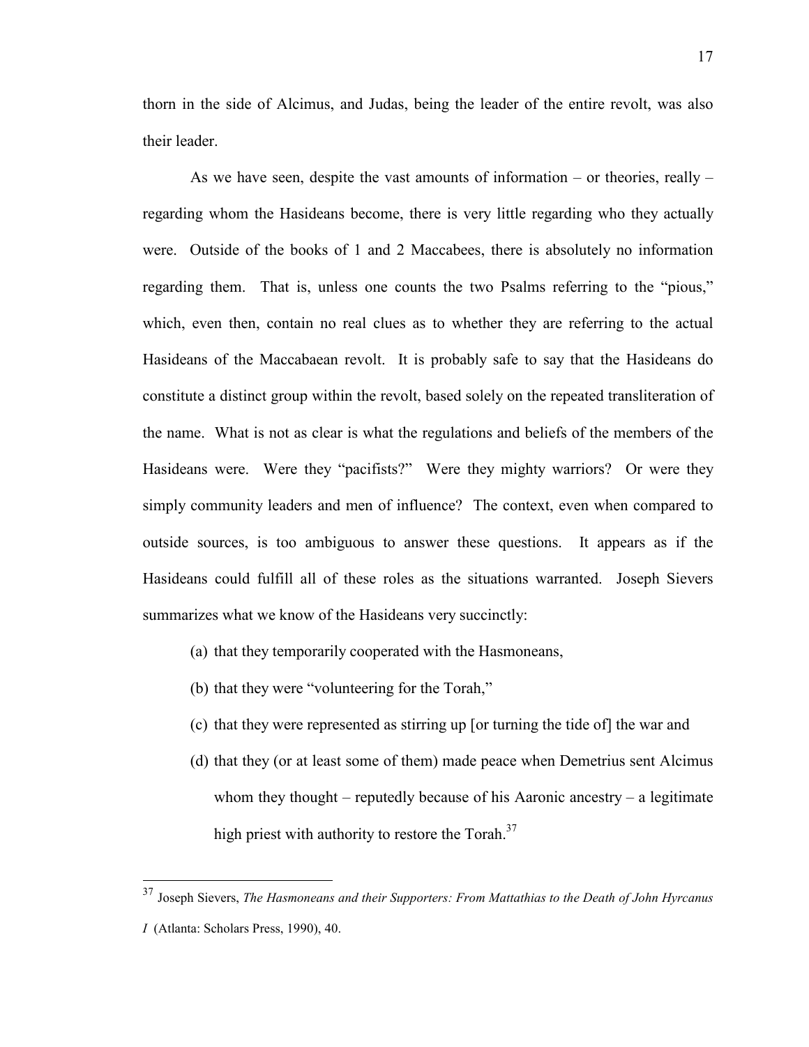thorn in the side of Alcimus, and Judas, being the leader of the entire revolt, was also their leader.

As we have seen, despite the vast amounts of information – or theories, really – regarding whom the Hasideans become, there is very little regarding who they actually were. Outside of the books of 1 and 2 Maccabees, there is absolutely no information regarding them. That is, unless one counts the two Psalms referring to the "pious," which, even then, contain no real clues as to whether they are referring to the actual Hasideans of the Maccabaean revolt. It is probably safe to say that the Hasideans do constitute a distinct group within the revolt, based solely on the repeated transliteration of the name. What is not as clear is what the regulations and beliefs of the members of the Hasideans were. Were they "pacifists?" Were they mighty warriors? Or were they simply community leaders and men of influence? The context, even when compared to outside sources, is too ambiguous to answer these questions. It appears as if the Hasideans could fulfill all of these roles as the situations warranted. Joseph Sievers summarizes what we know of the Hasideans very succinctly:

(a) that they temporarily cooperated with the Hasmoneans,

(b) that they were "volunteering for the Torah,"

(c) that they were represented as stirring up [or turning the tide of] the war and

(d) that they (or at least some of them) made peace when Demetrius sent Alcimus whom they thought – reputedly because of his Aaronic ancestry – a legitimate high priest with authority to restore the Torah.[37]

---

[37] Joseph Sievers, *The Hasmoneans and their Supporters: From Mattathias to the Death of John Hyrcanus I* (Atlanta: Scholars Press, 1990), 40.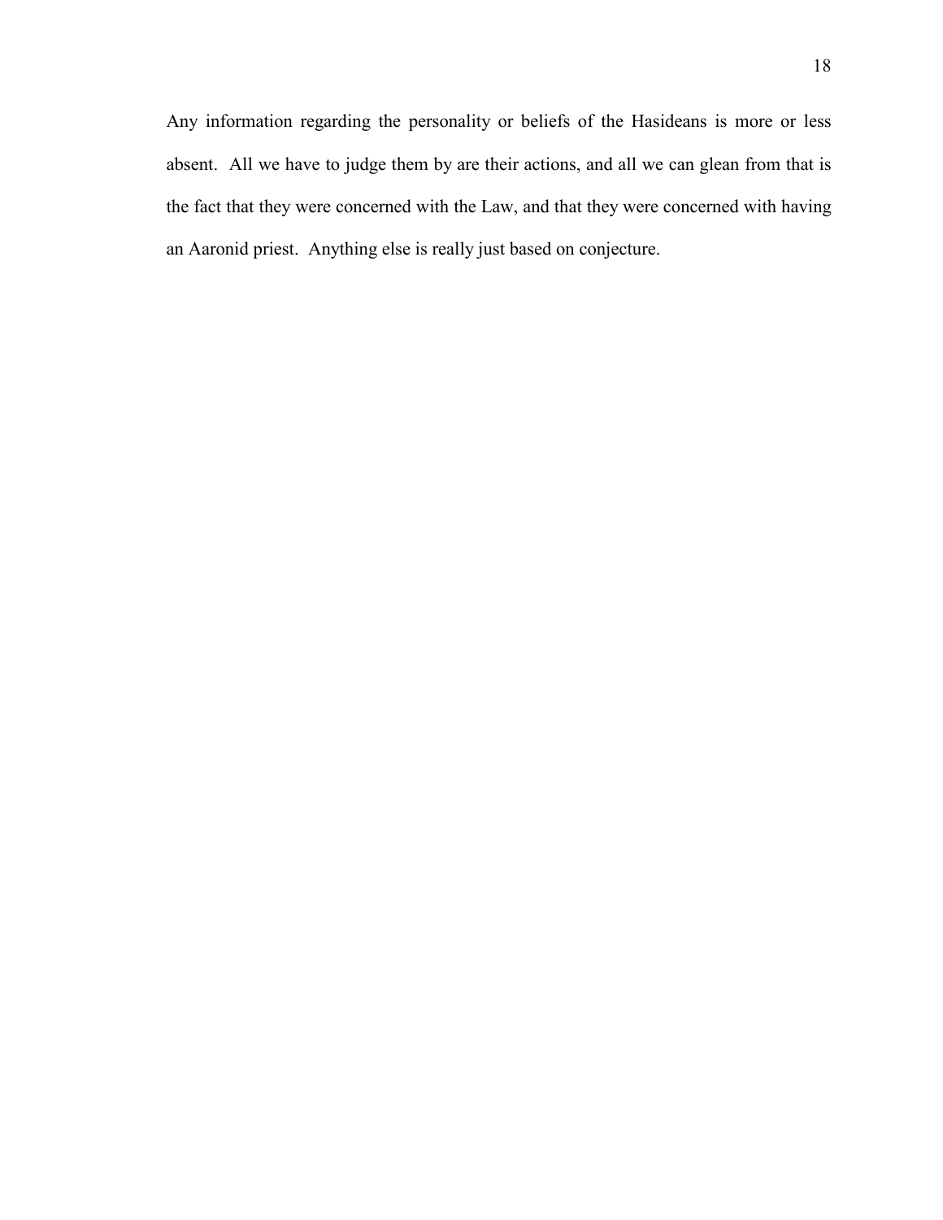Any information regarding the personality or beliefs of the Hasideans is more or less absent. All we have to judge them by are their actions, and all we can glean from that is the fact that they were concerned with the Law, and that they were concerned with having an Aaronid priest. Anything else is really just based on conjecture.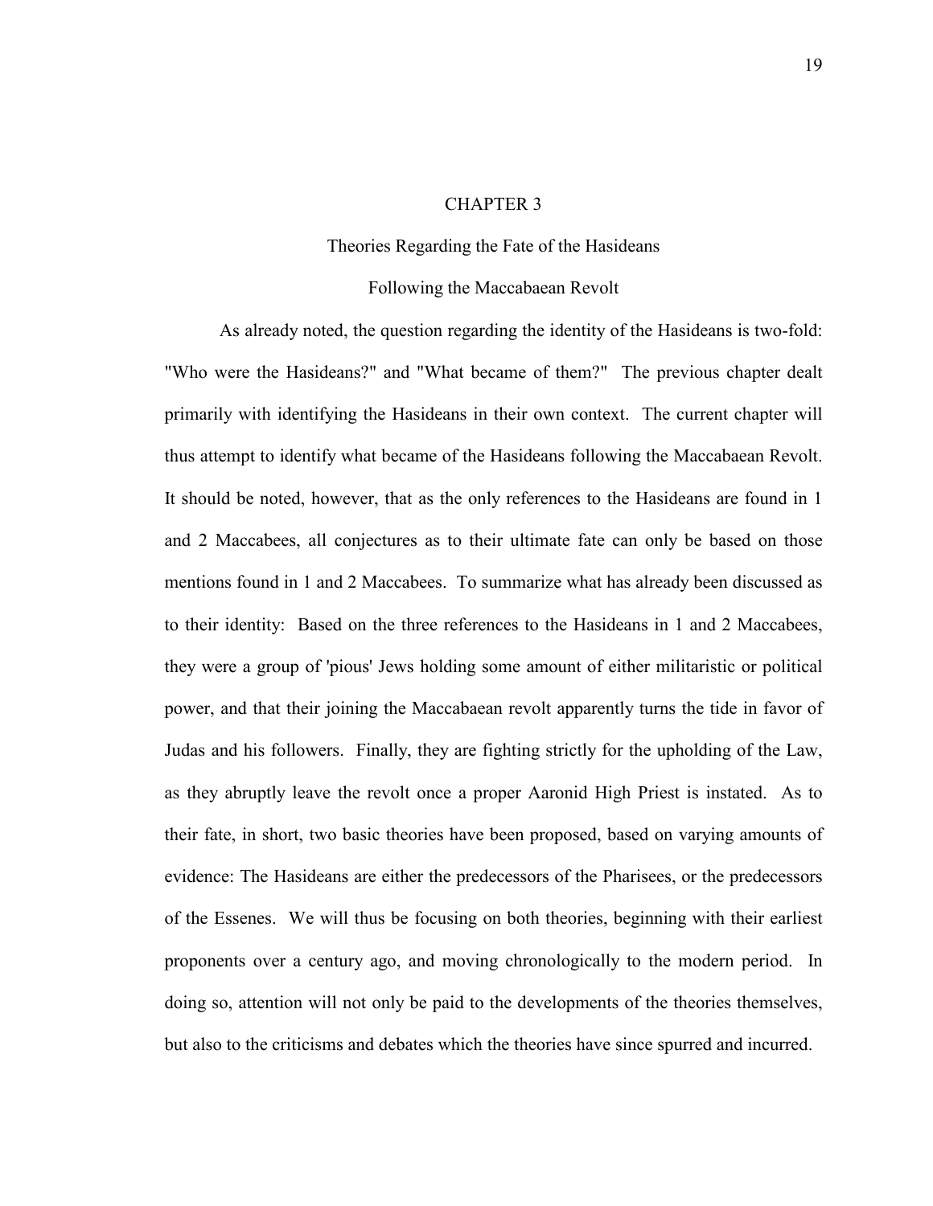# CHAPTER 3

## Theories Regarding the Fate of the Hasideans

## Following the Maccabaean Revolt

As already noted, the question regarding the identity of the Hasideans is two-fold: "Who were the Hasideans?" and "What became of them?" The previous chapter dealt primarily with identifying the Hasideans in their own context. The current chapter will thus attempt to identify what became of the Hasideans following the Maccabaean Revolt. It should be noted, however, that as the only references to the Hasideans are found in 1 and 2 Maccabees, all conjectures as to their ultimate fate can only be based on those mentions found in 1 and 2 Maccabees. To summarize what has already been discussed as to their identity: Based on the three references to the Hasideans in 1 and 2 Maccabees, they were a group of 'pious' Jews holding some amount of either militaristic or political power, and that their joining the Maccabaean revolt apparently turns the tide in favor of Judas and his followers. Finally, they are fighting strictly for the upholding of the Law, as they abruptly leave the revolt once a proper Aaronid High Priest is instated. As to their fate, in short, two basic theories have been proposed, based on varying amounts of evidence: The Hasideans are either the predecessors of the Pharisees, or the predecessors of the Essenes. We will thus be focusing on both theories, beginning with their earliest proponents over a century ago, and moving chronologically to the modern period. In doing so, attention will not only be paid to the developments of the theories themselves, but also to the criticisms and debates which the theories have since spurred and incurred.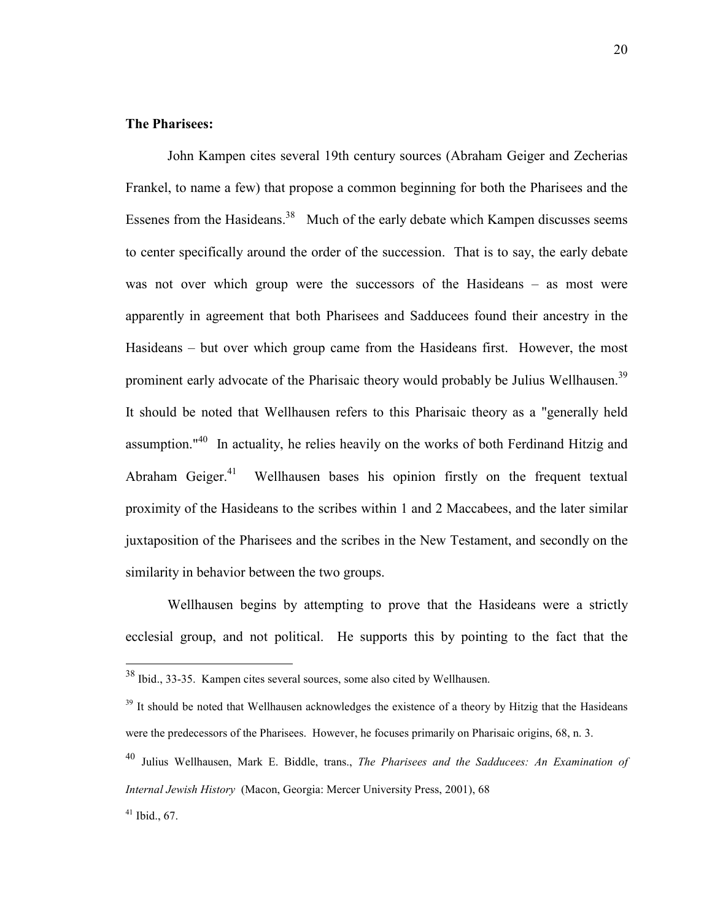**The Pharisees:**

John Kampen cites several 19th century sources (Abraham Geiger and Zecherias Frankel, to name a few) that propose a common beginning for both the Pharisees and the Essenes from the Hasideans.[38] Much of the early debate which Kampen discusses seems to center specifically around the order of the succession. That is to say, the early debate was not over which group were the successors of the Hasideans – as most were apparently in agreement that both Pharisees and Sadducees found their ancestry in the Hasideans – but over which group came from the Hasideans first. However, the most prominent early advocate of the Pharisaic theory would probably be Julius Wellhausen.[39] It should be noted that Wellhausen refers to this Pharisaic theory as a "generally held assumption."[40] In actuality, he relies heavily on the works of both Ferdinand Hitzig and Abraham Geiger.[41] Wellhausen bases his opinion firstly on the frequent textual proximity of the Hasideans to the scribes within 1 and 2 Maccabees, and the later similar juxtaposition of the Pharisees and the scribes in the New Testament, and secondly on the similarity in behavior between the two groups.

Wellhausen begins by attempting to prove that the Hasideans were a strictly ecclesial group, and not political. He supports this by pointing to the fact that the

---

[38] Ibid., 33-35. Kampen cites several sources, some also cited by Wellhausen.

[39] It should be noted that Wellhausen acknowledges the existence of a theory by Hitzig that the Hasideans were the predecessors of the Pharisees. However, he focuses primarily on Pharisaic origins, 68, n. 3.

[40] Julius Wellhausen, Mark E. Biddle, trans., *The Pharisees and the Sadducees: An Examination of Internal Jewish History* (Macon, Georgia: Mercer University Press, 2001), 68

[41] Ibid., 67.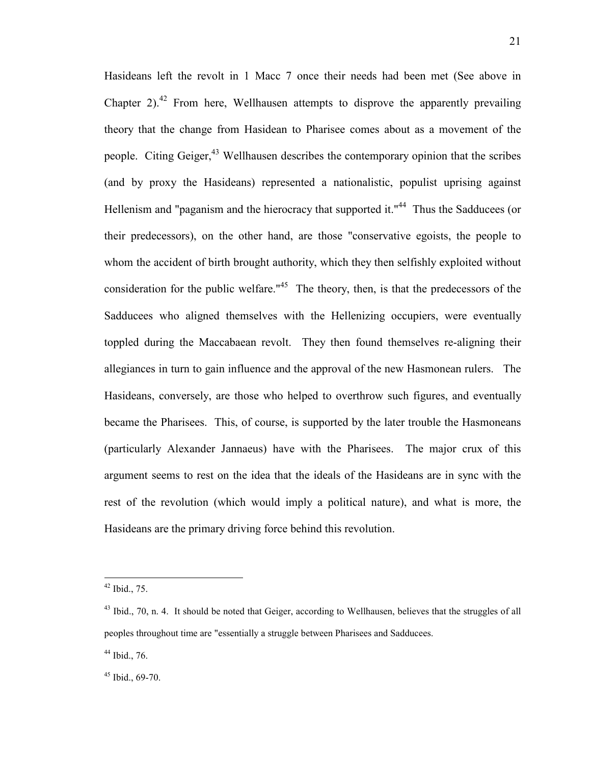Hasideans left the revolt in 1 Macc 7 once their needs had been met (See above in Chapter 2).[42] From here, Wellhausen attempts to disprove the apparently prevailing theory that the change from Hasidean to Pharisee comes about as a movement of the people. Citing Geiger,[43] Wellhausen describes the contemporary opinion that the scribes (and by proxy the Hasideans) represented a nationalistic, populist uprising against Hellenism and "paganism and the hierocracy that supported it."[44] Thus the Sadducees (or their predecessors), on the other hand, are those "conservative egoists, the people to whom the accident of birth brought authority, which they then selfishly exploited without consideration for the public welfare."[45] The theory, then, is that the predecessors of the Sadducees who aligned themselves with the Hellenizing occupiers, were eventually toppled during the Maccabaean revolt. They then found themselves re-aligning their allegiances in turn to gain influence and the approval of the new Hasmonean rulers. The Hasideans, conversely, are those who helped to overthrow such figures, and eventually became the Pharisees. This, of course, is supported by the later trouble the Hasmoneans (particularly Alexander Jannaeus) have with the Pharisees. The major crux of this argument seems to rest on the idea that the ideals of the Hasideans are in sync with the rest of the revolution (which would imply a political nature), and what is more, the Hasideans are the primary driving force behind this revolution.

---

[42] Ibid., 75.

[43] Ibid., 70, n. 4. It should be noted that Geiger, according to Wellhausen, believes that the struggles of all peoples throughout time are "essentially a struggle between Pharisees and Sadducees.

[44] Ibid., 76.

[45] Ibid., 69-70.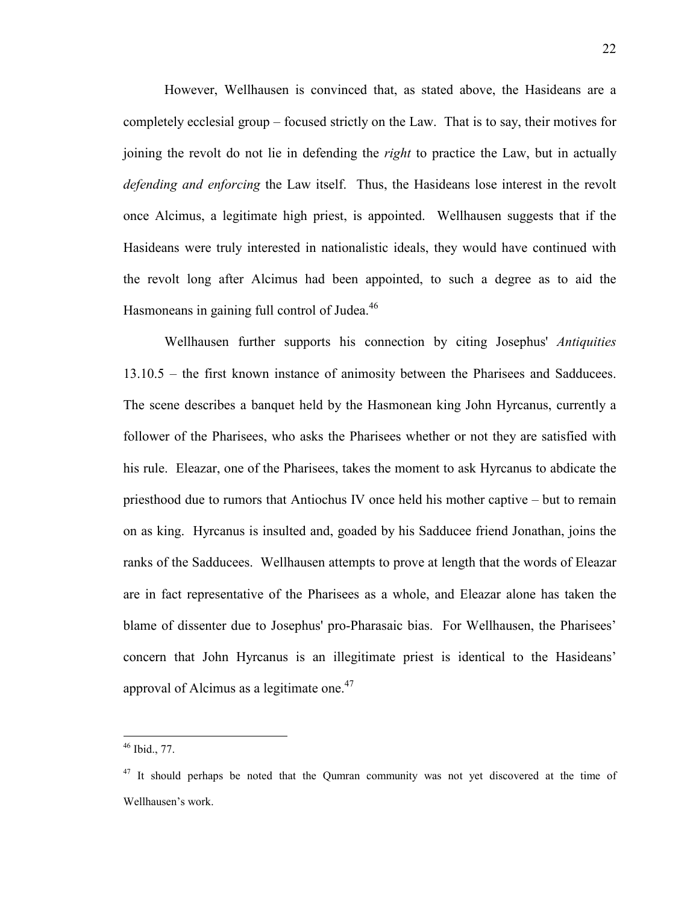However, Wellhausen is convinced that, as stated above, the Hasideans are a completely ecclesial group – focused strictly on the Law. That is to say, their motives for joining the revolt do not lie in defending the *right* to practice the Law, but in actually *defending and enforcing* the Law itself. Thus, the Hasideans lose interest in the revolt once Alcimus, a legitimate high priest, is appointed. Wellhausen suggests that if the Hasideans were truly interested in nationalistic ideals, they would have continued with the revolt long after Alcimus had been appointed, to such a degree as to aid the Hasmoneans in gaining full control of Judea.[46]

Wellhausen further supports his connection by citing Josephus' *Antiquities* 13.10.5 – the first known instance of animosity between the Pharisees and Sadducees. The scene describes a banquet held by the Hasmonean king John Hyrcanus, currently a follower of the Pharisees, who asks the Pharisees whether or not they are satisfied with his rule. Eleazar, one of the Pharisees, takes the moment to ask Hyrcanus to abdicate the priesthood due to rumors that Antiochus IV once held his mother captive – but to remain on as king. Hyrcanus is insulted and, goaded by his Sadducee friend Jonathan, joins the ranks of the Sadducees. Wellhausen attempts to prove at length that the words of Eleazar are in fact representative of the Pharisees as a whole, and Eleazar alone has taken the blame of dissenter due to Josephus' pro-Pharasaic bias. For Wellhausen, the Pharisees' concern that John Hyrcanus is an illegitimate priest is identical to the Hasideans' approval of Alcimus as a legitimate one.[47]

---

[46] Ibid., 77.

[47] It should perhaps be noted that the Qumran community was not yet discovered at the time of Wellhausen's work.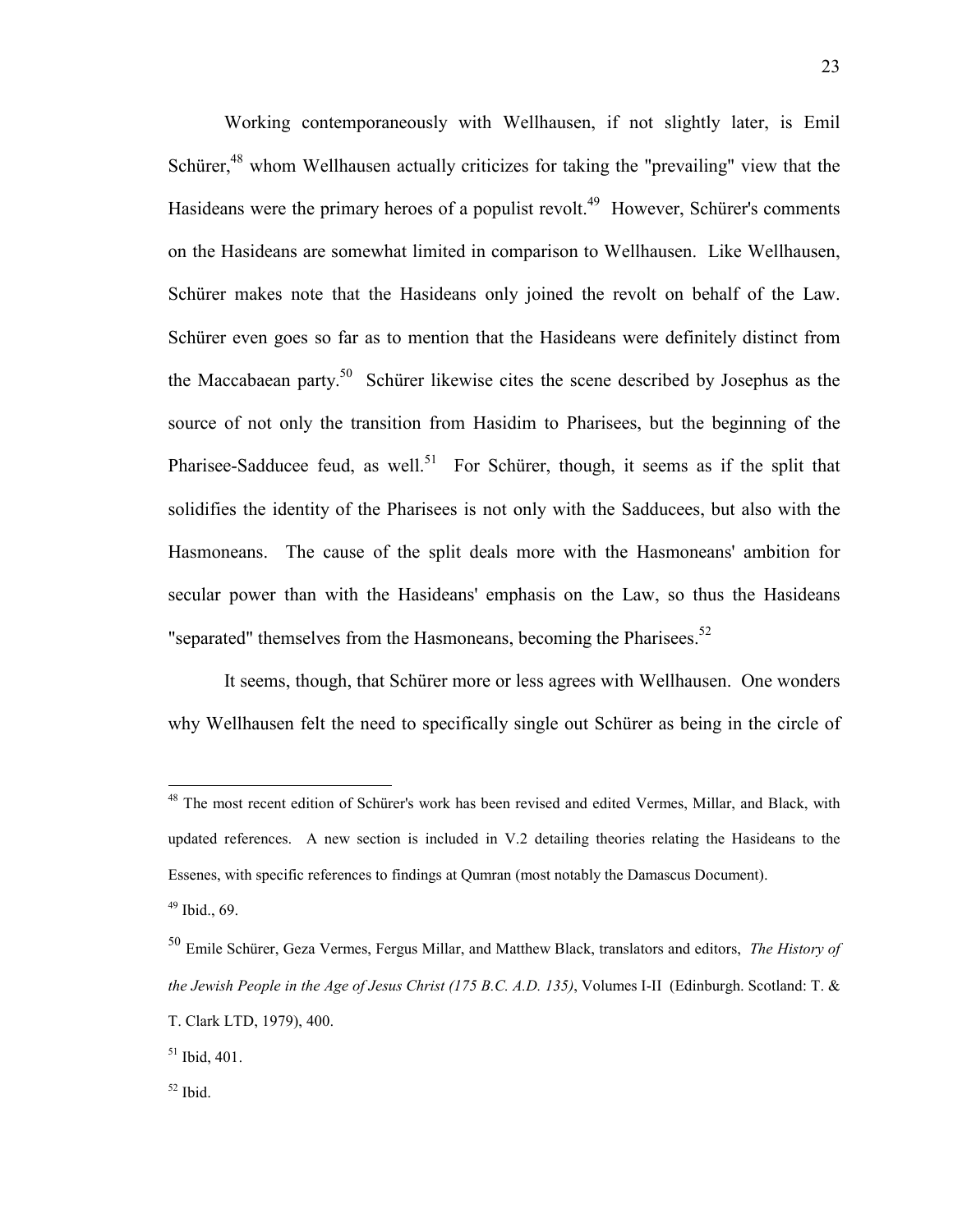Working contemporaneously with Wellhausen, if not slightly later, is Emil Schürer,[48] whom Wellhausen actually criticizes for taking the "prevailing" view that the Hasideans were the primary heroes of a populist revolt.[49] However, Schürer's comments on the Hasideans are somewhat limited in comparison to Wellhausen. Like Wellhausen, Schürer makes note that the Hasideans only joined the revolt on behalf of the Law. Schürer even goes so far as to mention that the Hasideans were definitely distinct from the Maccabaean party.[50] Schürer likewise cites the scene described by Josephus as the source of not only the transition from Hasidim to Pharisees, but the beginning of the Pharisee-Sadducee feud, as well.[51] For Schürer, though, it seems as if the split that solidifies the identity of the Pharisees is not only with the Sadducees, but also with the Hasmoneans. The cause of the split deals more with the Hasmoneans' ambition for secular power than with the Hasideans' emphasis on the Law, so thus the Hasideans "separated" themselves from the Hasmoneans, becoming the Pharisees.[52]

It seems, though, that Schürer more or less agrees with Wellhausen. One wonders why Wellhausen felt the need to specifically single out Schürer as being in the circle of

---

[48] The most recent edition of Schürer's work has been revised and edited Vermes, Millar, and Black, with updated references. A new section is included in V.2 detailing theories relating the Hasideans to the Essenes, with specific references to findings at Qumran (most notably the Damascus Document).

[49] Ibid., 69.

[50] Emile Schürer, Geza Vermes, Fergus Millar, and Matthew Black, translators and editors, *The History of the Jewish People in the Age of Jesus Christ (175 B.C. A.D. 135)*, Volumes I-II (Edinburgh. Scotland: T. & T. Clark LTD, 1979), 400.

[51] Ibid, 401.

[52] Ibid.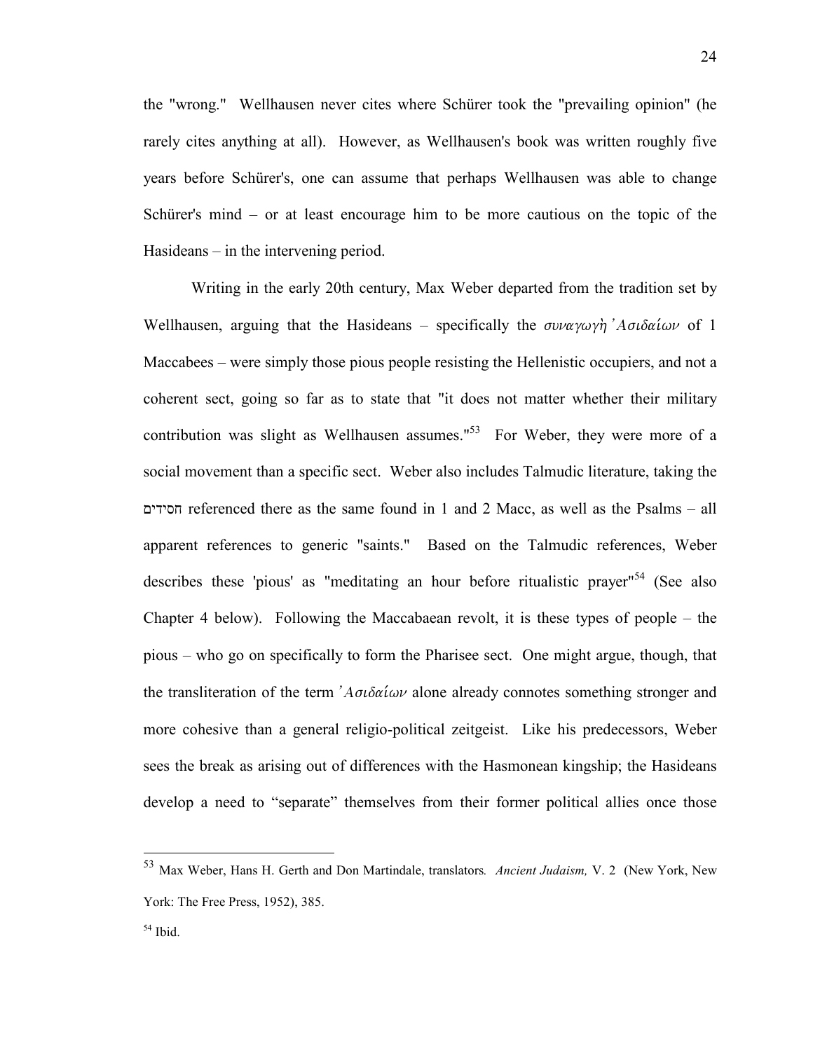the "wrong." Wellhausen never cites where Schürer took the "prevailing opinion" (he rarely cites anything at all). However, as Wellhausen's book was written roughly five years before Schürer's, one can assume that perhaps Wellhausen was able to change Schürer's mind – or at least encourage him to be more cautious on the topic of the Hasideans – in the intervening period.

Writing in the early 20th century, Max Weber departed from the tradition set by Wellhausen, arguing that the Hasideans – specifically the *συναγωγὴ Ἀσιδαίων* of 1 Maccabees – were simply those pious people resisting the Hellenistic occupiers, and not a coherent sect, going so far as to state that "it does not matter whether their military contribution was slight as Wellhausen assumes."[53] For Weber, they were more of a social movement than a specific sect. Weber also includes Talmudic literature, taking the חסידים referenced there as the same found in 1 and 2 Macc, as well as the Psalms – all apparent references to generic "saints." Based on the Talmudic references, Weber describes these 'pious' as "meditating an hour before ritualistic prayer"[54] (See also Chapter 4 below). Following the Maccabaean revolt, it is these types of people – the pious – who go on specifically to form the Pharisee sect. One might argue, though, that the transliteration of the term *Ἀσιδαίων* alone already connotes something stronger and more cohesive than a general religio-political zeitgeist. Like his predecessors, Weber sees the break as arising out of differences with the Hasmonean kingship; the Hasideans develop a need to "separate" themselves from their former political allies once those

[53] Max Weber, Hans H. Gerth and Don Martindale, translators. *Ancient Judaism,* V. 2 (New York, New York: The Free Press, 1952), 385.

[54] Ibid.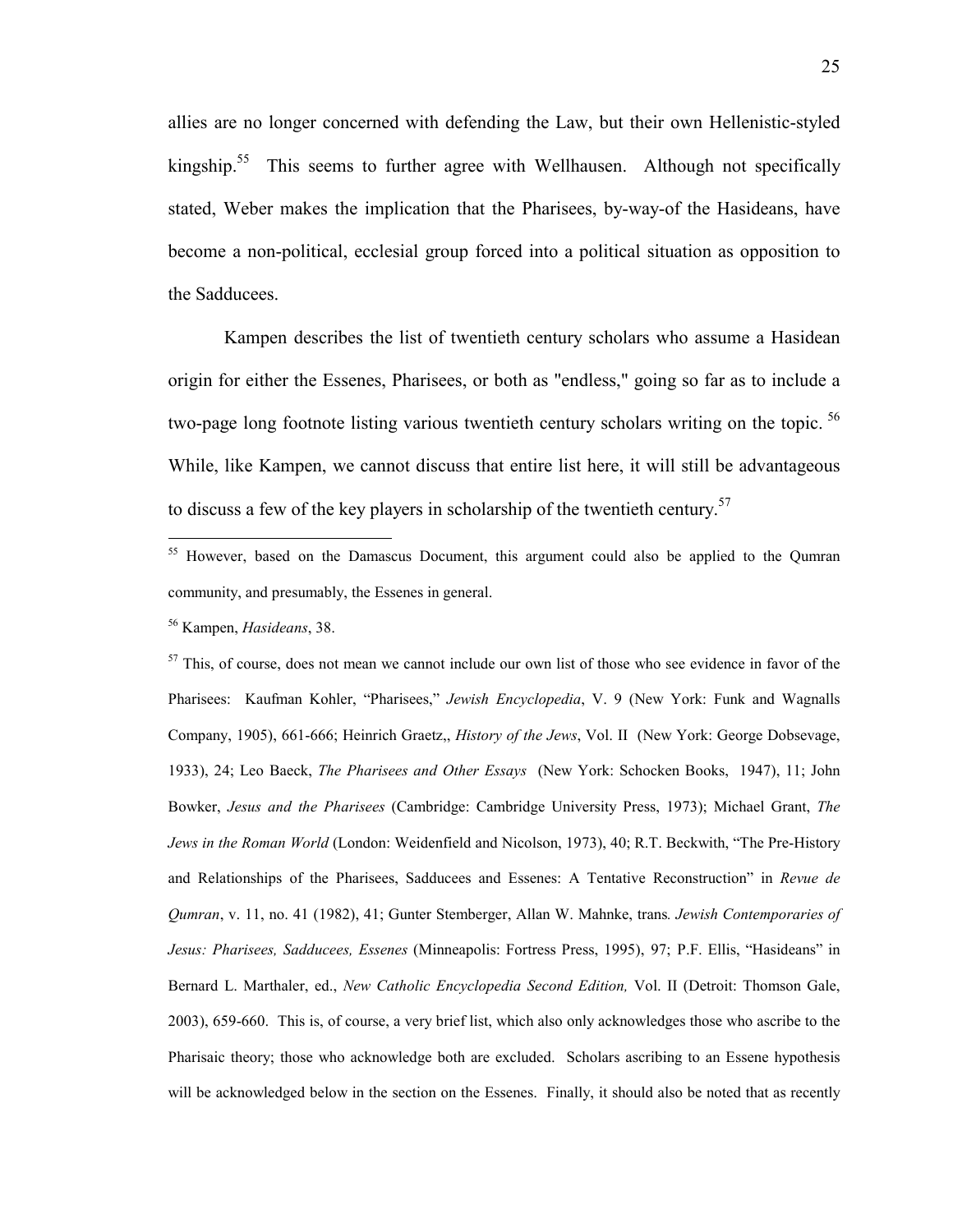allies are no longer concerned with defending the Law, but their own Hellenistic-styled kingship.[55] This seems to further agree with Wellhausen. Although not specifically stated, Weber makes the implication that the Pharisees, by-way-of the Hasideans, have become a non-political, ecclesial group forced into a political situation as opposition to the Sadducees.

Kampen describes the list of twentieth century scholars who assume a Hasidean origin for either the Essenes, Pharisees, or both as "endless," going so far as to include a two-page long footnote listing various twentieth century scholars writing on the topic. [56] While, like Kampen, we cannot discuss that entire list here, it will still be advantageous to discuss a few of the key players in scholarship of the twentieth century.[57]

---

[55] However, based on the Damascus Document, this argument could also be applied to the Qumran community, and presumably, the Essenes in general.

[56] Kampen, *Hasideans*, 38.

[57] This, of course, does not mean we cannot include our own list of those who see evidence in favor of the Pharisees: Kaufman Kohler, "Pharisees," *Jewish Encyclopedia*, V. 9 (New York: Funk and Wagnalls Company, 1905), 661-666; Heinrich Graetz,, *History of the Jews*, Vol. II (New York: George Dobsevage, 1933), 24; Leo Baeck, *The Pharisees and Other Essays* (New York: Schocken Books, 1947), 11; John Bowker, *Jesus and the Pharisees* (Cambridge: Cambridge University Press, 1973); Michael Grant, *The Jews in the Roman World* (London: Weidenfield and Nicolson, 1973), 40; R.T. Beckwith, "The Pre-History and Relationships of the Pharisees, Sadducees and Essenes: A Tentative Reconstruction" in *Revue de Qumran*, v. 11, no. 41 (1982), 41; Gunter Stemberger, Allan W. Mahnke, trans*. Jewish Contemporaries of Jesus: Pharisees, Sadducees, Essenes* (Minneapolis: Fortress Press, 1995), 97; P.F. Ellis, "Hasideans" in Bernard L. Marthaler, ed., *New Catholic Encyclopedia Second Edition,* Vol. II (Detroit: Thomson Gale, 2003), 659-660. This is, of course, a very brief list, which also only acknowledges those who ascribe to the Pharisaic theory; those who acknowledge both are excluded. Scholars ascribing to an Essene hypothesis will be acknowledged below in the section on the Essenes. Finally, it should also be noted that as recently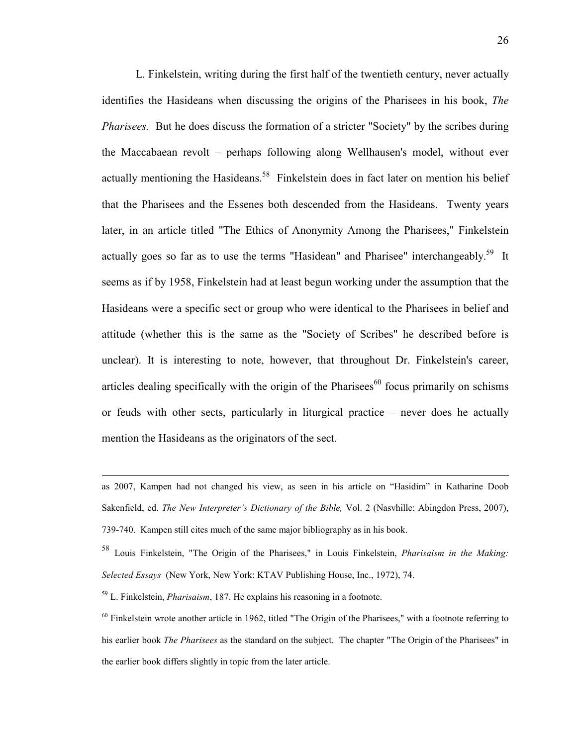L. Finkelstein, writing during the first half of the twentieth century, never actually identifies the Hasideans when discussing the origins of the Pharisees in his book, *The Pharisees.* But he does discuss the formation of a stricter "Society" by the scribes during the Maccabaean revolt – perhaps following along Wellhausen's model, without ever actually mentioning the Hasideans.[58] Finkelstein does in fact later on mention his belief that the Pharisees and the Essenes both descended from the Hasideans. Twenty years later, in an article titled "The Ethics of Anonymity Among the Pharisees," Finkelstein actually goes so far as to use the terms "Hasidean" and Pharisee" interchangeably.[59] It seems as if by 1958, Finkelstein had at least begun working under the assumption that the Hasideans were a specific sect or group who were identical to the Pharisees in belief and attitude (whether this is the same as the "Society of Scribes" he described before is unclear). It is interesting to note, however, that throughout Dr. Finkelstein's career, articles dealing specifically with the origin of the Pharisees[60] focus primarily on schisms or feuds with other sects, particularly in liturgical practice – never does he actually mention the Hasideans as the originators of the sect.

---

as 2007, Kampen had not changed his view, as seen in his article on "Hasidim" in Katharine Doob Sakenfield, ed. *The New Interpreter's Dictionary of the Bible,* Vol. 2 (Nasvhille: Abingdon Press, 2007), 739-740. Kampen still cites much of the same major bibliography as in his book.

[58] Louis Finkelstein, "The Origin of the Pharisees," in Louis Finkelstein, *Pharisaism in the Making: Selected Essays* (New York, New York: KTAV Publishing House, Inc., 1972), 74.

[59] L. Finkelstein, *Pharisaism*, 187. He explains his reasoning in a footnote.

[60] Finkelstein wrote another article in 1962, titled "The Origin of the Pharisees," with a footnote referring to his earlier book *The Pharisees* as the standard on the subject. The chapter "The Origin of the Pharisees" in the earlier book differs slightly in topic from the later article.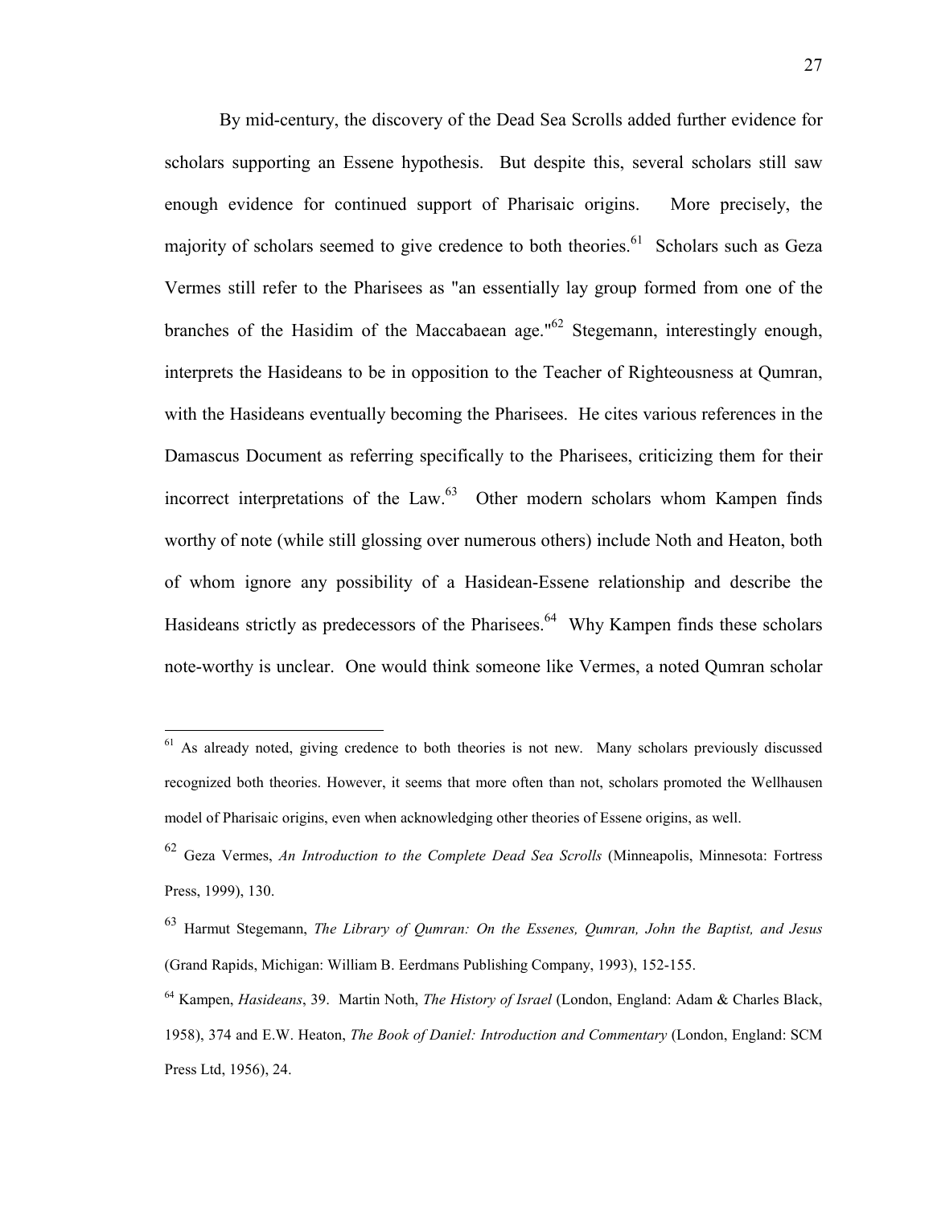By mid-century, the discovery of the Dead Sea Scrolls added further evidence for scholars supporting an Essene hypothesis. But despite this, several scholars still saw enough evidence for continued support of Pharisaic origins. More precisely, the majority of scholars seemed to give credence to both theories.[61] Scholars such as Geza Vermes still refer to the Pharisees as "an essentially lay group formed from one of the branches of the Hasidim of the Maccabaean age."[62] Stegemann, interestingly enough, interprets the Hasideans to be in opposition to the Teacher of Righteousness at Qumran, with the Hasideans eventually becoming the Pharisees. He cites various references in the Damascus Document as referring specifically to the Pharisees, criticizing them for their incorrect interpretations of the Law.[63] Other modern scholars whom Kampen finds worthy of note (while still glossing over numerous others) include Noth and Heaton, both of whom ignore any possibility of a Hasidean-Essene relationship and describe the Hasideans strictly as predecessors of the Pharisees.[64] Why Kampen finds these scholars note-worthy is unclear. One would think someone like Vermes, a noted Qumran scholar

---

[61] As already noted, giving credence to both theories is not new. Many scholars previously discussed recognized both theories. However, it seems that more often than not, scholars promoted the Wellhausen model of Pharisaic origins, even when acknowledging other theories of Essene origins, as well.

[62] Geza Vermes, *An Introduction to the Complete Dead Sea Scrolls* (Minneapolis, Minnesota: Fortress Press, 1999), 130.

[63] Harmut Stegemann, *The Library of Qumran: On the Essenes, Qumran, John the Baptist, and Jesus* (Grand Rapids, Michigan: William B. Eerdmans Publishing Company, 1993), 152-155.

[64] Kampen, *Hasideans*, 39. Martin Noth, *The History of Israel* (London, England: Adam & Charles Black, 1958), 374 and E.W. Heaton, *The Book of Daniel: Introduction and Commentary* (London, England: SCM Press Ltd, 1956), 24.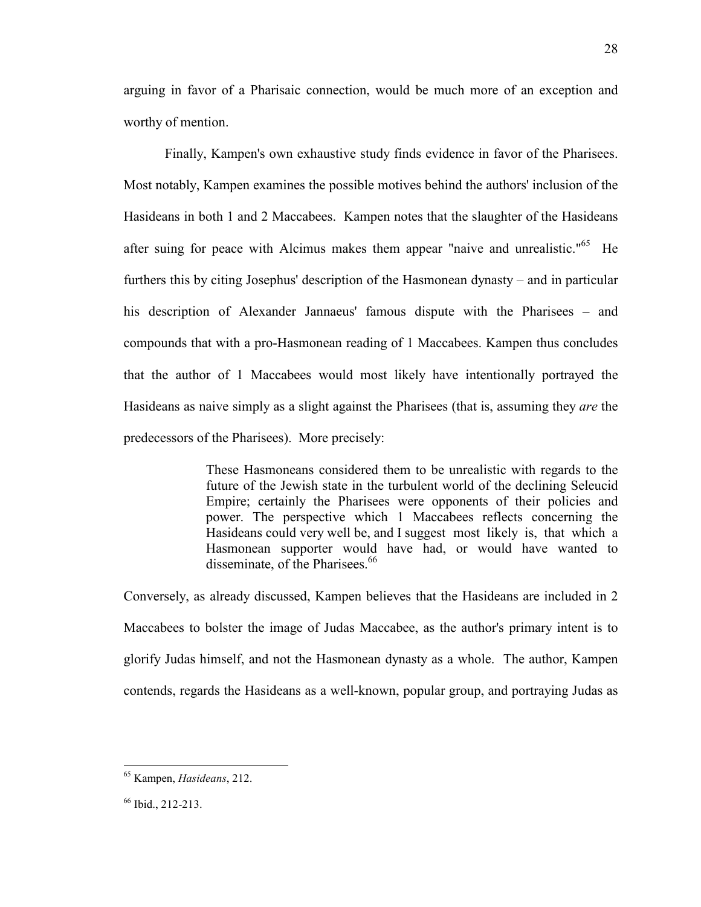arguing in favor of a Pharisaic connection, would be much more of an exception and worthy of mention.

Finally, Kampen's own exhaustive study finds evidence in favor of the Pharisees. Most notably, Kampen examines the possible motives behind the authors' inclusion of the Hasideans in both 1 and 2 Maccabees. Kampen notes that the slaughter of the Hasideans after suing for peace with Alcimus makes them appear "naive and unrealistic."[65] He furthers this by citing Josephus' description of the Hasmonean dynasty – and in particular his description of Alexander Jannaeus' famous dispute with the Pharisees – and compounds that with a pro-Hasmonean reading of 1 Maccabees. Kampen thus concludes that the author of 1 Maccabees would most likely have intentionally portrayed the Hasideans as naive simply as a slight against the Pharisees (that is, assuming they *are* the predecessors of the Pharisees). More precisely:

> These Hasmoneans considered them to be unrealistic with regards to the future of the Jewish state in the turbulent world of the declining Seleucid Empire; certainly the Pharisees were opponents of their policies and power. The perspective which 1 Maccabees reflects concerning the Hasideans could very well be, and I suggest most likely is, that which a Hasmonean supporter would have had, or would have wanted to disseminate, of the Pharisees.[66]

Conversely, as already discussed, Kampen believes that the Hasideans are included in 2 Maccabees to bolster the image of Judas Maccabee, as the author's primary intent is to glorify Judas himself, and not the Hasmonean dynasty as a whole. The author, Kampen contends, regards the Hasideans as a well-known, popular group, and portraying Judas as

---

[65] Kampen, *Hasideans*, 212.

[66] Ibid., 212-213.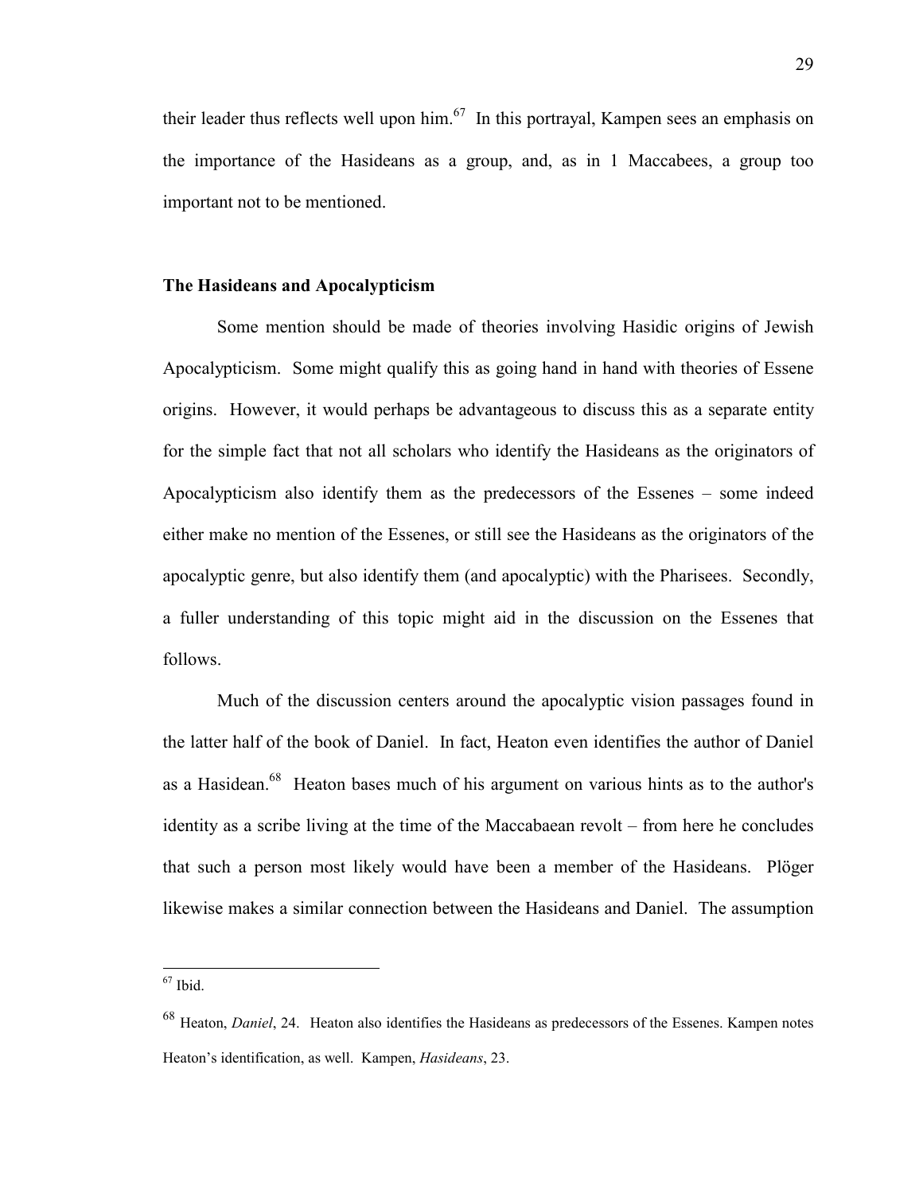their leader thus reflects well upon him.[67] In this portrayal, Kampen sees an emphasis on the importance of the Hasideans as a group, and, as in 1 Maccabees, a group too important not to be mentioned.

### The Hasideans and Apocalypticism

Some mention should be made of theories involving Hasidic origins of Jewish Apocalypticism. Some might qualify this as going hand in hand with theories of Essene origins. However, it would perhaps be advantageous to discuss this as a separate entity for the simple fact that not all scholars who identify the Hasideans as the originators of Apocalypticism also identify them as the predecessors of the Essenes – some indeed either make no mention of the Essenes, or still see the Hasideans as the originators of the apocalyptic genre, but also identify them (and apocalyptic) with the Pharisees. Secondly, a fuller understanding of this topic might aid in the discussion on the Essenes that follows.

Much of the discussion centers around the apocalyptic vision passages found in the latter half of the book of Daniel. In fact, Heaton even identifies the author of Daniel as a Hasidean.[68] Heaton bases much of his argument on various hints as to the author's identity as a scribe living at the time of the Maccabaean revolt – from here he concludes that such a person most likely would have been a member of the Hasideans. Plöger likewise makes a similar connection between the Hasideans and Daniel. The assumption

---

[67] Ibid.

[68] Heaton, *Daniel*, 24. Heaton also identifies the Hasideans as predecessors of the Essenes. Kampen notes Heaton's identification, as well. Kampen, *Hasideans*, 23.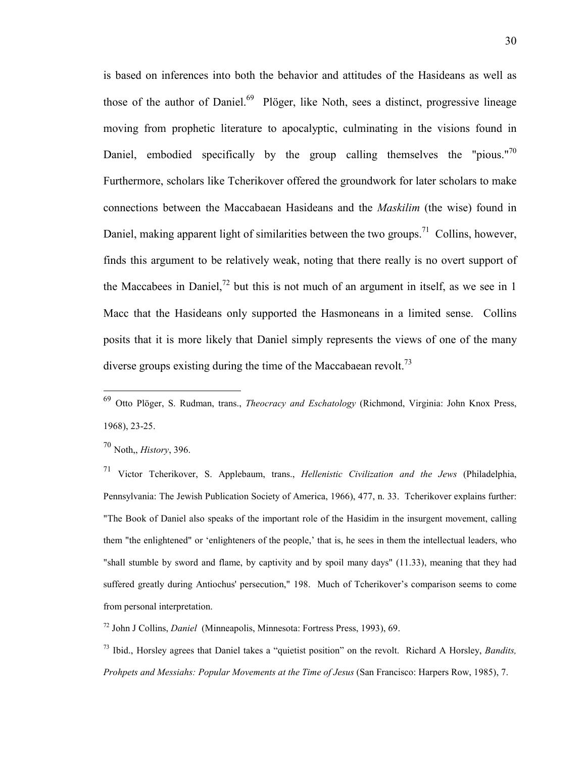is based on inferences into both the behavior and attitudes of the Hasideans as well as those of the author of Daniel.[69] Plöger, like Noth, sees a distinct, progressive lineage moving from prophetic literature to apocalyptic, culminating in the visions found in Daniel, embodied specifically by the group calling themselves the "pious."[70] Furthermore, scholars like Tcherikover offered the groundwork for later scholars to make connections between the Maccabaean Hasideans and the *Maskilim* (the wise) found in Daniel, making apparent light of similarities between the two groups.[71] Collins, however, finds this argument to be relatively weak, noting that there really is no overt support of the Maccabees in Daniel,[72] but this is not much of an argument in itself, as we see in 1 Macc that the Hasideans only supported the Hasmoneans in a limited sense. Collins posits that it is more likely that Daniel simply represents the views of one of the many diverse groups existing during the time of the Maccabaean revolt.[73]

---

[69] Otto Plöger, S. Rudman, trans., *Theocracy and Eschatology* (Richmond, Virginia: John Knox Press, 1968), 23-25.

[70] Noth,, *History*, 396.

[71] Victor Tcherikover, S. Applebaum, trans., *Hellenistic Civilization and the Jews* (Philadelphia, Pennsylvania: The Jewish Publication Society of America, 1966), 477, n. 33. Tcherikover explains further: "The Book of Daniel also speaks of the important role of the Hasidim in the insurgent movement, calling them "the enlightened" or 'enlighteners of the people,' that is, he sees in them the intellectual leaders, who "shall stumble by sword and flame, by captivity and by spoil many days" (11.33), meaning that they had suffered greatly during Antiochus' persecution," 198. Much of Tcherikover's comparison seems to come from personal interpretation.

[72] John J Collins, *Daniel* (Minneapolis, Minnesota: Fortress Press, 1993), 69.

[73] Ibid., Horsley agrees that Daniel takes a "quietist position" on the revolt. Richard A Horsley, *Bandits, Prohpets and Messiahs: Popular Movements at the Time of Jesus* (San Francisco: Harpers Row, 1985), 7.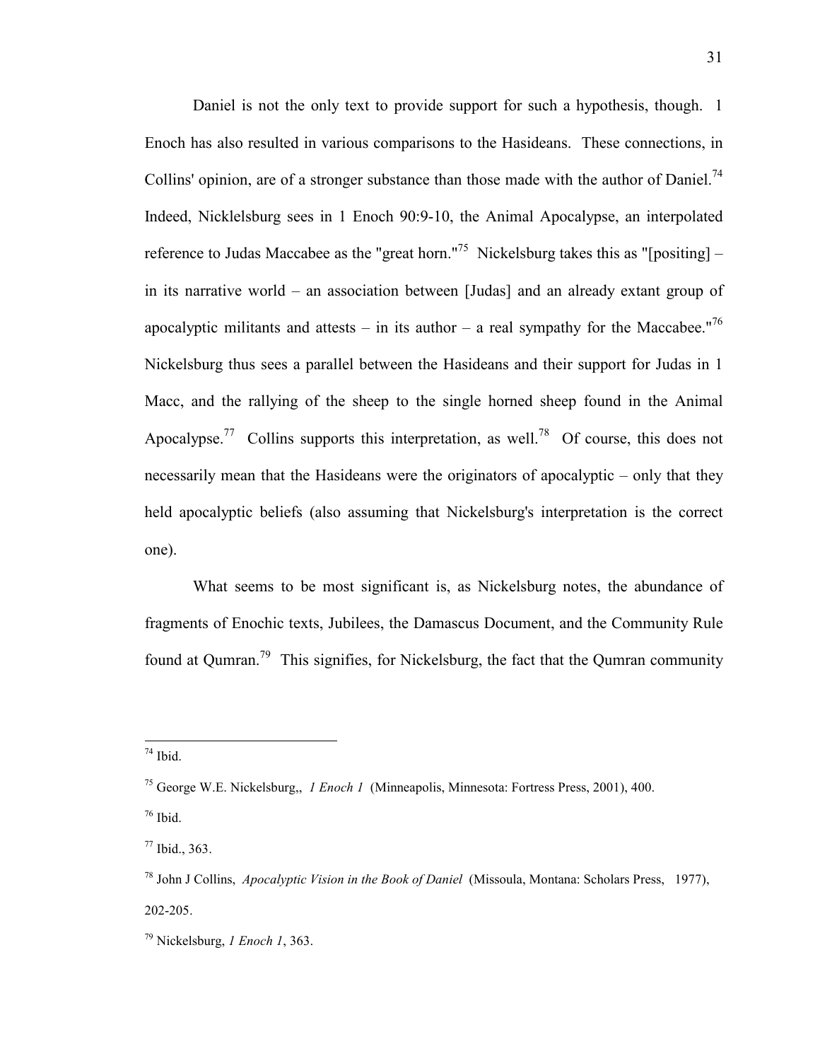Daniel is not the only text to provide support for such a hypothesis, though. 1 Enoch has also resulted in various comparisons to the Hasideans. These connections, in Collins' opinion, are of a stronger substance than those made with the author of Daniel.[74] Indeed, Nicklelsburg sees in 1 Enoch 90:9-10, the Animal Apocalypse, an interpolated reference to Judas Maccabee as the "great horn."[75] Nickelsburg takes this as "[positing] – in its narrative world – an association between [Judas] and an already extant group of apocalyptic militants and attests – in its author – a real sympathy for the Maccabee."[76] Nickelsburg thus sees a parallel between the Hasideans and their support for Judas in 1 Macc, and the rallying of the sheep to the single horned sheep found in the Animal Apocalypse.[77] Collins supports this interpretation, as well.[78] Of course, this does not necessarily mean that the Hasideans were the originators of apocalyptic – only that they held apocalyptic beliefs (also assuming that Nickelsburg's interpretation is the correct one).

What seems to be most significant is, as Nickelsburg notes, the abundance of fragments of Enochic texts, Jubilees, the Damascus Document, and the Community Rule found at Qumran.[79] This signifies, for Nickelsburg, the fact that the Qumran community

---

[74] Ibid.

[75] George W.E. Nickelsburg,, *1 Enoch 1* (Minneapolis, Minnesota: Fortress Press, 2001), 400.

[76] Ibid.

[77] Ibid., 363.

[78] John J Collins, *Apocalyptic Vision in the Book of Daniel* (Missoula, Montana: Scholars Press, 1977), 202-205.

[79] Nickelsburg, *1 Enoch 1*, 363.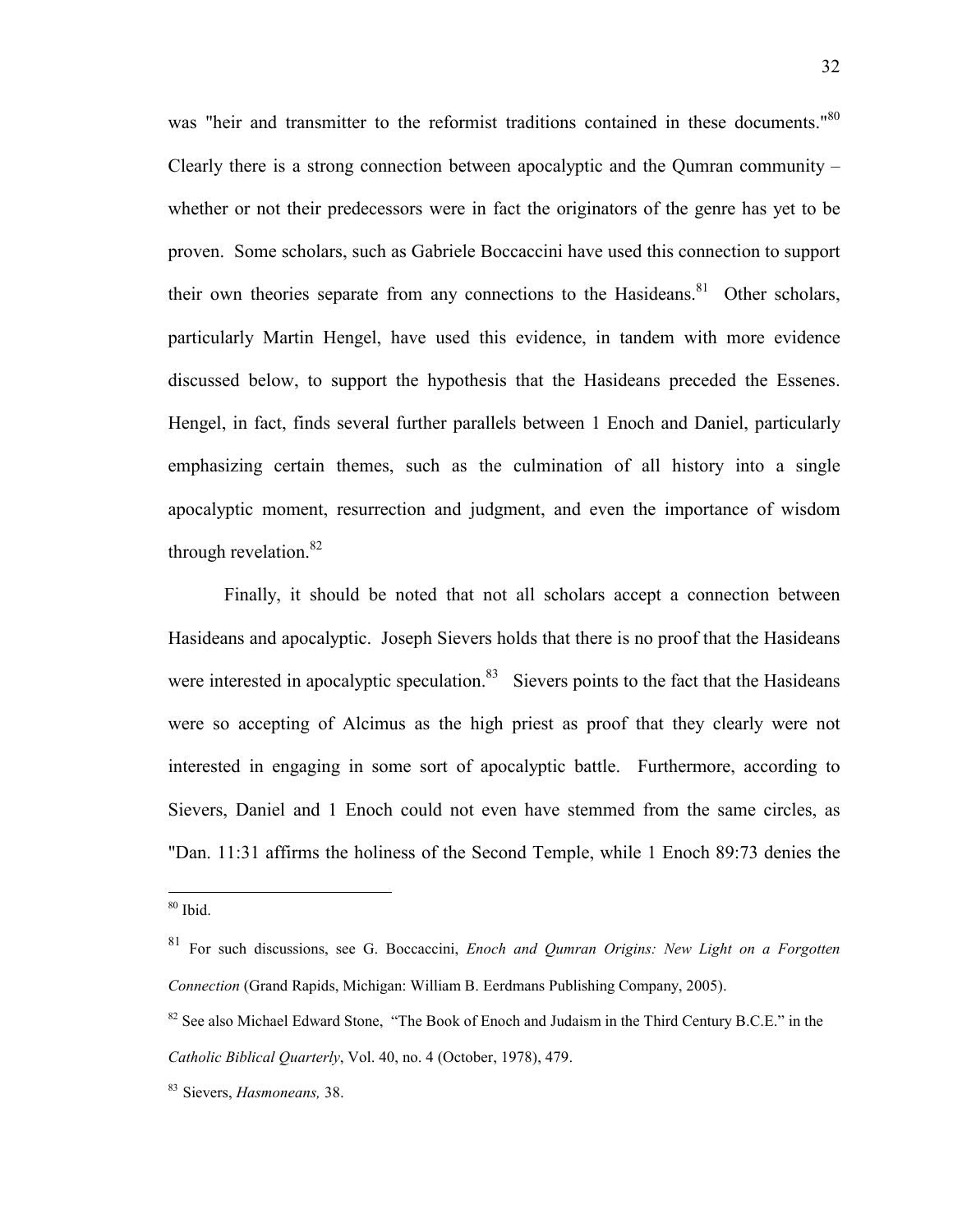was "heir and transmitter to the reformist traditions contained in these documents."[80] Clearly there is a strong connection between apocalyptic and the Qumran community – whether or not their predecessors were in fact the originators of the genre has yet to be proven. Some scholars, such as Gabriele Boccaccini have used this connection to support their own theories separate from any connections to the Hasideans.[81] Other scholars, particularly Martin Hengel, have used this evidence, in tandem with more evidence discussed below, to support the hypothesis that the Hasideans preceded the Essenes. Hengel, in fact, finds several further parallels between 1 Enoch and Daniel, particularly emphasizing certain themes, such as the culmination of all history into a single apocalyptic moment, resurrection and judgment, and even the importance of wisdom through revelation.[82]

Finally, it should be noted that not all scholars accept a connection between Hasideans and apocalyptic. Joseph Sievers holds that there is no proof that the Hasideans were interested in apocalyptic speculation.[83] Sievers points to the fact that the Hasideans were so accepting of Alcimus as the high priest as proof that they clearly were not interested in engaging in some sort of apocalyptic battle. Furthermore, according to Sievers, Daniel and 1 Enoch could not even have stemmed from the same circles, as "Dan. 11:31 affirms the holiness of the Second Temple, while 1 Enoch 89:73 denies the

---

[80] Ibid.

[81] For such discussions, see G. Boccaccini, *Enoch and Qumran Origins: New Light on a Forgotten Connection* (Grand Rapids, Michigan: William B. Eerdmans Publishing Company, 2005).

[82] See also Michael Edward Stone, "The Book of Enoch and Judaism in the Third Century B.C.E." in the *Catholic Biblical Quarterly*, Vol. 40, no. 4 (October, 1978), 479.

[83] Sievers, *Hasmoneans,* 38.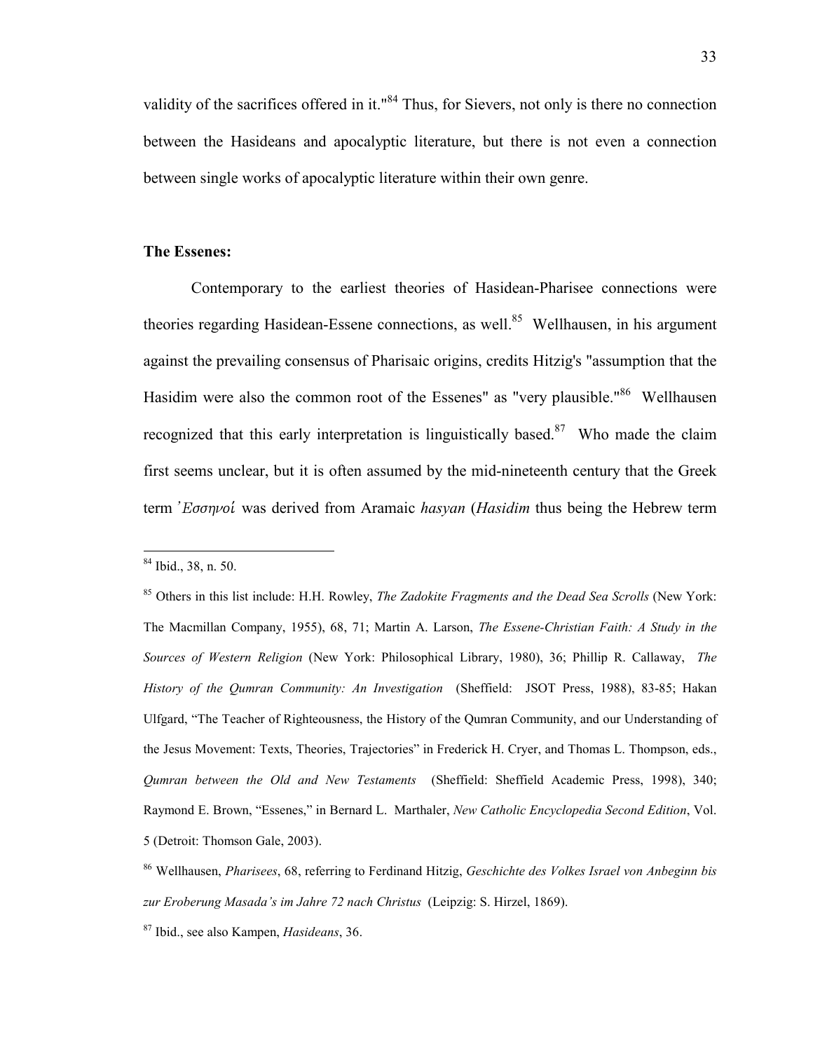validity of the sacrifices offered in it."[84] Thus, for Sievers, not only is there no connection between the Hasideans and apocalyptic literature, but there is not even a connection between single works of apocalyptic literature within their own genre.

**The Essenes:**

Contemporary to the earliest theories of Hasidean-Pharisee connections were theories regarding Hasidean-Essene connections, as well.[85] Wellhausen, in his argument against the prevailing consensus of Pharisaic origins, credits Hitzig's "assumption that the Hasidim were also the common root of the Essenes" as "very plausible."[86] Wellhausen recognized that this early interpretation is linguistically based.[87] Who made the claim first seems unclear, but it is often assumed by the mid-nineteenth century that the Greek term *'Εσσηνοί* was derived from Aramaic *hasyan* (*Hasidim* thus being the Hebrew term

---

[84] Ibid., 38, n. 50.

[85] Others in this list include: H.H. Rowley, *The Zadokite Fragments and the Dead Sea Scrolls* (New York: The Macmillan Company, 1955), 68, 71; Martin A. Larson, *The Essene-Christian Faith: A Study in the Sources of Western Religion* (New York: Philosophical Library, 1980), 36; Phillip R. Callaway, *The History of the Qumran Community: An Investigation* (Sheffield: JSOT Press, 1988), 83-85; Hakan Ulfgard, "The Teacher of Righteousness, the History of the Qumran Community, and our Understanding of the Jesus Movement: Texts, Theories, Trajectories" in Frederick H. Cryer, and Thomas L. Thompson, eds., *Qumran between the Old and New Testaments* (Sheffield: Sheffield Academic Press, 1998), 340; Raymond E. Brown, "Essenes," in Bernard L. Marthaler, *New Catholic Encyclopedia Second Edition*, Vol. 5 (Detroit: Thomson Gale, 2003).

[86] Wellhausen, *Pharisees*, 68, referring to Ferdinand Hitzig, *Geschichte des Volkes Israel von Anbeginn bis zur Eroberung Masada's im Jahre 72 nach Christus* (Leipzig: S. Hirzel, 1869).

[87] Ibid., see also Kampen, *Hasideans*, 36.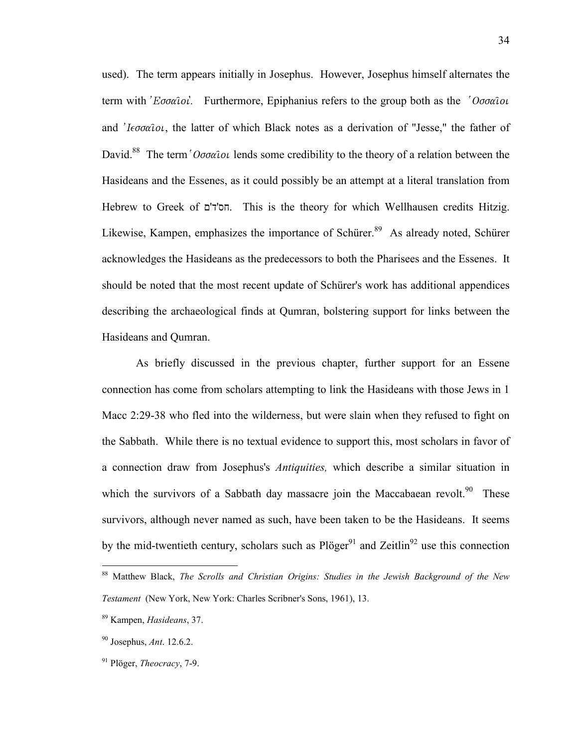used). The term appears initially in Josephus. However, Josephus himself alternates the term with Ἐσσαῖοι. Furthermore, Epiphanius refers to the group both as the Ὀσσαῖοι and Ἰεσσαῖοι, the latter of which Black notes as a derivation of "Jesse," the father of David.[88] The term Ὀσσαῖοι lends some credibility to the theory of a relation between the Hasideans and the Essenes, as it could possibly be an attempt at a literal translation from Hebrew to Greek of חסידים. This is the theory for which Wellhausen credits Hitzig. Likewise, Kampen, emphasizes the importance of Schürer.[89] As already noted, Schürer acknowledges the Hasideans as the predecessors to both the Pharisees and the Essenes. It should be noted that the most recent update of Schürer's work has additional appendices describing the archaeological finds at Qumran, bolstering support for links between the Hasideans and Qumran.

As briefly discussed in the previous chapter, further support for an Essene connection has come from scholars attempting to link the Hasideans with those Jews in 1 Macc 2:29-38 who fled into the wilderness, but were slain when they refused to fight on the Sabbath. While there is no textual evidence to support this, most scholars in favor of a connection draw from Josephus's *Antiquities,* which describe a similar situation in which the survivors of a Sabbath day massacre join the Maccabaean revolt.[90] These survivors, although never named as such, have been taken to be the Hasideans. It seems by the mid-twentieth century, scholars such as Plöger[91] and Zeitlin[92] use this connection

---

[88] Matthew Black, *The Scrolls and Christian Origins: Studies in the Jewish Background of the New Testament* (New York, New York: Charles Scribner's Sons, 1961), 13.

[89] Kampen, *Hasideans*, 37.

[90] Josephus, *Ant*. 12.6.2.

[91] Plöger, *Theocracy*, 7-9.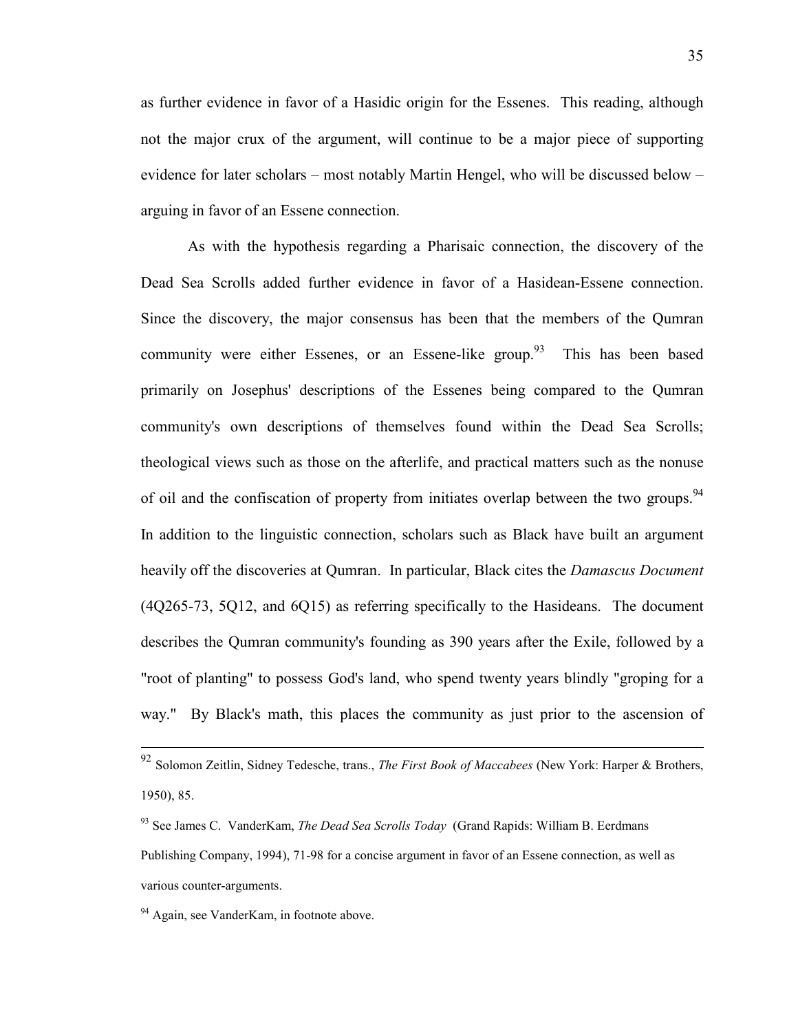as further evidence in favor of a Hasidic origin for the Essenes. This reading, although not the major crux of the argument, will continue to be a major piece of supporting evidence for later scholars – most notably Martin Hengel, who will be discussed below – arguing in favor of an Essene connection.

As with the hypothesis regarding a Pharisaic connection, the discovery of the Dead Sea Scrolls added further evidence in favor of a Hasidean-Essene connection. Since the discovery, the major consensus has been that the members of the Qumran community were either Essenes, or an Essene-like group.[93] This has been based primarily on Josephus' descriptions of the Essenes being compared to the Qumran community's own descriptions of themselves found within the Dead Sea Scrolls; theological views such as those on the afterlife, and practical matters such as the nonuse of oil and the confiscation of property from initiates overlap between the two groups.[94] In addition to the linguistic connection, scholars such as Black have built an argument heavily off the discoveries at Qumran. In particular, Black cites the *Damascus Document* (4Q265-73, 5Q12, and 6Q15) as referring specifically to the Hasideans. The document describes the Qumran community's founding as 390 years after the Exile, followed by a "root of planting" to possess God's land, who spend twenty years blindly "groping for a way." By Black's math, this places the community as just prior to the ascension of

---

[92] Solomon Zeitlin, Sidney Tedesche, trans., *The First Book of Maccabees* (New York: Harper & Brothers, 1950), 85.

[93] See James C. VanderKam, *The Dead Sea Scrolls Today* (Grand Rapids: William B. Eerdmans Publishing Company, 1994), 71-98 for a concise argument in favor of an Essene connection, as well as various counter-arguments.

[94] Again, see VanderKam, in footnote above.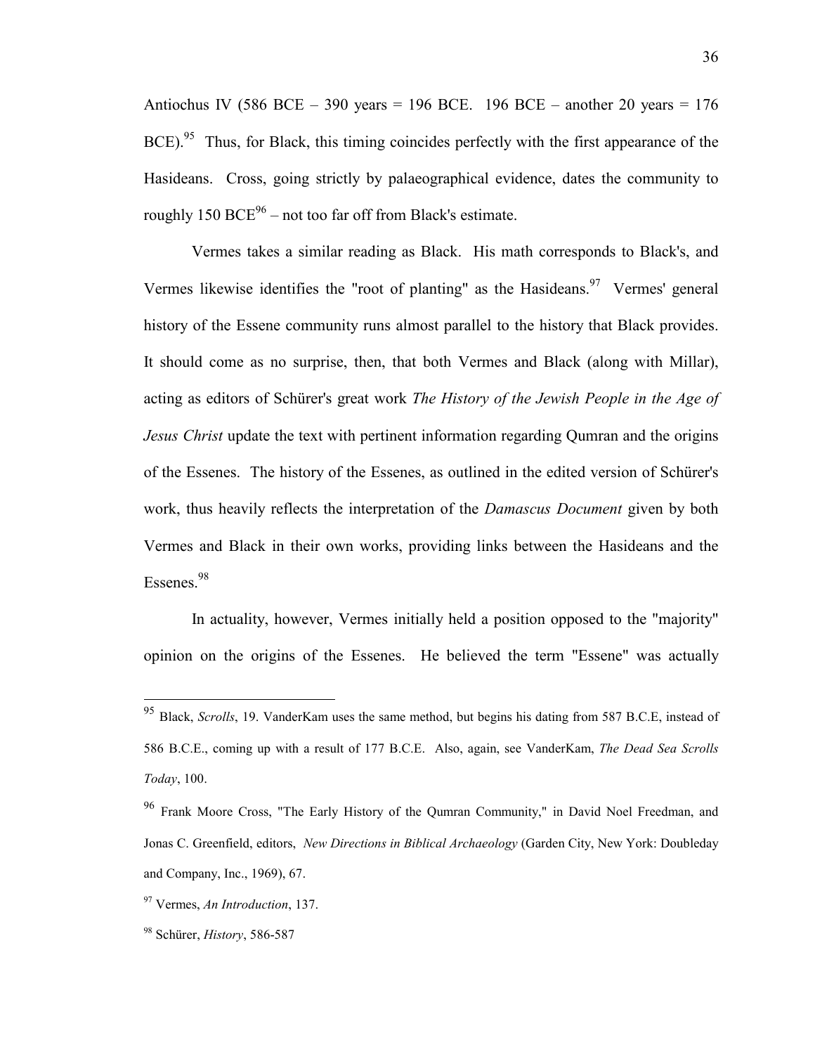Antiochus IV (586 BCE – 390 years = 196 BCE. 196 BCE – another 20 years = 176 BCE).[95] Thus, for Black, this timing coincides perfectly with the first appearance of the Hasideans. Cross, going strictly by palaeographical evidence, dates the community to roughly 150 BCE[96] – not too far off from Black's estimate.

Vermes takes a similar reading as Black. His math corresponds to Black's, and Vermes likewise identifies the "root of planting" as the Hasideans.[97] Vermes' general history of the Essene community runs almost parallel to the history that Black provides. It should come as no surprise, then, that both Vermes and Black (along with Millar), acting as editors of Schürer's great work *The History of the Jewish People in the Age of Jesus Christ* update the text with pertinent information regarding Qumran and the origins of the Essenes. The history of the Essenes, as outlined in the edited version of Schürer's work, thus heavily reflects the interpretation of the *Damascus Document* given by both Vermes and Black in their own works, providing links between the Hasideans and the Essenes.[98]

In actuality, however, Vermes initially held a position opposed to the "majority" opinion on the origins of the Essenes. He believed the term "Essene" was actually

---

[95] Black, *Scrolls*, 19. VanderKam uses the same method, but begins his dating from 587 B.C.E, instead of 586 B.C.E., coming up with a result of 177 B.C.E. Also, again, see VanderKam, *The Dead Sea Scrolls Today*, 100.

[96] Frank Moore Cross, "The Early History of the Qumran Community," in David Noel Freedman, and Jonas C. Greenfield, editors, *New Directions in Biblical Archaeology* (Garden City, New York: Doubleday and Company, Inc., 1969), 67.

[97] Vermes, *An Introduction*, 137.

[98] Schürer, *History*, 586-587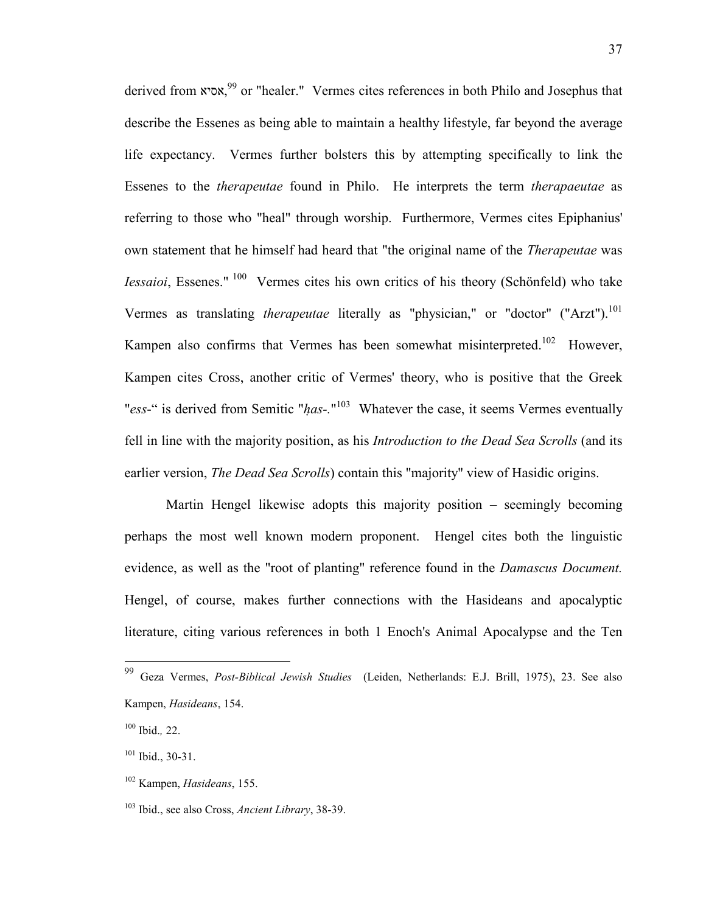derived from אסיא,[99] or "healer." Vermes cites references in both Philo and Josephus that describe the Essenes as being able to maintain a healthy lifestyle, far beyond the average life expectancy. Vermes further bolsters this by attempting specifically to link the Essenes to the *therapeutae* found in Philo. He interprets the term *therapaeutae* as referring to those who "heal" through worship. Furthermore, Vermes cites Epiphanius' own statement that he himself had heard that "the original name of the *Therapeutae* was *Iessaioi*, Essenes."[100] Vermes cites his own critics of his theory (Schönfeld) who take Vermes as translating *therapeutae* literally as "physician," or "doctor" ("Arzt").[101] Kampen also confirms that Vermes has been somewhat misinterpreted.[102] However, Kampen cites Cross, another critic of Vermes' theory, who is positive that the Greek "*ess*-" is derived from Semitic "*ḥas*-."[103] Whatever the case, it seems Vermes eventually fell in line with the majority position, as his *Introduction to the Dead Sea Scrolls* (and its earlier version, *The Dead Sea Scrolls*) contain this "majority" view of Hasidic origins.

Martin Hengel likewise adopts this majority position – seemingly becoming perhaps the most well known modern proponent. Hengel cites both the linguistic evidence, as well as the "root of planting" reference found in the *Damascus Document.* Hengel, of course, makes further connections with the Hasideans and apocalyptic literature, citing various references in both 1 Enoch's Animal Apocalypse and the Ten

---

[99] Geza Vermes, *Post-Biblical Jewish Studies* (Leiden, Netherlands: E.J. Brill, 1975), 23. See also Kampen, *Hasideans*, 154.

[100] Ibid., 22.

[101] Ibid., 30-31.

[102] Kampen, *Hasideans*, 155.

[103] Ibid., see also Cross, *Ancient Library*, 38-39.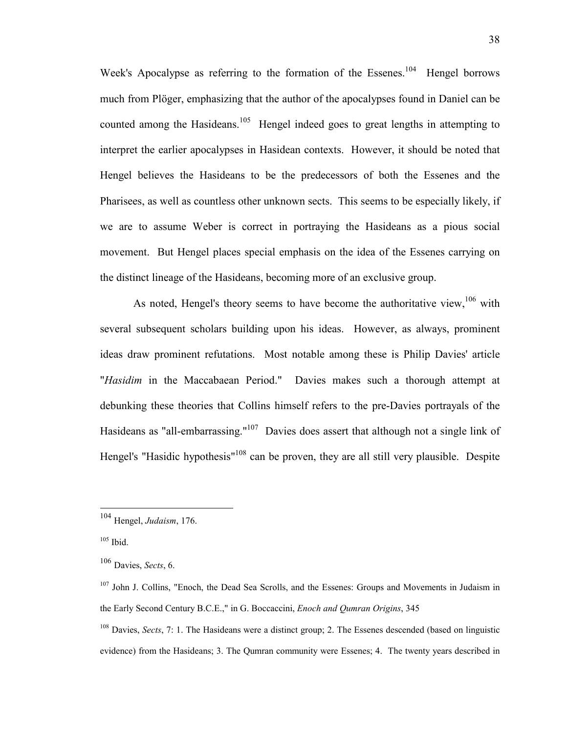Week's Apocalypse as referring to the formation of the Essenes.[104] Hengel borrows much from Plöger, emphasizing that the author of the apocalypses found in Daniel can be counted among the Hasideans.[105] Hengel indeed goes to great lengths in attempting to interpret the earlier apocalypses in Hasidean contexts. However, it should be noted that Hengel believes the Hasideans to be the predecessors of both the Essenes and the Pharisees, as well as countless other unknown sects. This seems to be especially likely, if we are to assume Weber is correct in portraying the Hasideans as a pious social movement. But Hengel places special emphasis on the idea of the Essenes carrying on the distinct lineage of the Hasideans, becoming more of an exclusive group.

As noted, Hengel's theory seems to have become the authoritative view,[106] with several subsequent scholars building upon his ideas. However, as always, prominent ideas draw prominent refutations. Most notable among these is Philip Davies' article "*Hasidim* in the Maccabaean Period." Davies makes such a thorough attempt at debunking these theories that Collins himself refers to the pre-Davies portrayals of the Hasideans as "all-embarrassing."[107] Davies does assert that although not a single link of Hengel's "Hasidic hypothesis"[108] can be proven, they are all still very plausible. Despite

---

[104] Hengel, *Judaism*, 176.

[105] Ibid.

[106] Davies, *Sects*, 6.

[107] John J. Collins, "Enoch, the Dead Sea Scrolls, and the Essenes: Groups and Movements in Judaism in the Early Second Century B.C.E.," in G. Boccaccini, *Enoch and Qumran Origins*, 345

[108] Davies, *Sects*, 7: 1. The Hasideans were a distinct group; 2. The Essenes descended (based on linguistic evidence) from the Hasideans; 3. The Qumran community were Essenes; 4. The twenty years described in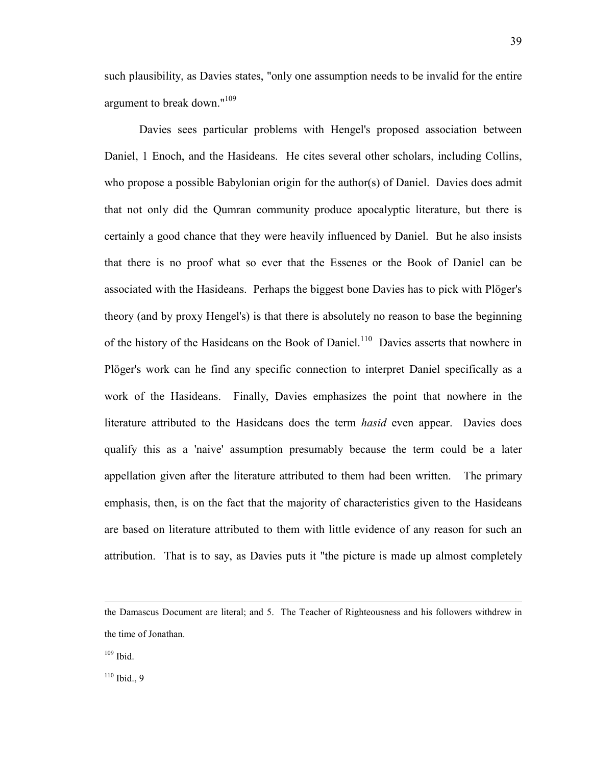such plausibility, as Davies states, "only one assumption needs to be invalid for the entire argument to break down."[109]

Davies sees particular problems with Hengel's proposed association between Daniel, 1 Enoch, and the Hasideans. He cites several other scholars, including Collins, who propose a possible Babylonian origin for the author(s) of Daniel. Davies does admit that not only did the Qumran community produce apocalyptic literature, but there is certainly a good chance that they were heavily influenced by Daniel. But he also insists that there is no proof what so ever that the Essenes or the Book of Daniel can be associated with the Hasideans. Perhaps the biggest bone Davies has to pick with Plöger's theory (and by proxy Hengel's) is that there is absolutely no reason to base the beginning of the history of the Hasideans on the Book of Daniel.[110] Davies asserts that nowhere in Plöger's work can he find any specific connection to interpret Daniel specifically as a work of the Hasideans. Finally, Davies emphasizes the point that nowhere in the literature attributed to the Hasideans does the term *hasid* even appear. Davies does qualify this as a 'naive' assumption presumably because the term could be a later appellation given after the literature attributed to them had been written. The primary emphasis, then, is on the fact that the majority of characteristics given to the Hasideans are based on literature attributed to them with little evidence of any reason for such an attribution. That is to say, as Davies puts it "the picture is made up almost completely

---

the Damascus Document are literal; and 5. The Teacher of Righteousness and his followers withdrew in the time of Jonathan.

[109] Ibid.

[110] Ibid., 9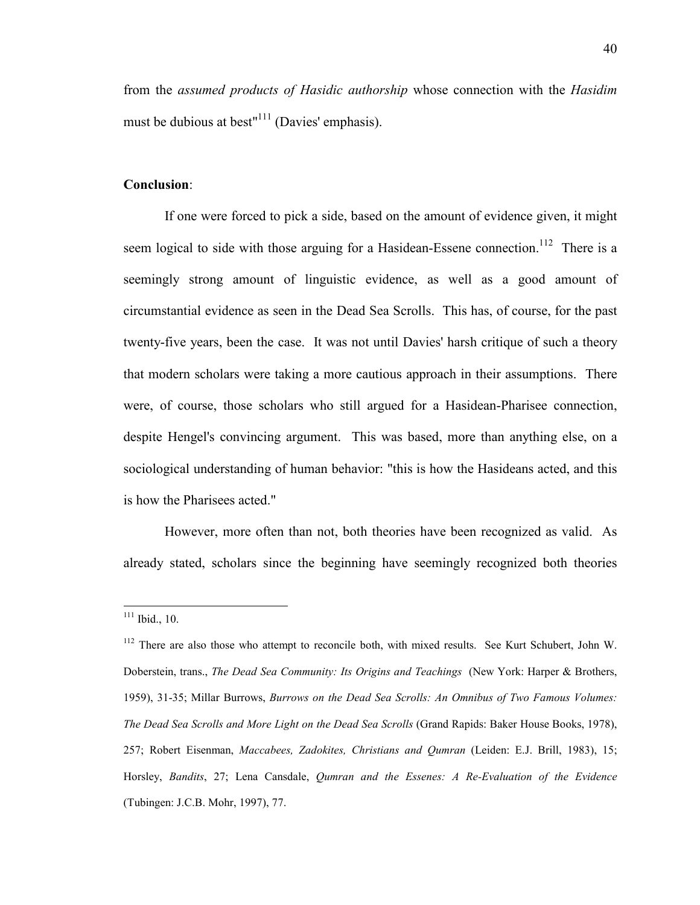from the *assumed products of Hasidic authorship* whose connection with the *Hasidim* must be dubious at best"[111] (Davies' emphasis).

**Conclusion**:

If one were forced to pick a side, based on the amount of evidence given, it might seem logical to side with those arguing for a Hasidean-Essene connection.[112] There is a seemingly strong amount of linguistic evidence, as well as a good amount of circumstantial evidence as seen in the Dead Sea Scrolls. This has, of course, for the past twenty-five years, been the case. It was not until Davies' harsh critique of such a theory that modern scholars were taking a more cautious approach in their assumptions. There were, of course, those scholars who still argued for a Hasidean-Pharisee connection, despite Hengel's convincing argument. This was based, more than anything else, on a sociological understanding of human behavior: "this is how the Hasideans acted, and this is how the Pharisees acted."

However, more often than not, both theories have been recognized as valid. As already stated, scholars since the beginning have seemingly recognized both theories

---

[111] Ibid., 10.

[112] There are also those who attempt to reconcile both, with mixed results. See Kurt Schubert, John W. Doberstein, trans., *The Dead Sea Community: Its Origins and Teachings* (New York: Harper & Brothers, 1959), 31-35; Millar Burrows, *Burrows on the Dead Sea Scrolls: An Omnibus of Two Famous Volumes: The Dead Sea Scrolls and More Light on the Dead Sea Scrolls* (Grand Rapids: Baker House Books, 1978), 257; Robert Eisenman, *Maccabees, Zadokites, Christians and Qumran* (Leiden: E.J. Brill, 1983), 15; Horsley, *Bandits*, 27; Lena Cansdale, *Qumran and the Essenes: A Re-Evaluation of the Evidence* (Tubingen: J.C.B. Mohr, 1997), 77.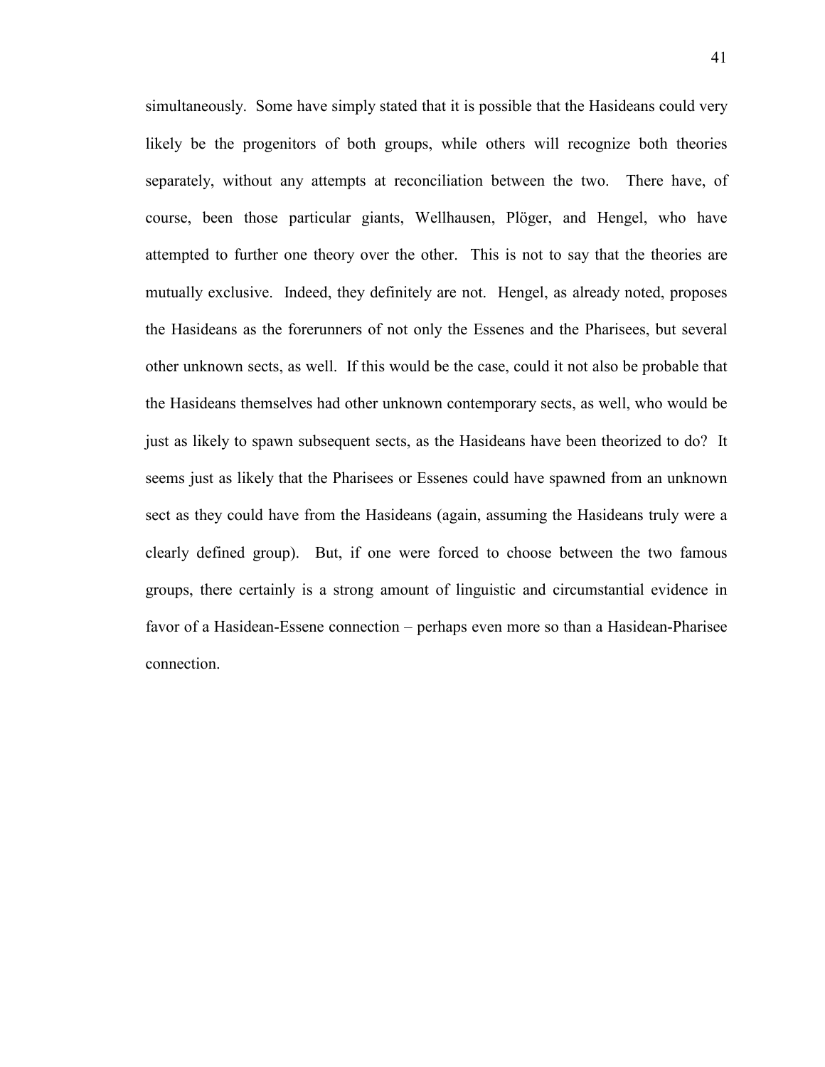simultaneously. Some have simply stated that it is possible that the Hasideans could very likely be the progenitors of both groups, while others will recognize both theories separately, without any attempts at reconciliation between the two. There have, of course, been those particular giants, Wellhausen, Plöger, and Hengel, who have attempted to further one theory over the other. This is not to say that the theories are mutually exclusive. Indeed, they definitely are not. Hengel, as already noted, proposes the Hasideans as the forerunners of not only the Essenes and the Pharisees, but several other unknown sects, as well. If this would be the case, could it not also be probable that the Hasideans themselves had other unknown contemporary sects, as well, who would be just as likely to spawn subsequent sects, as the Hasideans have been theorized to do? It seems just as likely that the Pharisees or Essenes could have spawned from an unknown sect as they could have from the Hasideans (again, assuming the Hasideans truly were a clearly defined group). But, if one were forced to choose between the two famous groups, there certainly is a strong amount of linguistic and circumstantial evidence in favor of a Hasidean-Essene connection – perhaps even more so than a Hasidean-Pharisee connection.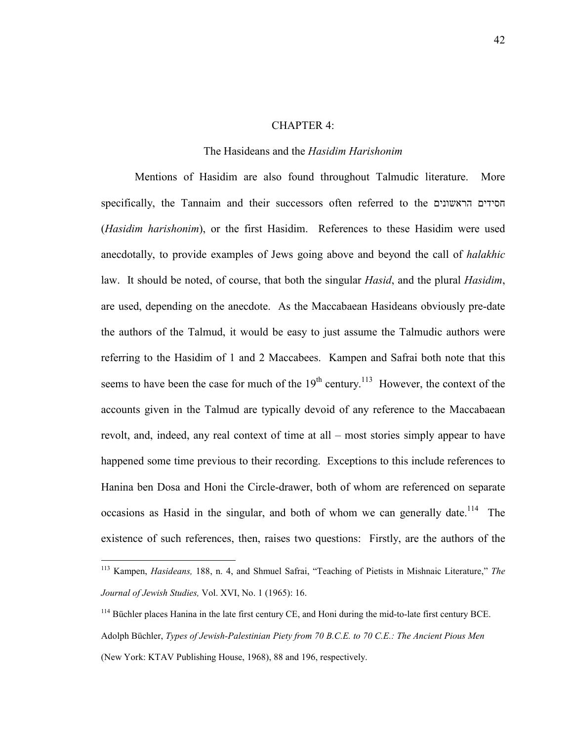# CHAPTER 4:

## The Hasideans and the *Hasidim Harishonim*

Mentions of Hasidim are also found throughout Talmudic literature. More specifically, the Tannaim and their successors often referred to the חסידים הראשונים (*Hasidim harishonim*), or the first Hasidim. References to these Hasidim were used anecdotally, to provide examples of Jews going above and beyond the call of *halakhic* law. It should be noted, of course, that both the singular *Hasid*, and the plural *Hasidim*, are used, depending on the anecdote. As the Maccabaean Hasideans obviously pre-date the authors of the Talmud, it would be easy to just assume the Talmudic authors were referring to the Hasidim of 1 and 2 Maccabees. Kampen and Safrai both note that this seems to have been the case for much of the 19th century.[113] However, the context of the accounts given in the Talmud are typically devoid of any reference to the Maccabaean revolt, and, indeed, any real context of time at all – most stories simply appear to have happened some time previous to their recording. Exceptions to this include references to Hanina ben Dosa and Honi the Circle-drawer, both of whom are referenced on separate occasions as Hasid in the singular, and both of whom we can generally date.[114] The existence of such references, then, raises two questions: Firstly, are the authors of the

---

[113] Kampen, *Hasideans,* 188, n. 4, and Shmuel Safrai, "Teaching of Pietists in Mishnaic Literature," *The Journal of Jewish Studies,* Vol. XVI, No. 1 (1965): 16.

[114] Büchler places Hanina in the late first century CE, and Honi during the mid-to-late first century BCE. Adolph Büchler, *Types of Jewish-Palestinian Piety from 70 B.C.E. to 70 C.E.: The Ancient Pious Men* (New York: KTAV Publishing House, 1968), 88 and 196, respectively.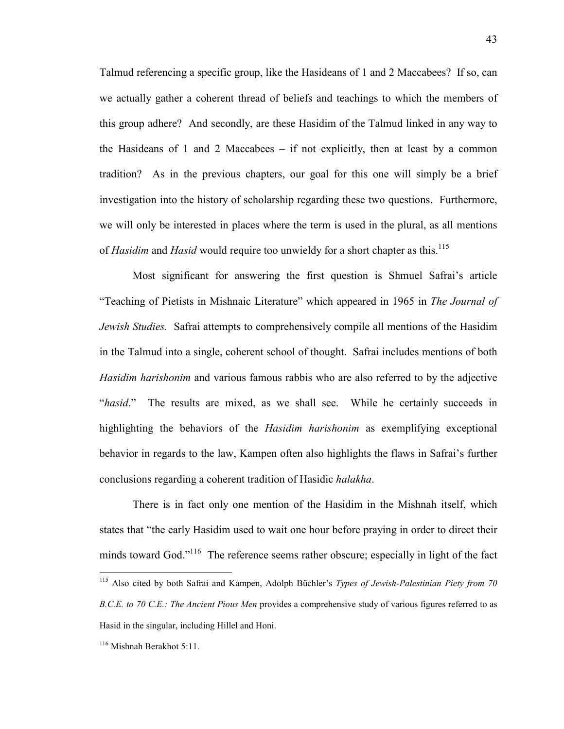Talmud referencing a specific group, like the Hasideans of 1 and 2 Maccabees? If so, can we actually gather a coherent thread of beliefs and teachings to which the members of this group adhere? And secondly, are these Hasidim of the Talmud linked in any way to the Hasideans of 1 and 2 Maccabees – if not explicitly, then at least by a common tradition? As in the previous chapters, our goal for this one will simply be a brief investigation into the history of scholarship regarding these two questions. Furthermore, we will only be interested in places where the term is used in the plural, as all mentions of *Hasidim* and *Hasid* would require too unwieldy for a short chapter as this.[115]

Most significant for answering the first question is Shmuel Safrai's article "Teaching of Pietists in Mishnaic Literature" which appeared in 1965 in *The Journal of Jewish Studies.* Safrai attempts to comprehensively compile all mentions of the Hasidim in the Talmud into a single, coherent school of thought. Safrai includes mentions of both *Hasidim harishonim* and various famous rabbis who are also referred to by the adjective "*hasid*." The results are mixed, as we shall see. While he certainly succeeds in highlighting the behaviors of the *Hasidim harishonim* as exemplifying exceptional behavior in regards to the law, Kampen often also highlights the flaws in Safrai's further conclusions regarding a coherent tradition of Hasidic *halakha*.

There is in fact only one mention of the Hasidim in the Mishnah itself, which states that "the early Hasidim used to wait one hour before praying in order to direct their minds toward God."[116] The reference seems rather obscure; especially in light of the fact

[115] Also cited by both Safrai and Kampen, Adolph Büchler's *Types of Jewish-Palestinian Piety from 70 B.C.E. to 70 C.E.: The Ancient Pious Men* provides a comprehensive study of various figures referred to as Hasid in the singular, including Hillel and Honi.

[116] Mishnah Berakhot 5:11.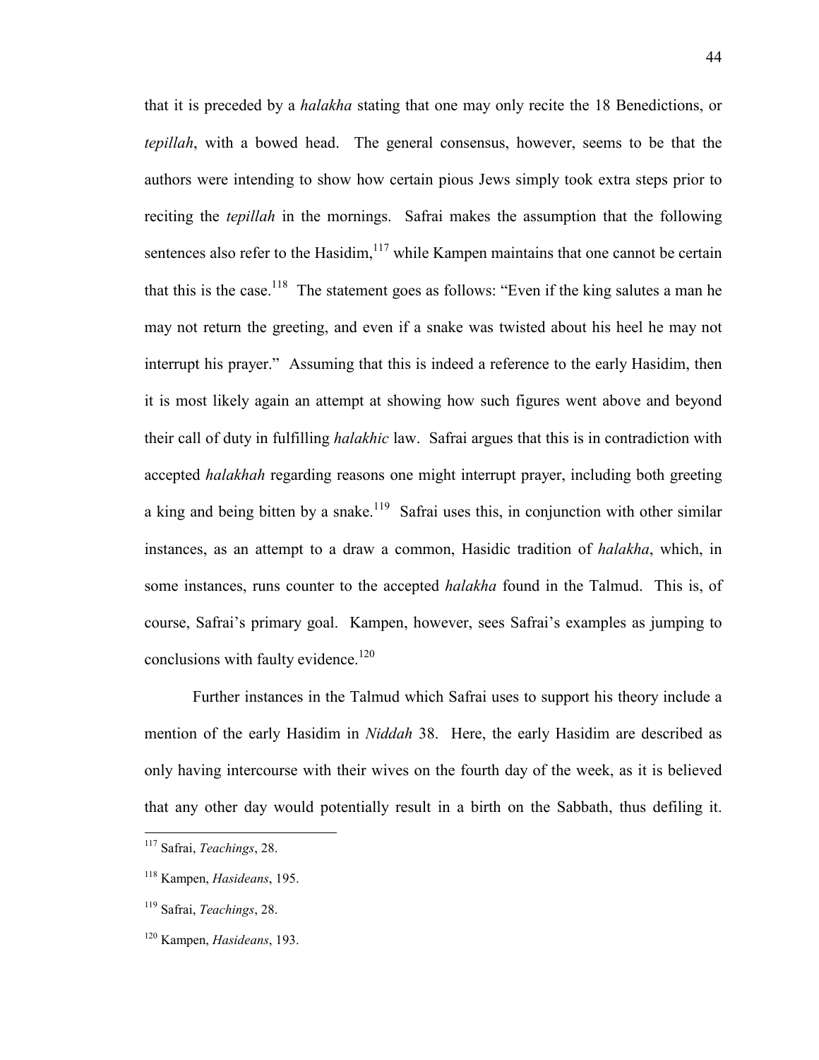that it is preceded by a *halakha* stating that one may only recite the 18 Benedictions, or *tepillah*, with a bowed head. The general consensus, however, seems to be that the authors were intending to show how certain pious Jews simply took extra steps prior to reciting the *tepillah* in the mornings. Safrai makes the assumption that the following sentences also refer to the Hasidim,[117] while Kampen maintains that one cannot be certain that this is the case.[118] The statement goes as follows: "Even if the king salutes a man he may not return the greeting, and even if a snake was twisted about his heel he may not interrupt his prayer." Assuming that this is indeed a reference to the early Hasidim, then it is most likely again an attempt at showing how such figures went above and beyond their call of duty in fulfilling *halakhic* law. Safrai argues that this is in contradiction with accepted *halakhah* regarding reasons one might interrupt prayer, including both greeting a king and being bitten by a snake.[119] Safrai uses this, in conjunction with other similar instances, as an attempt to a draw a common, Hasidic tradition of *halakha*, which, in some instances, runs counter to the accepted *halakha* found in the Talmud. This is, of course, Safrai's primary goal. Kampen, however, sees Safrai's examples as jumping to conclusions with faulty evidence.[120]

Further instances in the Talmud which Safrai uses to support his theory include a mention of the early Hasidim in *Niddah* 38. Here, the early Hasidim are described as only having intercourse with their wives on the fourth day of the week, as it is believed that any other day would potentially result in a birth on the Sabbath, thus defiling it.

---

[117] Safrai, *Teachings*, 28.

[118] Kampen, *Hasideans*, 195.

[119] Safrai, *Teachings*, 28.

[120] Kampen, *Hasideans*, 193.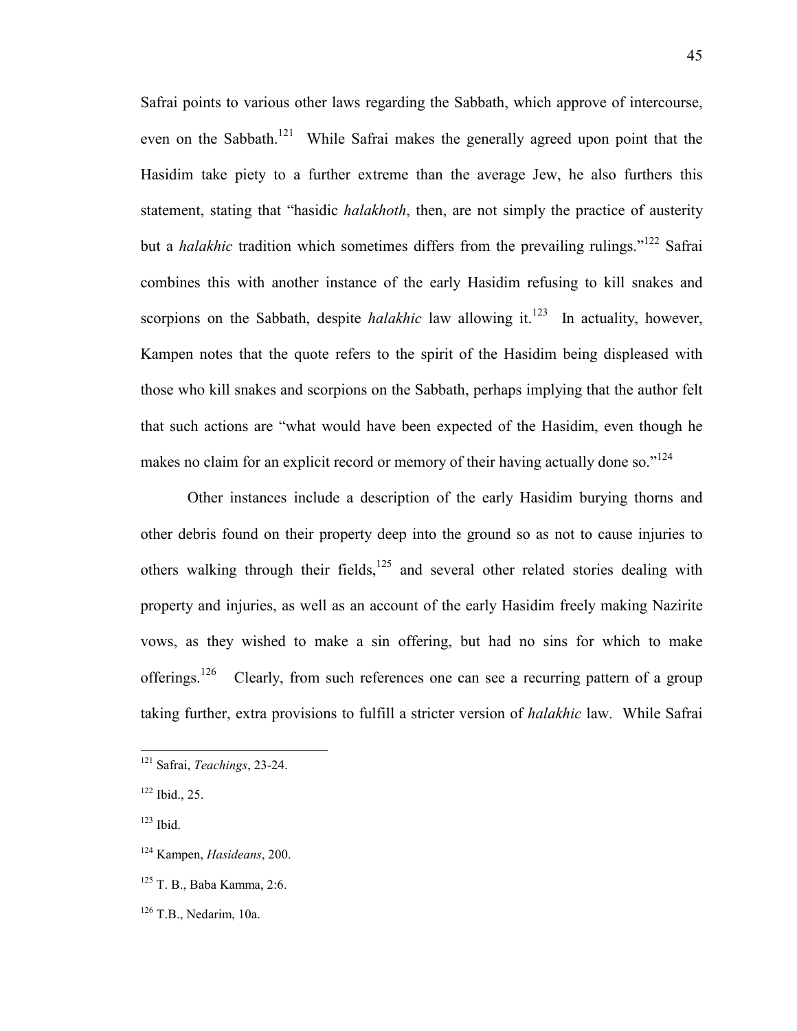Safrai points to various other laws regarding the Sabbath, which approve of intercourse, even on the Sabbath.[121] While Safrai makes the generally agreed upon point that the Hasidim take piety to a further extreme than the average Jew, he also furthers this statement, stating that "hasidic *halakhoth*, then, are not simply the practice of austerity but a *halakhic* tradition which sometimes differs from the prevailing rulings."[122] Safrai combines this with another instance of the early Hasidim refusing to kill snakes and scorpions on the Sabbath, despite *halakhic* law allowing it.[123] In actuality, however, Kampen notes that the quote refers to the spirit of the Hasidim being displeased with those who kill snakes and scorpions on the Sabbath, perhaps implying that the author felt that such actions are "what would have been expected of the Hasidim, even though he makes no claim for an explicit record or memory of their having actually done so."[124]

Other instances include a description of the early Hasidim burying thorns and other debris found on their property deep into the ground so as not to cause injuries to others walking through their fields,[125] and several other related stories dealing with property and injuries, as well as an account of the early Hasidim freely making Nazirite vows, as they wished to make a sin offering, but had no sins for which to make offerings.[126] Clearly, from such references one can see a recurring pattern of a group taking further, extra provisions to fulfill a stricter version of *halakhic* law. While Safrai

---

[121] Safrai, *Teachings*, 23-24.

[122] Ibid., 25.

[123] Ibid.

[124] Kampen, *Hasideans*, 200.

[125] T. B., Baba Kamma, 2:6.

[126] T.B., Nedarim, 10a.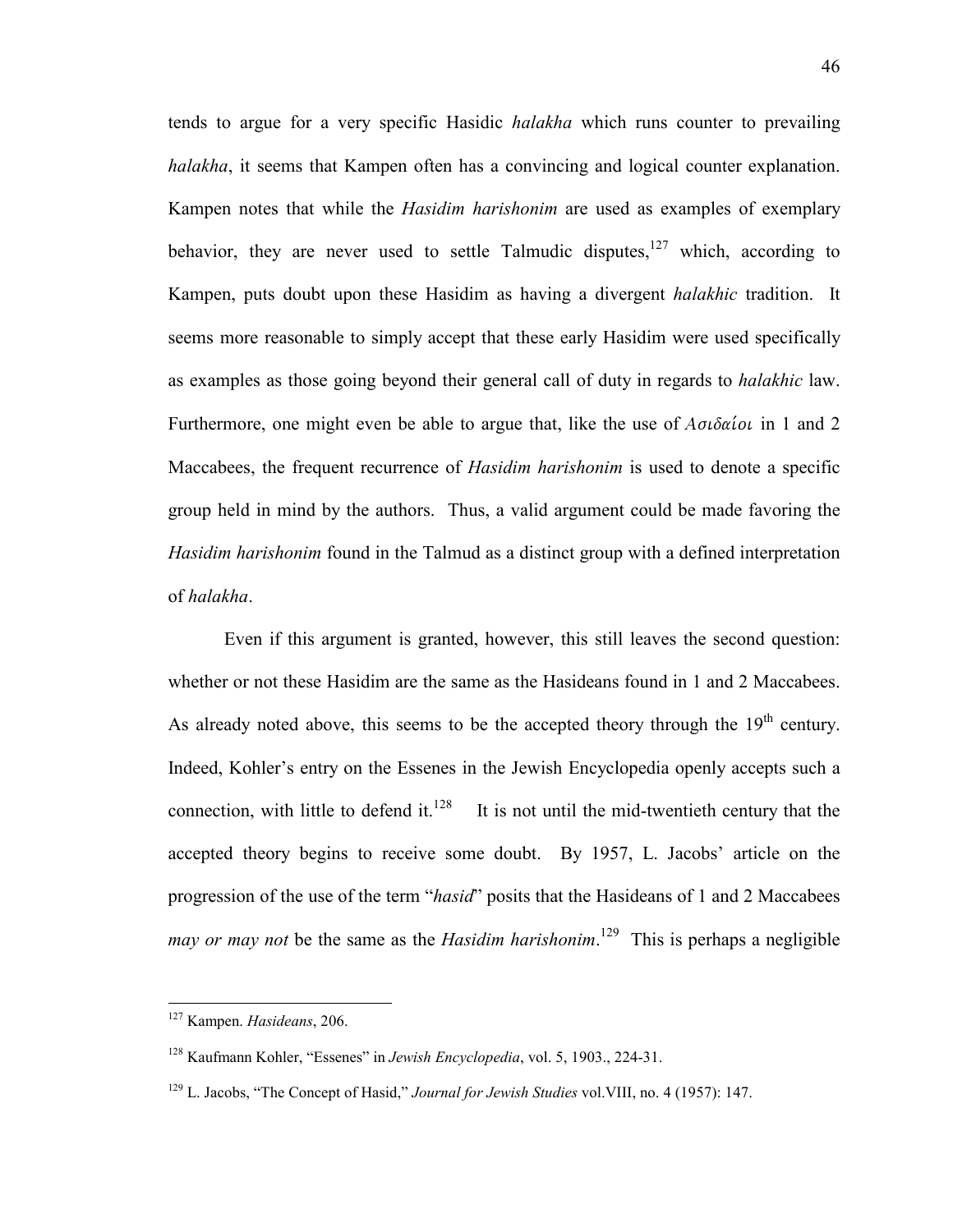tends to argue for a very specific Hasidic *halakha* which runs counter to prevailing *halakha*, it seems that Kampen often has a convincing and logical counter explanation. Kampen notes that while the *Hasidim harishonim* are used as examples of exemplary behavior, they are never used to settle Talmudic disputes,[127] which, according to Kampen, puts doubt upon these Hasidim as having a divergent *halakhic* tradition. It seems more reasonable to simply accept that these early Hasidim were used specifically as examples as those going beyond their general call of duty in regards to *halakhic* law. Furthermore, one might even be able to argue that, like the use of *Ασιδαίοι* in 1 and 2 Maccabees, the frequent recurrence of *Hasidim harishonim* is used to denote a specific group held in mind by the authors. Thus, a valid argument could be made favoring the *Hasidim harishonim* found in the Talmud as a distinct group with a defined interpretation of *halakha*.

Even if this argument is granted, however, this still leaves the second question: whether or not these Hasidim are the same as the Hasideans found in 1 and 2 Maccabees. As already noted above, this seems to be the accepted theory through the 19th century. Indeed, Kohler's entry on the Essenes in the Jewish Encyclopedia openly accepts such a connection, with little to defend it.[128] It is not until the mid-twentieth century that the accepted theory begins to receive some doubt. By 1957, L. Jacobs' article on the progression of the use of the term "*hasid*" posits that the Hasideans of 1 and 2 Maccabees *may or may not* be the same as the *Hasidim harishonim*.[129] This is perhaps a negligible

---

[127] Kampen. *Hasideans*, 206.

[128] Kaufmann Kohler, "Essenes" in *Jewish Encyclopedia*, vol. 5, 1903., 224-31.

[129] L. Jacobs, "The Concept of Hasid," *Journal for Jewish Studies* vol.VIII, no. 4 (1957): 147.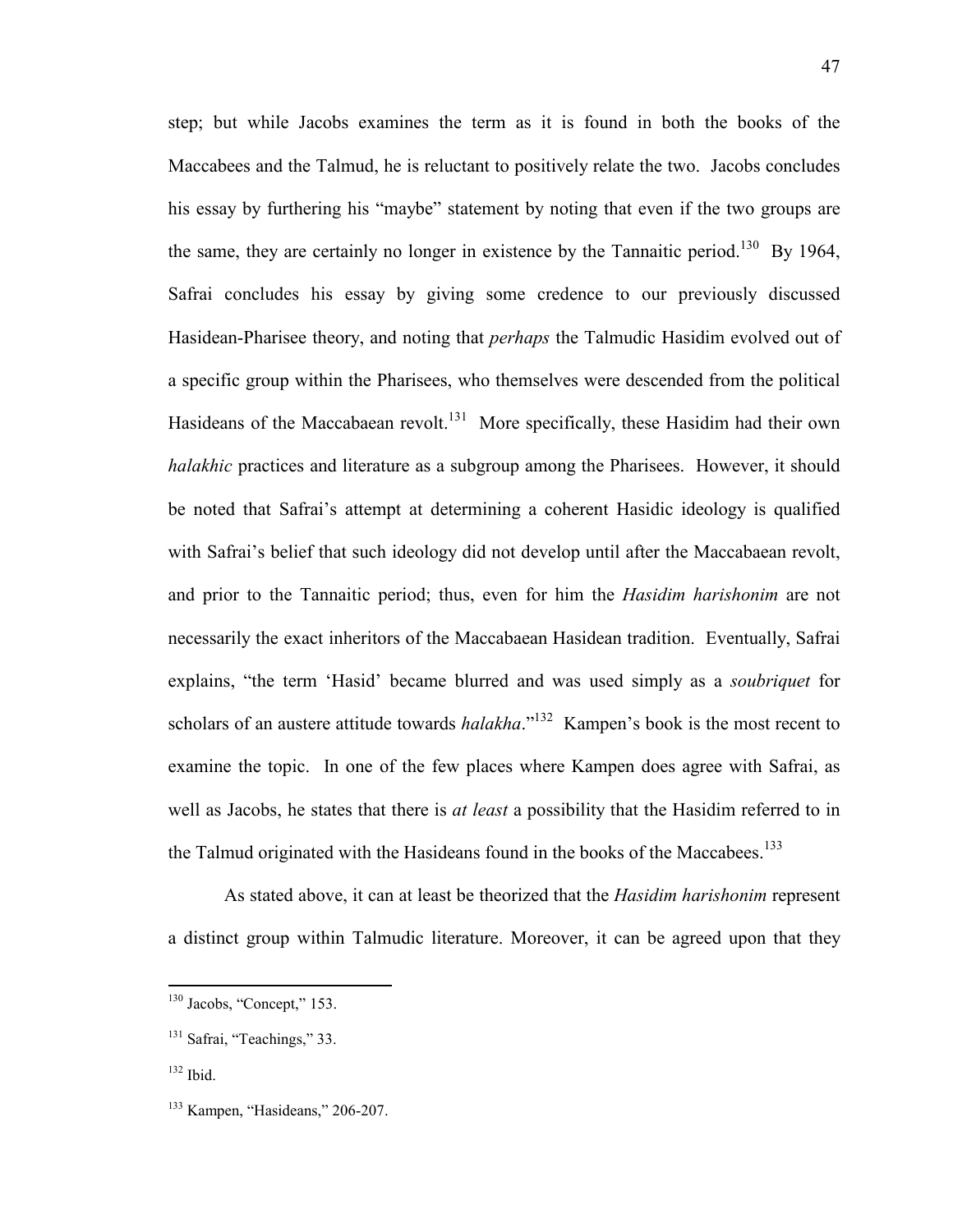step; but while Jacobs examines the term as it is found in both the books of the Maccabees and the Talmud, he is reluctant to positively relate the two. Jacobs concludes his essay by furthering his "maybe" statement by noting that even if the two groups are the same, they are certainly no longer in existence by the Tannaitic period.[130] By 1964, Safrai concludes his essay by giving some credence to our previously discussed Hasidean-Pharisee theory, and noting that *perhaps* the Talmudic Hasidim evolved out of a specific group within the Pharisees, who themselves were descended from the political Hasideans of the Maccabaean revolt.[131] More specifically, these Hasidim had their own *halakhic* practices and literature as a subgroup among the Pharisees. However, it should be noted that Safrai's attempt at determining a coherent Hasidic ideology is qualified with Safrai's belief that such ideology did not develop until after the Maccabaean revolt, and prior to the Tannaitic period; thus, even for him the *Hasidim harishonim* are not necessarily the exact inheritors of the Maccabaean Hasidean tradition. Eventually, Safrai explains, "the term 'Hasid' became blurred and was used simply as a *soubriquet* for scholars of an austere attitude towards *halakha*."[132] Kampen's book is the most recent to examine the topic. In one of the few places where Kampen does agree with Safrai, as well as Jacobs, he states that there is *at least* a possibility that the Hasidim referred to in the Talmud originated with the Hasideans found in the books of the Maccabees.[133]

As stated above, it can at least be theorized that the *Hasidim harishonim* represent a distinct group within Talmudic literature. Moreover, it can be agreed upon that they

---

[130] Jacobs, "Concept," 153.

[131] Safrai, "Teachings," 33.

[132] Ibid.

[133] Kampen, "Hasideans," 206-207.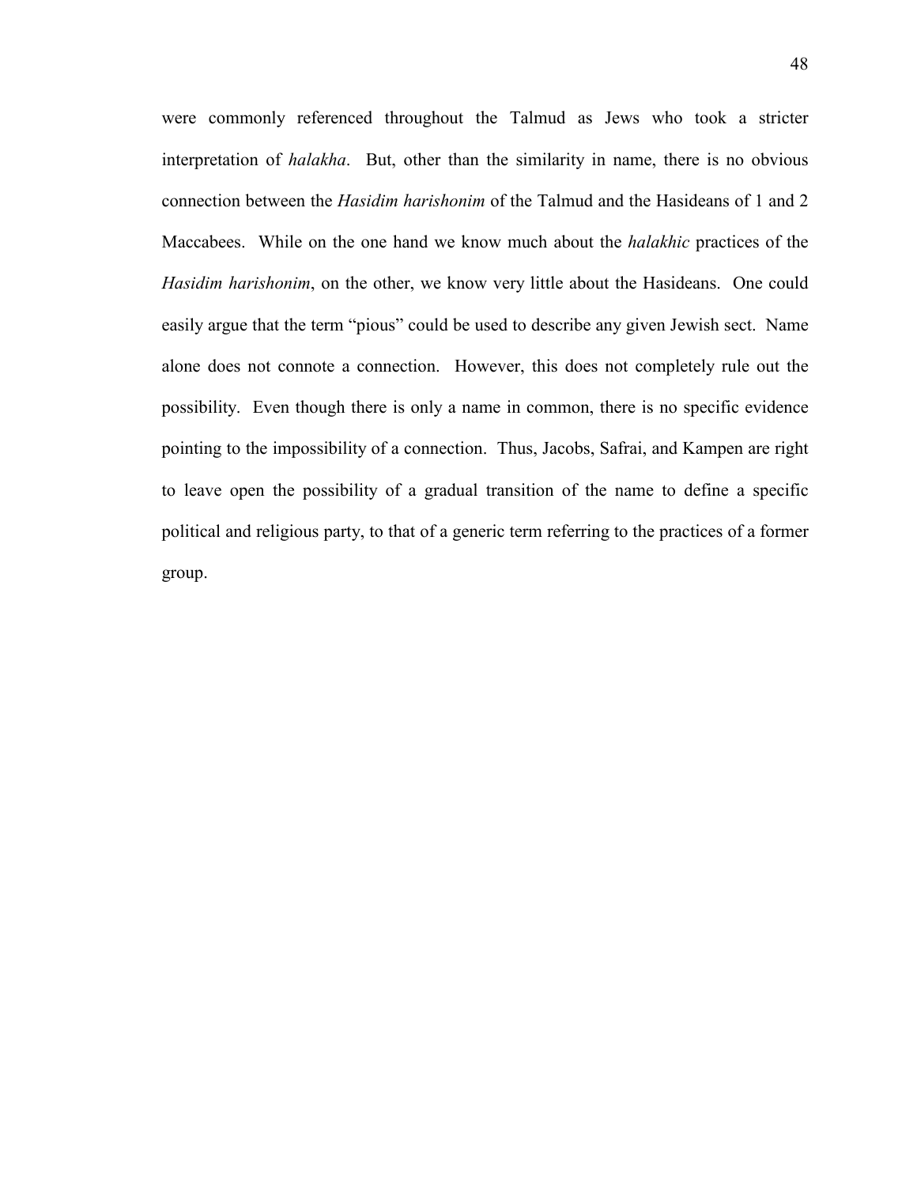were commonly referenced throughout the Talmud as Jews who took a stricter interpretation of *halakha*. But, other than the similarity in name, there is no obvious connection between the *Hasidim harishonim* of the Talmud and the Hasideans of 1 and 2 Maccabees. While on the one hand we know much about the *halakhic* practices of the *Hasidim harishonim*, on the other, we know very little about the Hasideans. One could easily argue that the term "pious" could be used to describe any given Jewish sect. Name alone does not connote a connection. However, this does not completely rule out the possibility. Even though there is only a name in common, there is no specific evidence pointing to the impossibility of a connection. Thus, Jacobs, Safrai, and Kampen are right to leave open the possibility of a gradual transition of the name to define a specific political and religious party, to that of a generic term referring to the practices of a former group.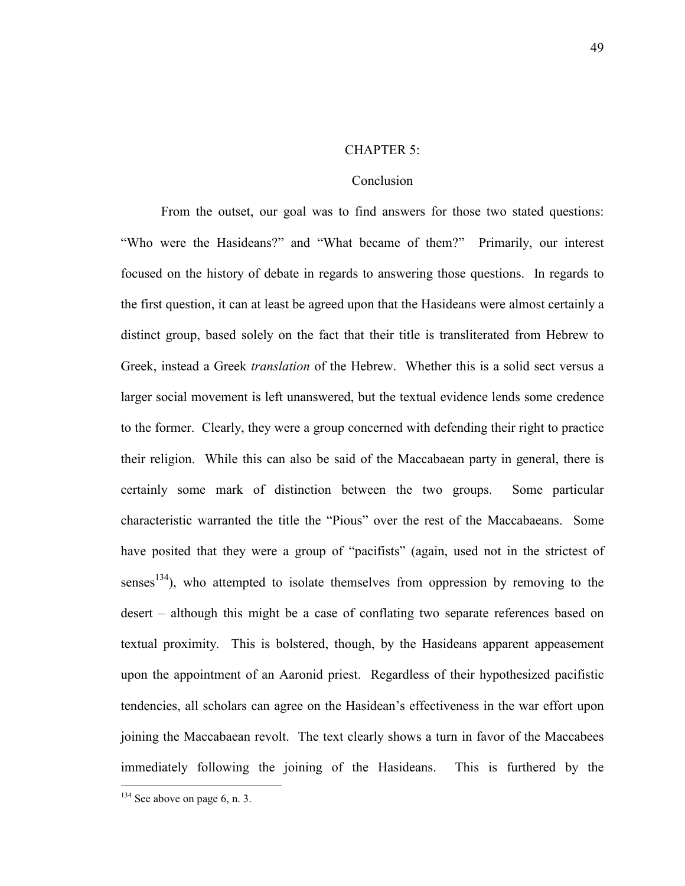# CHAPTER 5:

## Conclusion

From the outset, our goal was to find answers for those two stated questions: "Who were the Hasideans?" and "What became of them?" Primarily, our interest focused on the history of debate in regards to answering those questions. In regards to the first question, it can at least be agreed upon that the Hasideans were almost certainly a distinct group, based solely on the fact that their title is transliterated from Hebrew to Greek, instead a Greek *translation* of the Hebrew. Whether this is a solid sect versus a larger social movement is left unanswered, but the textual evidence lends some credence to the former. Clearly, they were a group concerned with defending their right to practice their religion. While this can also be said of the Maccabaean party in general, there is certainly some mark of distinction between the two groups. Some particular characteristic warranted the title the "Pious" over the rest of the Maccabaeans. Some have posited that they were a group of "pacifists" (again, used not in the strictest of senses[134]), who attempted to isolate themselves from oppression by removing to the desert – although this might be a case of conflating two separate references based on textual proximity. This is bolstered, though, by the Hasideans apparent appeasement upon the appointment of an Aaronid priest. Regardless of their hypothesized pacifistic tendencies, all scholars can agree on the Hasidean's effectiveness in the war effort upon joining the Maccabaean revolt. The text clearly shows a turn in favor of the Maccabees immediately following the joining of the Hasideans. This is furthered by the

[134] See above on page 6, n. 3.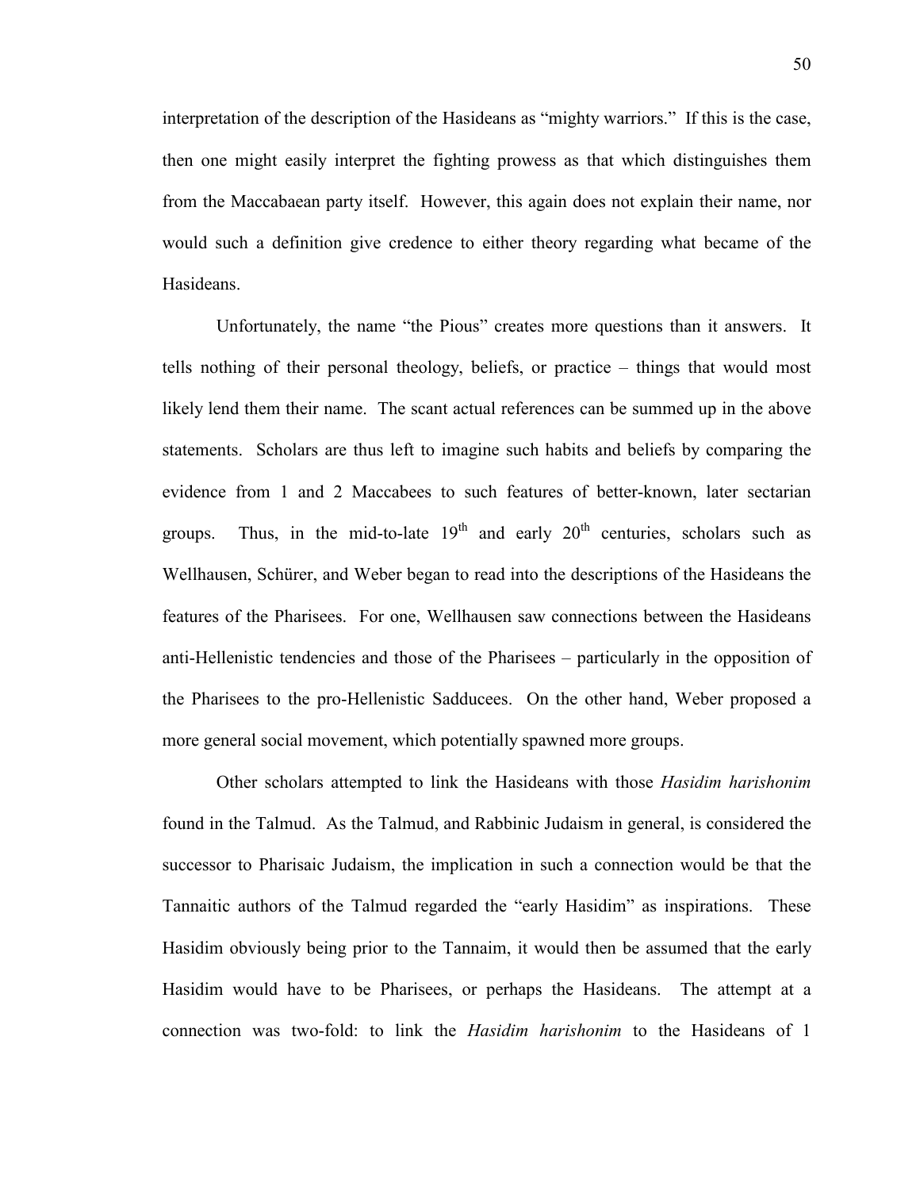interpretation of the description of the Hasideans as "mighty warriors." If this is the case, then one might easily interpret the fighting prowess as that which distinguishes them from the Maccabaean party itself. However, this again does not explain their name, nor would such a definition give credence to either theory regarding what became of the Hasideans.

Unfortunately, the name "the Pious" creates more questions than it answers. It tells nothing of their personal theology, beliefs, or practice – things that would most likely lend them their name. The scant actual references can be summed up in the above statements. Scholars are thus left to imagine such habits and beliefs by comparing the evidence from 1 and 2 Maccabees to such features of better-known, later sectarian groups. Thus, in the mid-to-late 19th and early 20th centuries, scholars such as Wellhausen, Schürer, and Weber began to read into the descriptions of the Hasideans the features of the Pharisees. For one, Wellhausen saw connections between the Hasideans anti-Hellenistic tendencies and those of the Pharisees – particularly in the opposition of the Pharisees to the pro-Hellenistic Sadducees. On the other hand, Weber proposed a more general social movement, which potentially spawned more groups.

Other scholars attempted to link the Hasideans with those *Hasidim harishonim* found in the Talmud. As the Talmud, and Rabbinic Judaism in general, is considered the successor to Pharisaic Judaism, the implication in such a connection would be that the Tannaitic authors of the Talmud regarded the "early Hasidim" as inspirations. These Hasidim obviously being prior to the Tannaim, it would then be assumed that the early Hasidim would have to be Pharisees, or perhaps the Hasideans. The attempt at a connection was two-fold: to link the *Hasidim harishonim* to the Hasideans of 1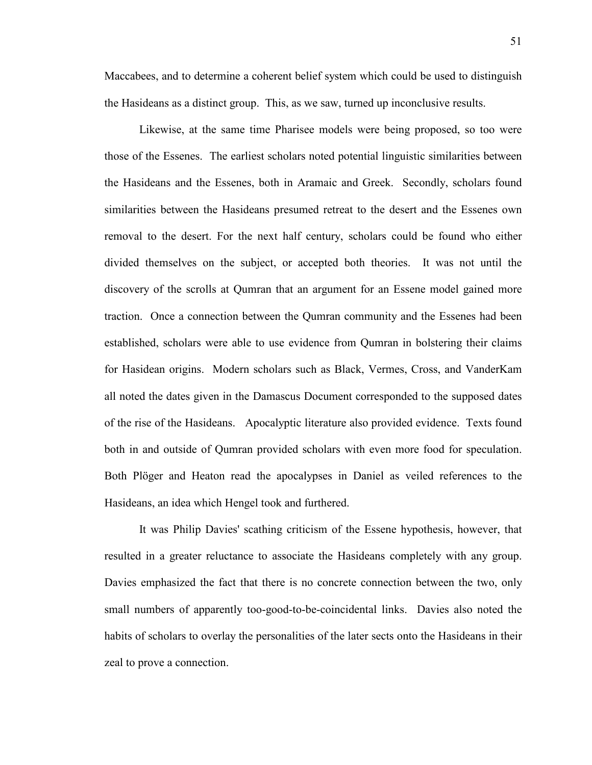Maccabees, and to determine a coherent belief system which could be used to distinguish the Hasideans as a distinct group. This, as we saw, turned up inconclusive results.

Likewise, at the same time Pharisee models were being proposed, so too were those of the Essenes. The earliest scholars noted potential linguistic similarities between the Hasideans and the Essenes, both in Aramaic and Greek. Secondly, scholars found similarities between the Hasideans presumed retreat to the desert and the Essenes own removal to the desert. For the next half century, scholars could be found who either divided themselves on the subject, or accepted both theories. It was not until the discovery of the scrolls at Qumran that an argument for an Essene model gained more traction. Once a connection between the Qumran community and the Essenes had been established, scholars were able to use evidence from Qumran in bolstering their claims for Hasidean origins. Modern scholars such as Black, Vermes, Cross, and VanderKam all noted the dates given in the Damascus Document corresponded to the supposed dates of the rise of the Hasideans. Apocalyptic literature also provided evidence. Texts found both in and outside of Qumran provided scholars with even more food for speculation. Both Plöger and Heaton read the apocalypses in Daniel as veiled references to the Hasideans, an idea which Hengel took and furthered.

It was Philip Davies' scathing criticism of the Essene hypothesis, however, that resulted in a greater reluctance to associate the Hasideans completely with any group. Davies emphasized the fact that there is no concrete connection between the two, only small numbers of apparently too-good-to-be-coincidental links. Davies also noted the habits of scholars to overlay the personalities of the later sects onto the Hasideans in their zeal to prove a connection.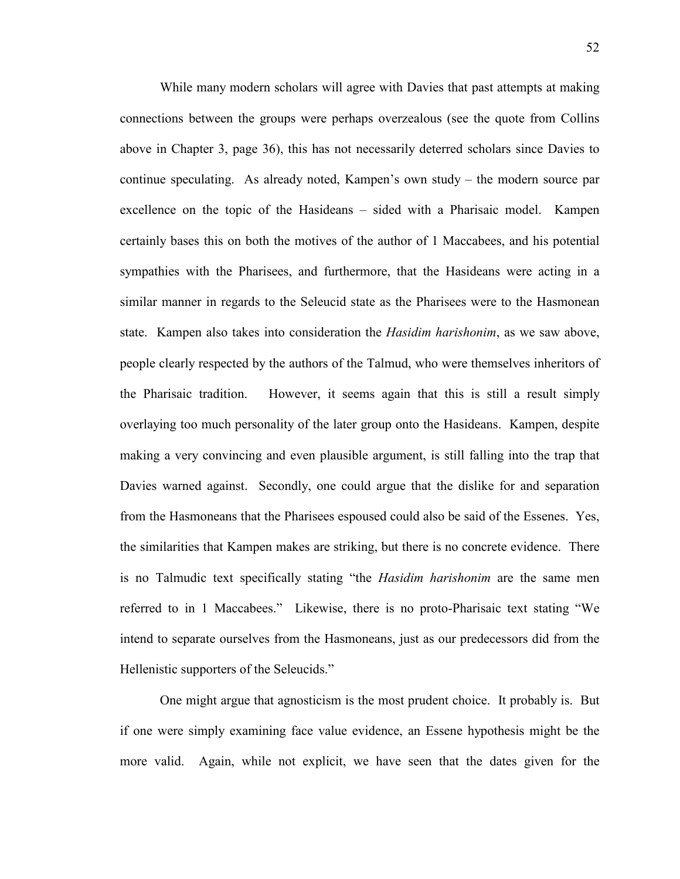While many modern scholars will agree with Davies that past attempts at making connections between the groups were perhaps overzealous (see the quote from Collins above in Chapter 3, page 36), this has not necessarily deterred scholars since Davies to continue speculating. As already noted, Kampen's own study – the modern source par excellence on the topic of the Hasideans – sided with a Pharisaic model. Kampen certainly bases this on both the motives of the author of 1 Maccabees, and his potential sympathies with the Pharisees, and furthermore, that the Hasideans were acting in a similar manner in regards to the Seleucid state as the Pharisees were to the Hasmonean state. Kampen also takes into consideration the *Hasidim harishonim*, as we saw above, people clearly respected by the authors of the Talmud, who were themselves inheritors of the Pharisaic tradition. However, it seems again that this is still a result simply overlaying too much personality of the later group onto the Hasideans. Kampen, despite making a very convincing and even plausible argument, is still falling into the trap that Davies warned against. Secondly, one could argue that the dislike for and separation from the Hasmoneans that the Pharisees espoused could also be said of the Essenes. Yes, the similarities that Kampen makes are striking, but there is no concrete evidence. There is no Talmudic text specifically stating "the *Hasidim harishonim* are the same men referred to in 1 Maccabees." Likewise, there is no proto-Pharisaic text stating "We intend to separate ourselves from the Hasmoneans, just as our predecessors did from the Hellenistic supporters of the Seleucids."

One might argue that agnosticism is the most prudent choice. It probably is. But if one were simply examining face value evidence, an Essene hypothesis might be the more valid. Again, while not explicit, we have seen that the dates given for the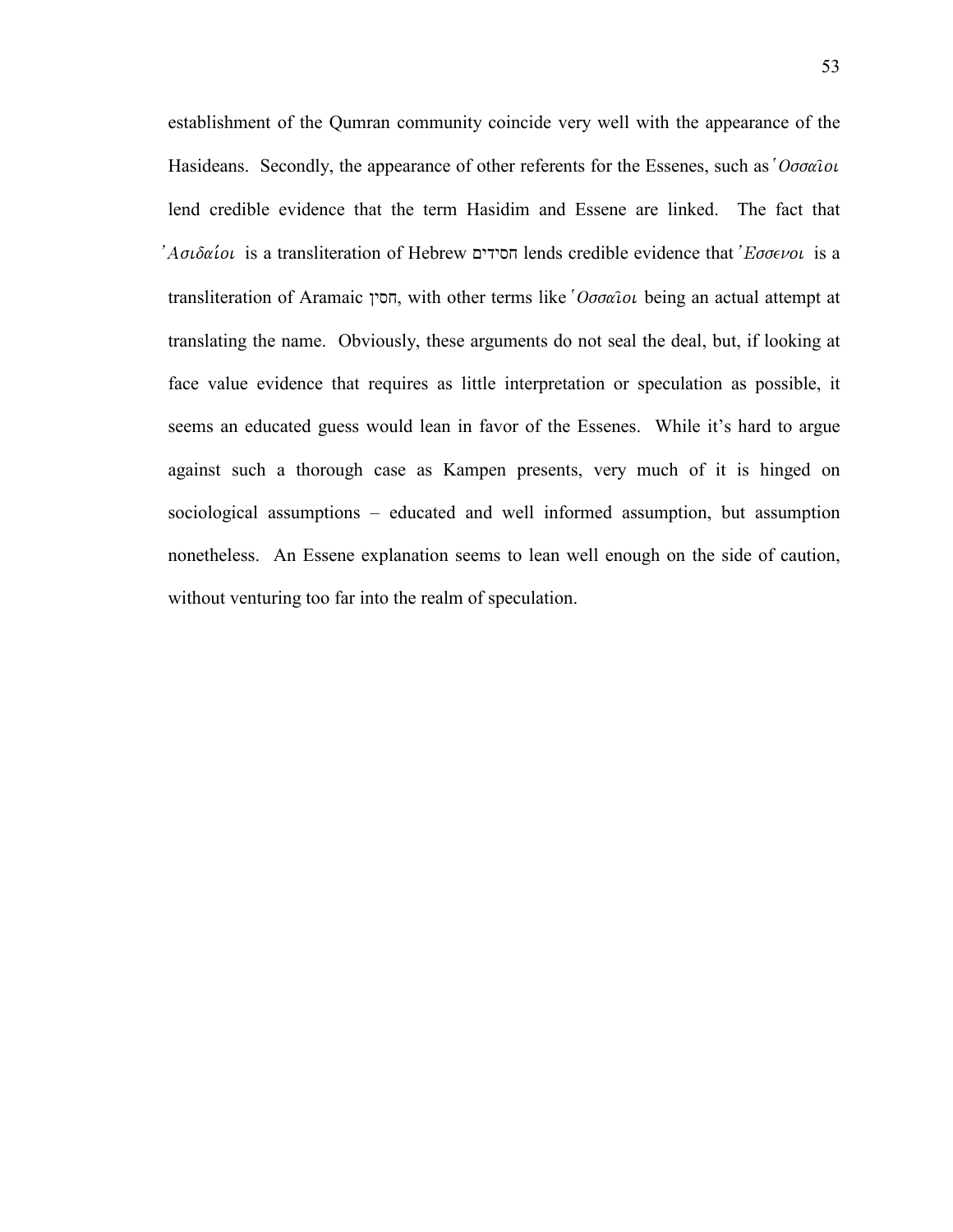establishment of the Qumran community coincide very well with the appearance of the Hasideans. Secondly, the appearance of other referents for the Essenes, such as *Ὀσσαῖοι* lend credible evidence that the term Hasidim and Essene are linked. The fact that *Ἀσιδαίοι* is a transliteration of Hebrew חסידים lends credible evidence that *Ἐσσενοι* is a transliteration of Aramaic חסין, with other terms like *Ὀσσαῖοι* being an actual attempt at translating the name. Obviously, these arguments do not seal the deal, but, if looking at face value evidence that requires as little interpretation or speculation as possible, it seems an educated guess would lean in favor of the Essenes. While it's hard to argue against such a thorough case as Kampen presents, very much of it is hinged on sociological assumptions – educated and well informed assumption, but assumption nonetheless. An Essene explanation seems to lean well enough on the side of caution, without venturing too far into the realm of speculation.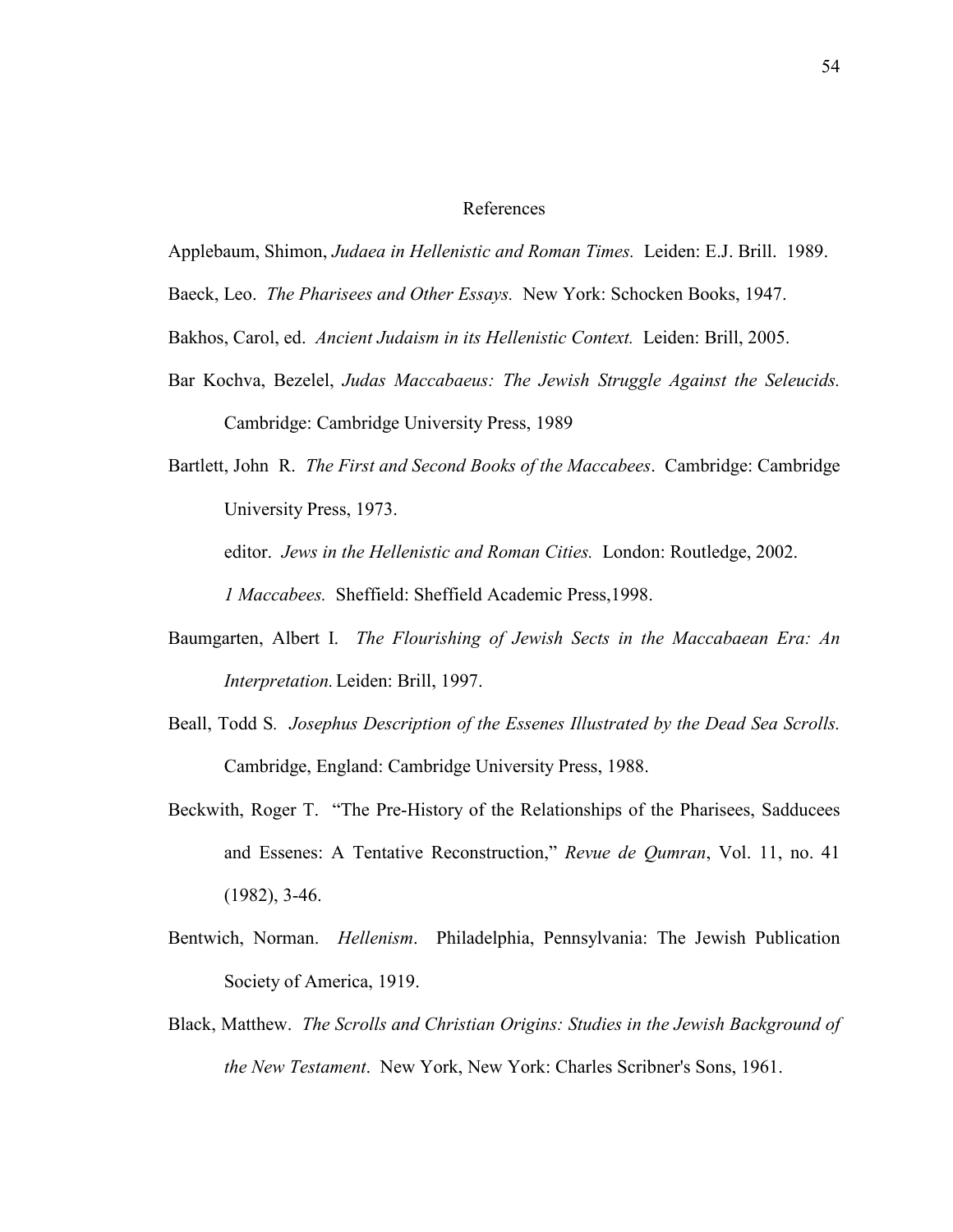# References

Applebaum, Shimon, *Judaea in Hellenistic and Roman Times.* Leiden: E.J. Brill. 1989.

Baeck, Leo. *The Pharisees and Other Essays.* New York: Schocken Books, 1947.

Bakhos, Carol, ed. *Ancient Judaism in its Hellenistic Context.* Leiden: Brill, 2005.

Bar Kochva, Bezelel, *Judas Maccabaeus: The Jewish Struggle Against the Seleucids.* Cambridge: Cambridge University Press, 1989

Bartlett, John R. *The First and Second Books of the Maccabees*. Cambridge: Cambridge University Press, 1973.

editor. *Jews in the Hellenistic and Roman Cities.* London: Routledge, 2002.

*1 Maccabees.* Sheffield: Sheffield Academic Press,1998.

Baumgarten, Albert I. *The Flourishing of Jewish Sects in the Maccabaean Era: An Interpretation.* Leiden: Brill, 1997.

Beall, Todd S. *Josephus Description of the Essenes Illustrated by the Dead Sea Scrolls.* Cambridge, England: Cambridge University Press, 1988.

Beckwith, Roger T. "The Pre-History of the Relationships of the Pharisees, Sadducees and Essenes: A Tentative Reconstruction," *Revue de Qumran*, Vol. 11, no. 41 (1982), 3-46.

Bentwich, Norman. *Hellenism*. Philadelphia, Pennsylvania: The Jewish Publication Society of America, 1919.

Black, Matthew. *The Scrolls and Christian Origins: Studies in the Jewish Background of the New Testament*. New York, New York: Charles Scribner's Sons, 1961.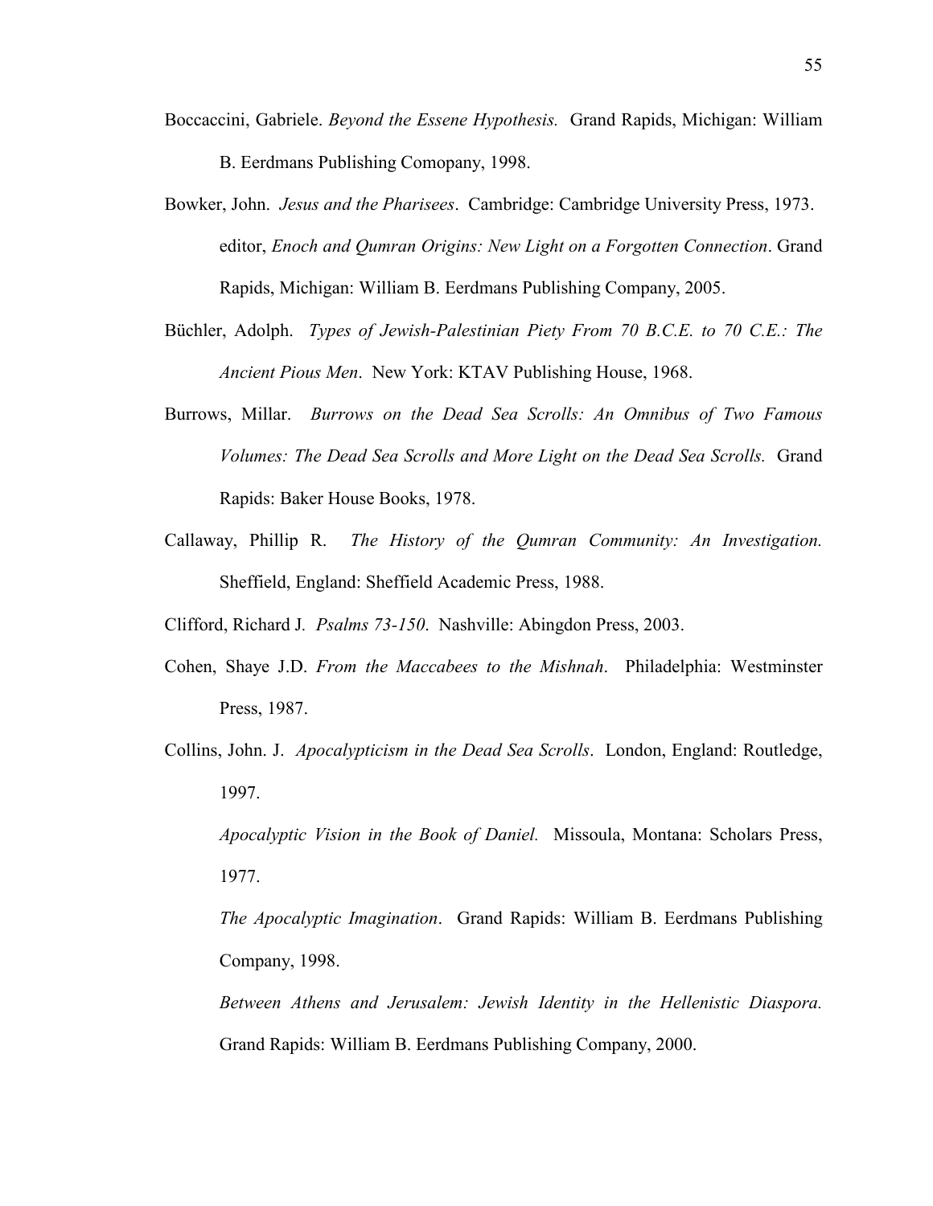Boccaccini, Gabriele. *Beyond the Essene Hypothesis.* Grand Rapids, Michigan: William B. Eerdmans Publishing Comopany, 1998.

Bowker, John. *Jesus and the Pharisees*. Cambridge: Cambridge University Press, 1973.

editor, *Enoch and Qumran Origins: New Light on a Forgotten Connection*. Grand Rapids, Michigan: William B. Eerdmans Publishing Company, 2005.

Büchler, Adolph. *Types of Jewish-Palestinian Piety From 70 B.C.E. to 70 C.E.: The Ancient Pious Men*. New York: KTAV Publishing House, 1968.

Burrows, Millar. *Burrows on the Dead Sea Scrolls: An Omnibus of Two Famous Volumes: The Dead Sea Scrolls and More Light on the Dead Sea Scrolls.* Grand Rapids: Baker House Books, 1978.

Callaway, Phillip R. *The History of the Qumran Community: An Investigation.* Sheffield, England: Sheffield Academic Press, 1988.

Clifford, Richard J. *Psalms 73-150*. Nashville: Abingdon Press, 2003.

Cohen, Shaye J.D. *From the Maccabees to the Mishnah*. Philadelphia: Westminster Press, 1987.

Collins, John. J. *Apocalypticism in the Dead Sea Scrolls*. London, England: Routledge, 1997.

*Apocalyptic Vision in the Book of Daniel.* Missoula, Montana: Scholars Press, 1977.

*The Apocalyptic Imagination*. Grand Rapids: William B. Eerdmans Publishing Company, 1998.

*Between Athens and Jerusalem: Jewish Identity in the Hellenistic Diaspora.* Grand Rapids: William B. Eerdmans Publishing Company, 2000.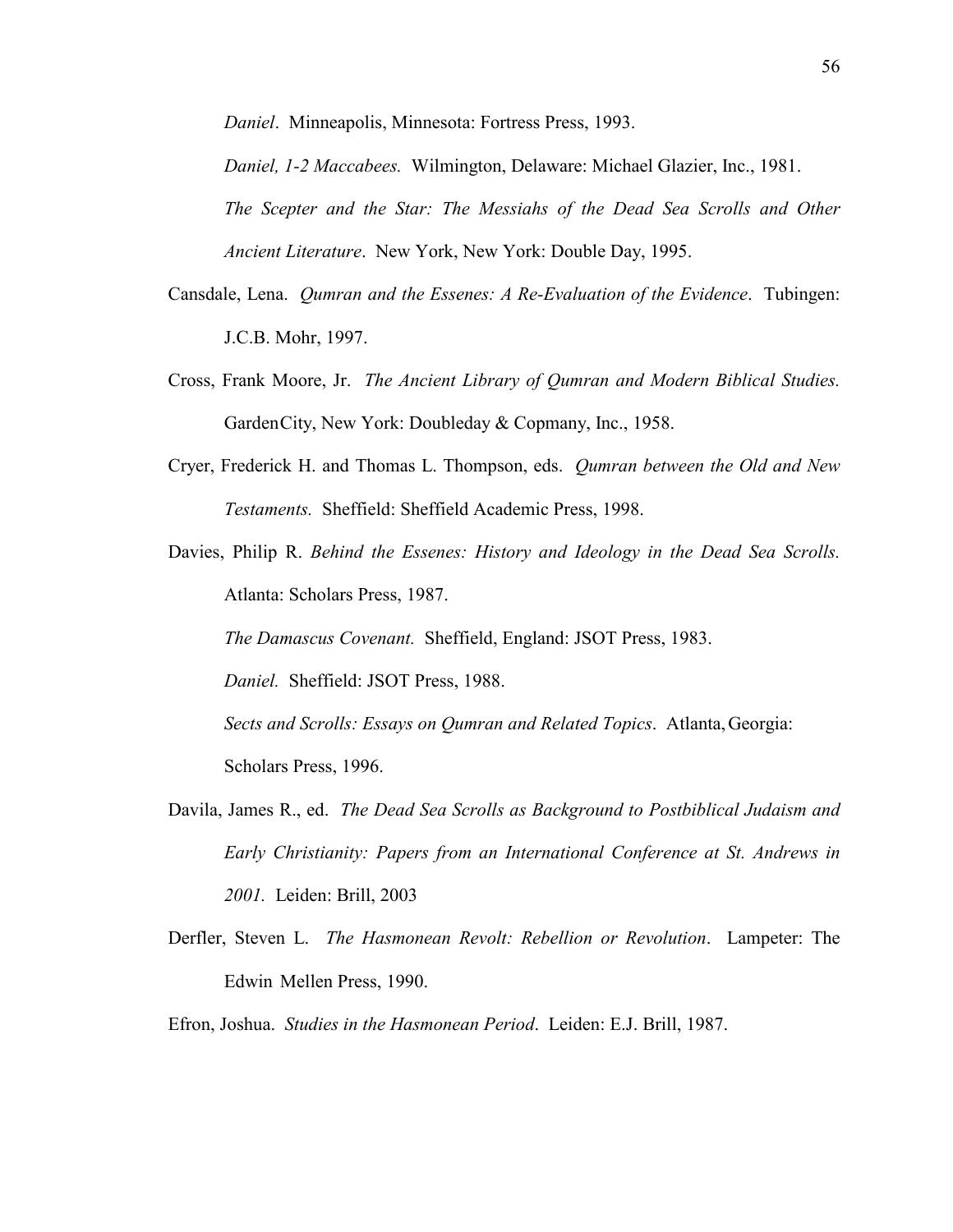*Daniel*. Minneapolis, Minnesota: Fortress Press, 1993.

*Daniel, 1-2 Maccabees.* Wilmington, Delaware: Michael Glazier, Inc., 1981.

*The Scepter and the Star: The Messiahs of the Dead Sea Scrolls and Other Ancient Literature*. New York, New York: Double Day, 1995.

Cansdale, Lena. *Qumran and the Essenes: A Re-Evaluation of the Evidence*. Tubingen: J.C.B. Mohr, 1997.

Cross, Frank Moore, Jr. *The Ancient Library of Qumran and Modern Biblical Studies.* GardenCity, New York: Doubleday & Copmany, Inc., 1958.

Cryer, Frederick H. and Thomas L. Thompson, eds. *Qumran between the Old and New Testaments.* Sheffield: Sheffield Academic Press, 1998.

Davies, Philip R. *Behind the Essenes: History and Ideology in the Dead Sea Scrolls.* Atlanta: Scholars Press, 1987.

*The Damascus Covenant.* Sheffield, England: JSOT Press, 1983.

*Daniel.* Sheffield: JSOT Press, 1988.

*Sects and Scrolls: Essays on Qumran and Related Topics*. Atlanta, Georgia: Scholars Press, 1996.

Davila, James R., ed. *The Dead Sea Scrolls as Background to Postbiblical Judaism and Early Christianity: Papers from an International Conference at St. Andrews in 2001.* Leiden: Brill, 2003

Derfler, Steven L. *The Hasmonean Revolt: Rebellion or Revolution*. Lampeter: The Edwin Mellen Press, 1990.

Efron, Joshua. *Studies in the Hasmonean Period*. Leiden: E.J. Brill, 1987.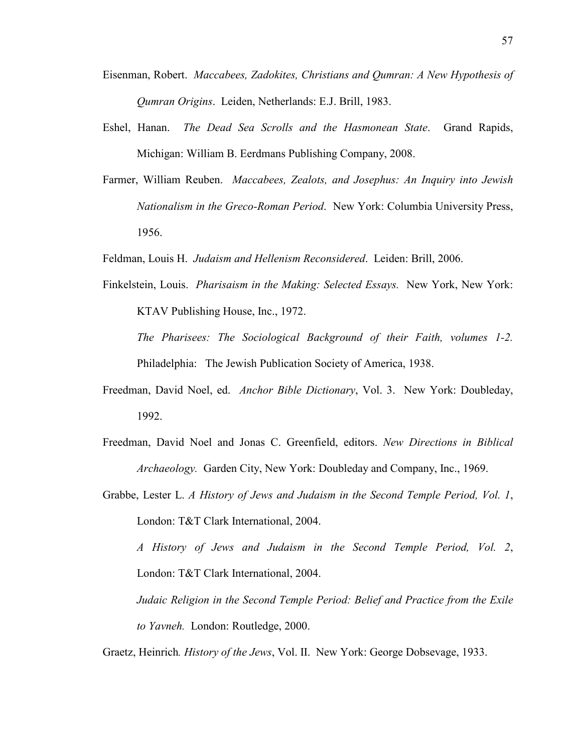Eisenman, Robert. *Maccabees, Zadokites, Christians and Qumran: A New Hypothesis of Qumran Origins*. Leiden, Netherlands: E.J. Brill, 1983.

Eshel, Hanan. *The Dead Sea Scrolls and the Hasmonean State*. Grand Rapids, Michigan: William B. Eerdmans Publishing Company, 2008.

Farmer, William Reuben. *Maccabees, Zealots, and Josephus: An Inquiry into Jewish Nationalism in the Greco-Roman Period*. New York: Columbia University Press, 1956.

Feldman, Louis H. *Judaism and Hellenism Reconsidered*. Leiden: Brill, 2006.

Finkelstein, Louis. *Pharisaism in the Making: Selected Essays.* New York, New York: KTAV Publishing House, Inc., 1972.

*The Pharisees: The Sociological Background of their Faith, volumes 1-2.* Philadelphia: The Jewish Publication Society of America, 1938.

Freedman, David Noel, ed. *Anchor Bible Dictionary*, Vol. 3. New York: Doubleday, 1992.

Freedman, David Noel and Jonas C. Greenfield, editors. *New Directions in Biblical Archaeology.* Garden City, New York: Doubleday and Company, Inc., 1969.

Grabbe, Lester L. *A History of Jews and Judaism in the Second Temple Period, Vol. 1*, London: T&T Clark International, 2004.

*A History of Jews and Judaism in the Second Temple Period, Vol. 2*, London: T&T Clark International, 2004.

*Judaic Religion in the Second Temple Period: Belief and Practice from the Exile to Yavneh.* London: Routledge, 2000.

Graetz, Heinrich. *History of the Jews*, Vol. II. New York: George Dobsevage, 1933.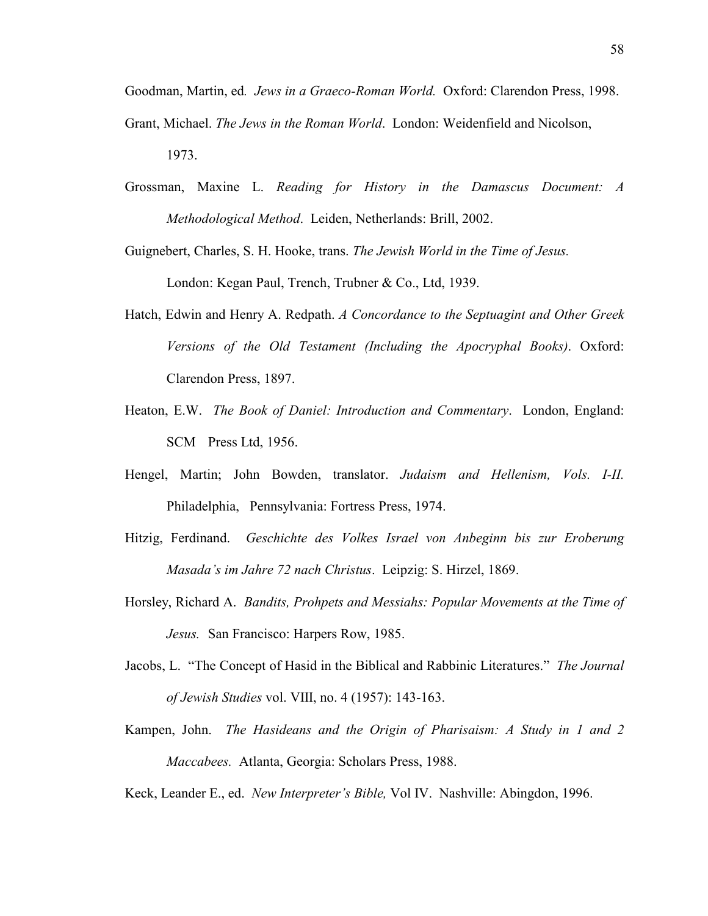Goodman, Martin, ed*.* *Jews in a Graeco-Roman World.* Oxford: Clarendon Press, 1998.

Grant, Michael. *The Jews in the Roman World*. London: Weidenfield and Nicolson, 1973.

Grossman, Maxine L. *Reading for History in the Damascus Document: A Methodological Method*. Leiden, Netherlands: Brill, 2002.

Guignebert, Charles, S. H. Hooke, trans. *The Jewish World in the Time of Jesus.* London: Kegan Paul, Trench, Trubner & Co., Ltd, 1939.

Hatch, Edwin and Henry A. Redpath. *A Concordance to the Septuagint and Other Greek Versions of the Old Testament (Including the Apocryphal Books)*. Oxford: Clarendon Press, 1897.

Heaton, E.W. *The Book of Daniel: Introduction and Commentary*. London, England: SCM Press Ltd, 1956.

Hengel, Martin; John Bowden, translator. *Judaism and Hellenism, Vols. I-II.* Philadelphia, Pennsylvania: Fortress Press, 1974.

Hitzig, Ferdinand. *Geschichte des Volkes Israel von Anbeginn bis zur Eroberung Masada's im Jahre 72 nach Christus*. Leipzig: S. Hirzel, 1869.

Horsley, Richard A. *Bandits, Prohpets and Messiahs: Popular Movements at the Time of Jesus.* San Francisco: Harpers Row, 1985.

Jacobs, L. "The Concept of Hasid in the Biblical and Rabbinic Literatures." *The Journal of Jewish Studies* vol. VIII, no. 4 (1957): 143-163.

Kampen, John. *The Hasideans and the Origin of Pharisaism: A Study in 1 and 2 Maccabees.* Atlanta, Georgia: Scholars Press, 1988.

Keck, Leander E., ed. *New Interpreter's Bible,* Vol IV. Nashville: Abingdon, 1996.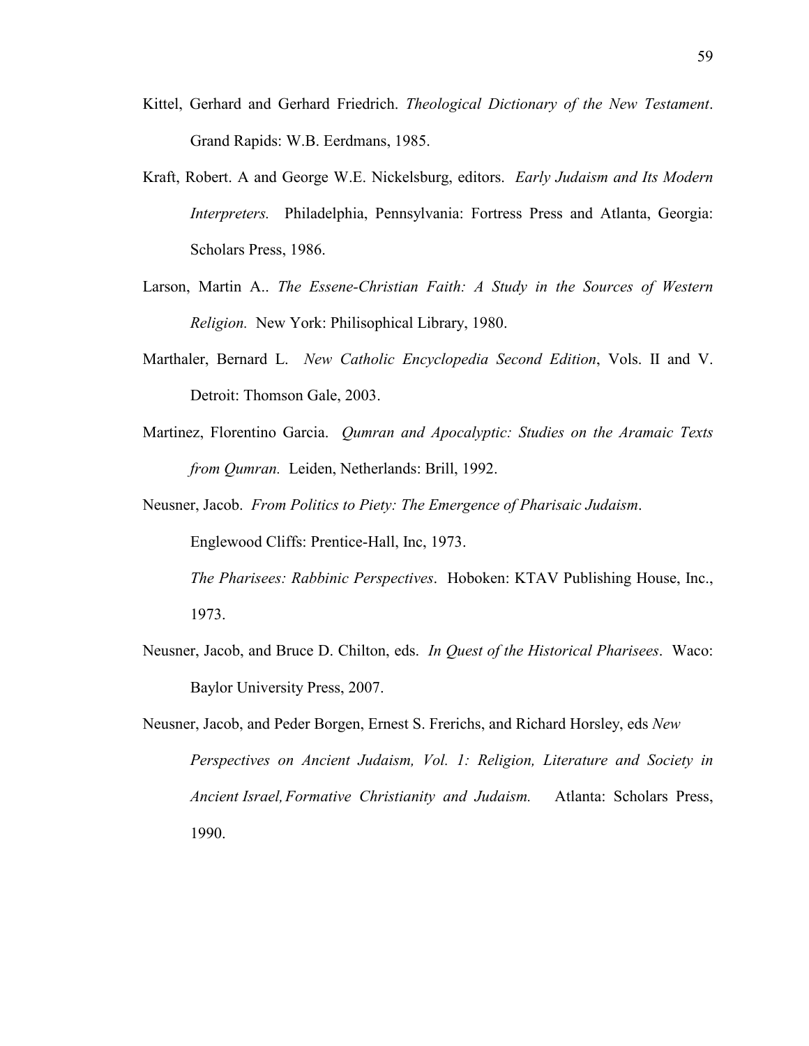Kittel, Gerhard and Gerhard Friedrich. *Theological Dictionary of the New Testament*. Grand Rapids: W.B. Eerdmans, 1985.

Kraft, Robert. A and George W.E. Nickelsburg, editors. *Early Judaism and Its Modern Interpreters.* Philadelphia, Pennsylvania: Fortress Press and Atlanta, Georgia: Scholars Press, 1986.

Larson, Martin A.. *The Essene-Christian Faith: A Study in the Sources of Western Religion.* New York: Philisophical Library, 1980.

Marthaler, Bernard L. *New Catholic Encyclopedia Second Edition*, Vols. II and V. Detroit: Thomson Gale, 2003.

Martinez, Florentino Garcia. *Qumran and Apocalyptic: Studies on the Aramaic Texts from Qumran.* Leiden, Netherlands: Brill, 1992.

Neusner, Jacob. *From Politics to Piety: The Emergence of Pharisaic Judaism*. Englewood Cliffs: Prentice-Hall, Inc, 1973.

*The Pharisees: Rabbinic Perspectives*. Hoboken: KTAV Publishing House, Inc., 1973.

Neusner, Jacob, and Bruce D. Chilton, eds. *In Quest of the Historical Pharisees*. Waco: Baylor University Press, 2007.

Neusner, Jacob, and Peder Borgen, Ernest S. Frerichs, and Richard Horsley, eds *New Perspectives on Ancient Judaism, Vol. 1: Religion, Literature and Society in Ancient Israel, Formative Christianity and Judaism.* Atlanta: Scholars Press, 1990.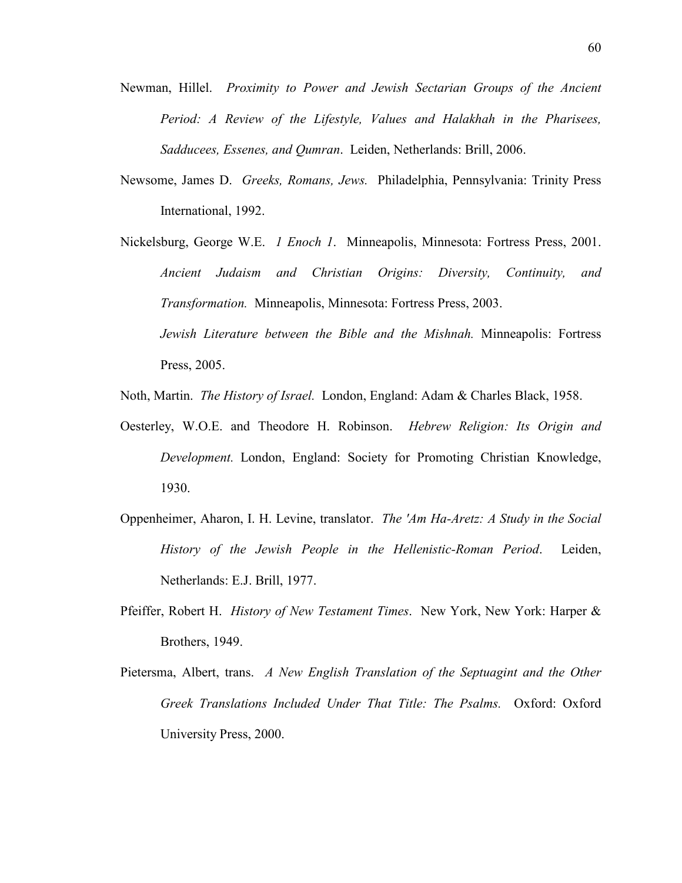Newman, Hillel. *Proximity to Power and Jewish Sectarian Groups of the Ancient Period: A Review of the Lifestyle, Values and Halakhah in the Pharisees, Sadducees, Essenes, and Qumran*. Leiden, Netherlands: Brill, 2006.

Newsome, James D. *Greeks, Romans, Jews.* Philadelphia, Pennsylvania: Trinity Press International, 1992.

Nickelsburg, George W.E. *1 Enoch 1*. Minneapolis, Minnesota: Fortress Press, 2001.

*Ancient Judaism and Christian Origins: Diversity, Continuity, and Transformation.* Minneapolis, Minnesota: Fortress Press, 2003.

*Jewish Literature between the Bible and the Mishnah.* Minneapolis: Fortress Press, 2005.

Noth, Martin. *The History of Israel.* London, England: Adam & Charles Black, 1958.

Oesterley, W.O.E. and Theodore H. Robinson. *Hebrew Religion: Its Origin and Development.* London, England: Society for Promoting Christian Knowledge, 1930.

Oppenheimer, Aharon, I. H. Levine, translator. *The 'Am Ha-Aretz: A Study in the Social History of the Jewish People in the Hellenistic-Roman Period*. Leiden, Netherlands: E.J. Brill, 1977.

Pfeiffer, Robert H. *History of New Testament Times*. New York, New York: Harper & Brothers, 1949.

Pietersma, Albert, trans. *A New English Translation of the Septuagint and the Other Greek Translations Included Under That Title: The Psalms.* Oxford: Oxford University Press, 2000.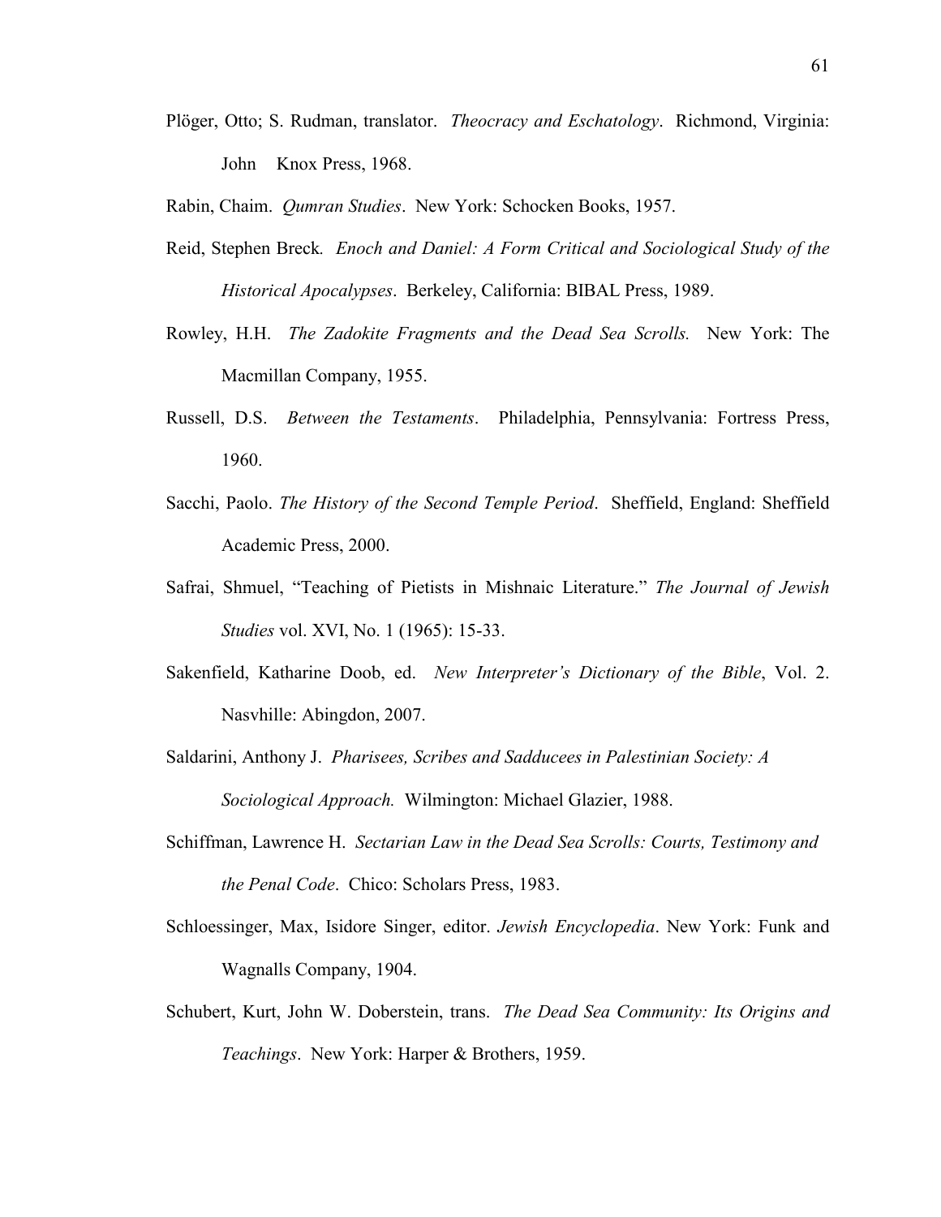Plöger, Otto; S. Rudman, translator. *Theocracy and Eschatology*. Richmond, Virginia: John Knox Press, 1968.

Rabin, Chaim. *Qumran Studies*. New York: Schocken Books, 1957.

Reid, Stephen Breck. *Enoch and Daniel: A Form Critical and Sociological Study of the Historical Apocalypses*. Berkeley, California: BIBAL Press, 1989.

Rowley, H.H. *The Zadokite Fragments and the Dead Sea Scrolls.* New York: The Macmillan Company, 1955.

Russell, D.S. *Between the Testaments*. Philadelphia, Pennsylvania: Fortress Press, 1960.

Sacchi, Paolo. *The History of the Second Temple Period*. Sheffield, England: Sheffield Academic Press, 2000.

Safrai, Shmuel, "Teaching of Pietists in Mishnaic Literature." *The Journal of Jewish Studies* vol. XVI, No. 1 (1965): 15-33.

Sakenfield, Katharine Doob, ed. *New Interpreter's Dictionary of the Bible*, Vol. 2. Nasvhille: Abingdon, 2007.

Saldarini, Anthony J. *Pharisees, Scribes and Sadducees in Palestinian Society: A Sociological Approach.* Wilmington: Michael Glazier, 1988.

Schiffman, Lawrence H. *Sectarian Law in the Dead Sea Scrolls: Courts, Testimony and the Penal Code*. Chico: Scholars Press, 1983.

Schloessinger, Max, Isidore Singer, editor. *Jewish Encyclopedia*. New York: Funk and Wagnalls Company, 1904.

Schubert, Kurt, John W. Doberstein, trans. *The Dead Sea Community: Its Origins and Teachings*. New York: Harper & Brothers, 1959.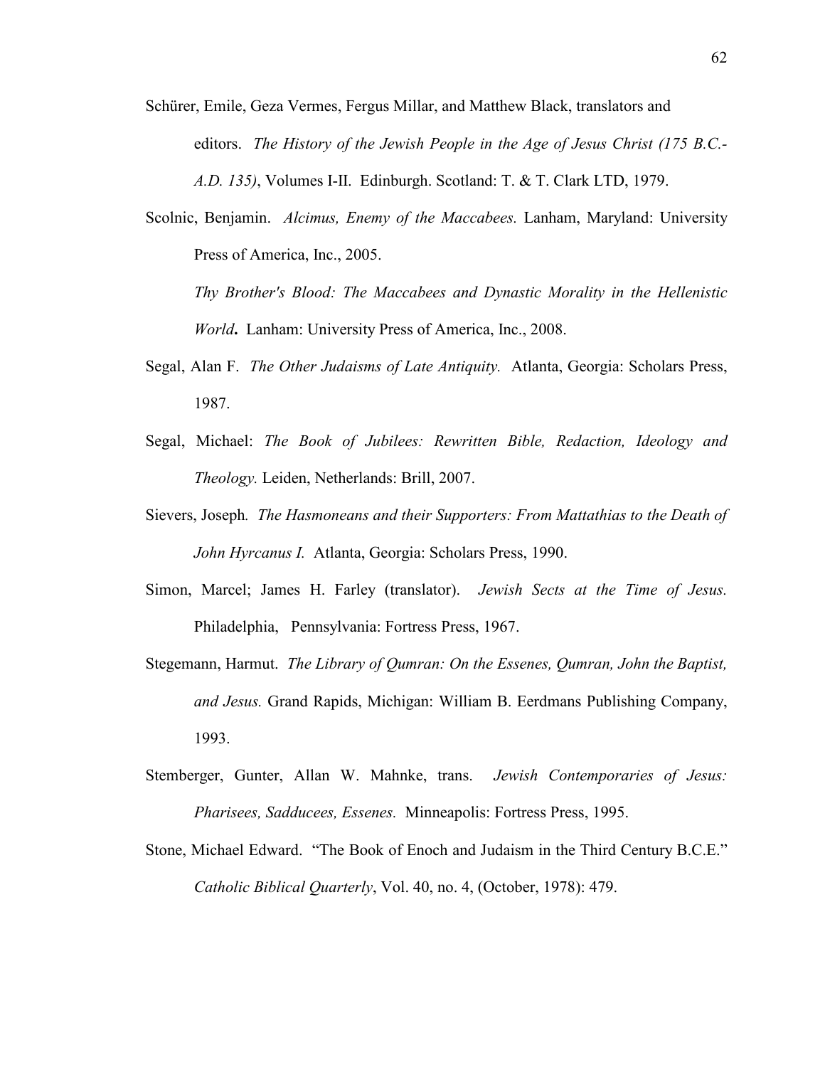Schürer, Emile, Geza Vermes, Fergus Millar, and Matthew Black, translators and editors. *The History of the Jewish People in the Age of Jesus Christ (175 B.C.-A.D. 135)*, Volumes I-II. Edinburgh. Scotland: T. & T. Clark LTD, 1979.

Scolnic, Benjamin. *Alcimus, Enemy of the Maccabees.* Lanham, Maryland: University Press of America, Inc., 2005.

*Thy Brother's Blood: The Maccabees and Dynastic Morality in the Hellenistic World***.** Lanham: University Press of America, Inc., 2008.

Segal, Alan F. *The Other Judaisms of Late Antiquity.* Atlanta, Georgia: Scholars Press, 1987.

Segal, Michael: *The Book of Jubilees: Rewritten Bible, Redaction, Ideology and Theology.* Leiden, Netherlands: Brill, 2007.

Sievers, Joseph*. The Hasmoneans and their Supporters: From Mattathias to the Death of John Hyrcanus I.* Atlanta, Georgia: Scholars Press, 1990.

Simon, Marcel; James H. Farley (translator). *Jewish Sects at the Time of Jesus.* Philadelphia, Pennsylvania: Fortress Press, 1967.

Stegemann, Harmut. *The Library of Qumran: On the Essenes, Qumran, John the Baptist, and Jesus.* Grand Rapids, Michigan: William B. Eerdmans Publishing Company, 1993.

Stemberger, Gunter, Allan W. Mahnke, trans. *Jewish Contemporaries of Jesus: Pharisees, Sadducees, Essenes.* Minneapolis: Fortress Press, 1995.

Stone, Michael Edward. "The Book of Enoch and Judaism in the Third Century B.C.E." *Catholic Biblical Quarterly*, Vol. 40, no. 4, (October, 1978): 479.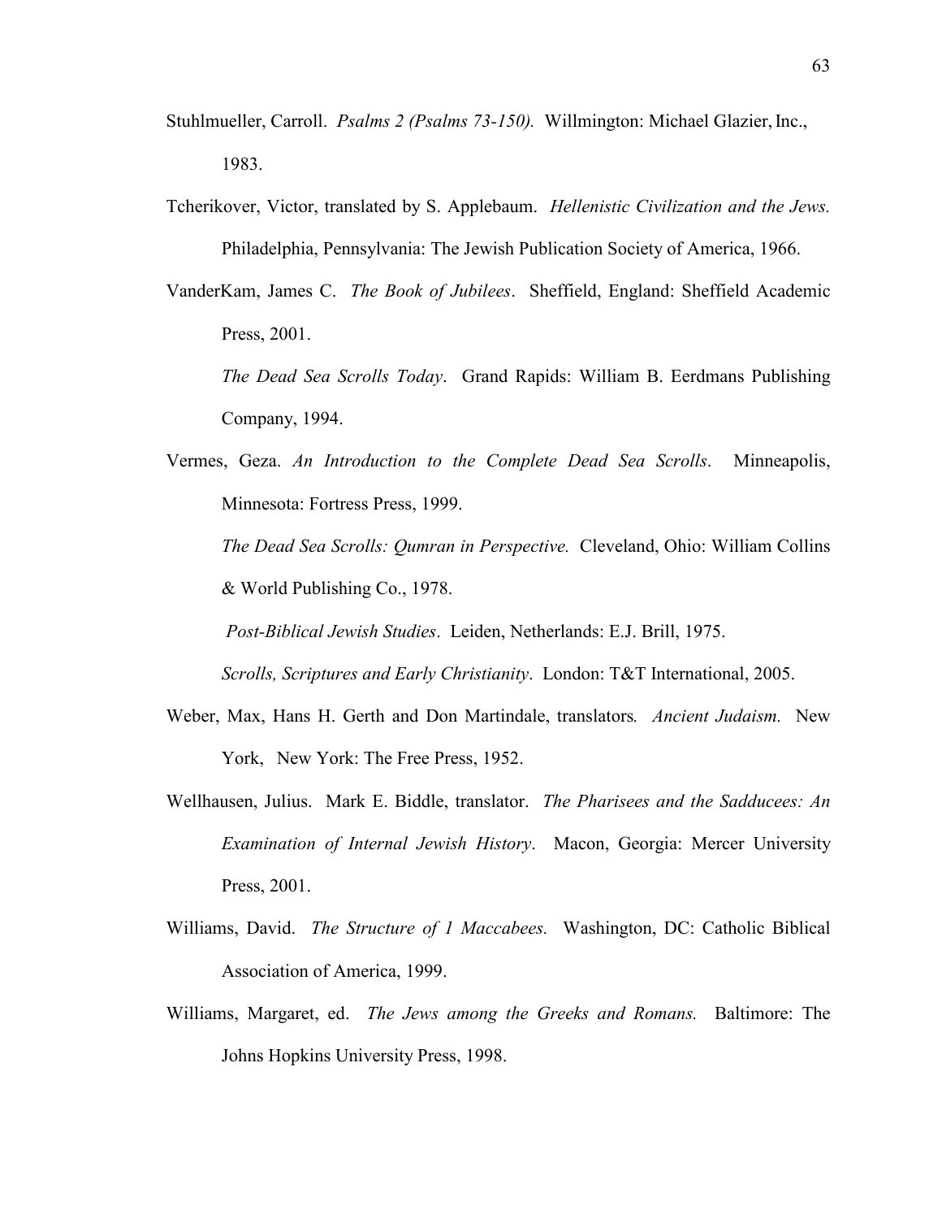Stuhlmueller, Carroll. *Psalms 2 (Psalms 73-150).* Willmington: Michael Glazier, Inc., 1983.

Tcherikover, Victor, translated by S. Applebaum. *Hellenistic Civilization and the Jews.* Philadelphia, Pennsylvania: The Jewish Publication Society of America, 1966.

VanderKam, James C. *The Book of Jubilees*. Sheffield, England: Sheffield Academic Press, 2001.

*The Dead Sea Scrolls Today*. Grand Rapids: William B. Eerdmans Publishing Company, 1994.

Vermes, Geza. *An Introduction to the Complete Dead Sea Scrolls*. Minneapolis, Minnesota: Fortress Press, 1999.

*The Dead Sea Scrolls: Qumran in Perspective.* Cleveland, Ohio: William Collins & World Publishing Co., 1978.

*Post-Biblical Jewish Studies*. Leiden, Netherlands: E.J. Brill, 1975.

*Scrolls, Scriptures and Early Christianity*. London: T&T International, 2005.

Weber, Max, Hans H. Gerth and Don Martindale, translators. *Ancient Judaism.* New York, New York: The Free Press, 1952.

Wellhausen, Julius. Mark E. Biddle, translator. *The Pharisees and the Sadducees: An Examination of Internal Jewish History*. Macon, Georgia: Mercer University Press, 2001.

Williams, David. *The Structure of 1 Maccabees.* Washington, DC: Catholic Biblical Association of America, 1999.

Williams, Margaret, ed. *The Jews among the Greeks and Romans.* Baltimore: The Johns Hopkins University Press, 1998.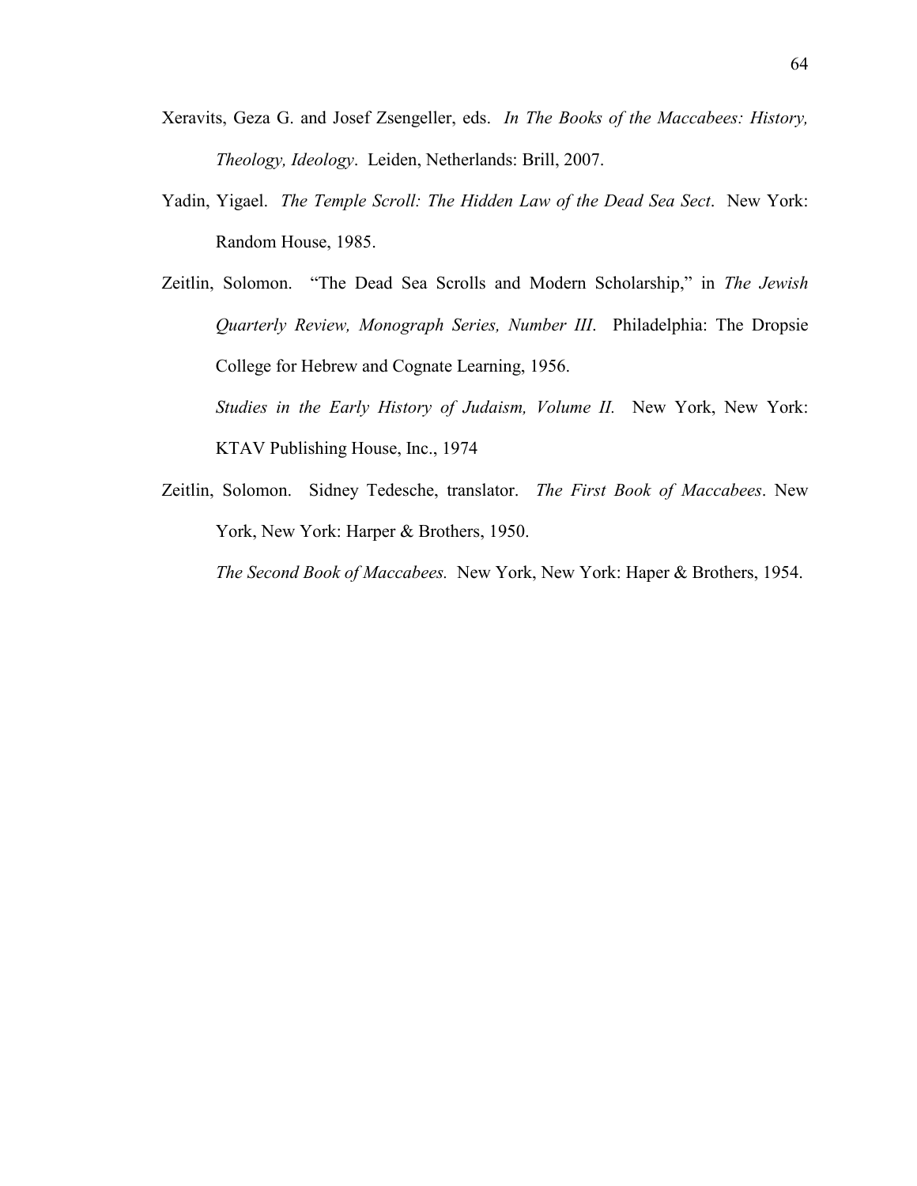Xeravits, Geza G. and Josef Zsengeller, eds. *In The Books of the Maccabees: History, Theology, Ideology*. Leiden, Netherlands: Brill, 2007.

Yadin, Yigael. *The Temple Scroll: The Hidden Law of the Dead Sea Sect*. New York: Random House, 1985.

Zeitlin, Solomon. "The Dead Sea Scrolls and Modern Scholarship," in *The Jewish Quarterly Review, Monograph Series, Number III*. Philadelphia: The Dropsie College for Hebrew and Cognate Learning, 1956.

*Studies in the Early History of Judaism, Volume II.* New York, New York: KTAV Publishing House, Inc., 1974

Zeitlin, Solomon. Sidney Tedesche, translator. *The First Book of Maccabees*. New York, New York: Harper & Brothers, 1950.

*The Second Book of Maccabees.* New York, New York: Haper & Brothers, 1954.